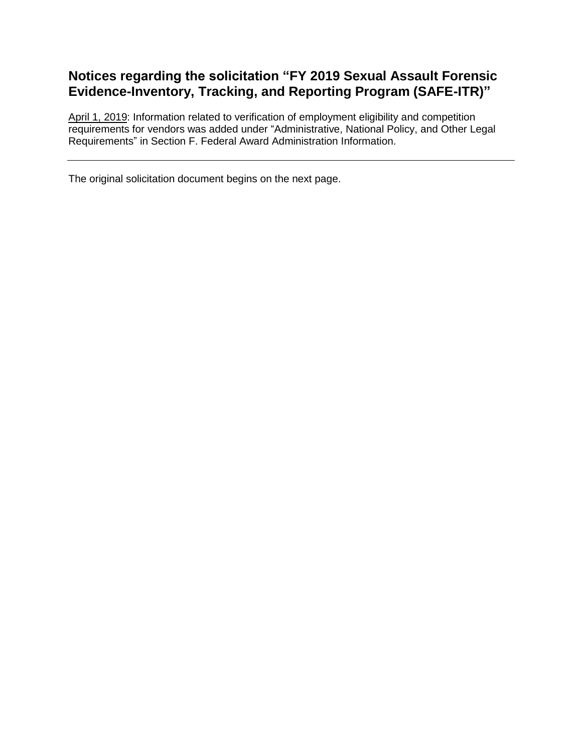# Notices regarding the solicitation "FY 2019 Sexual Assault Forensic Evidence-Inventory, Tracking, and Reporting Program (SAFE-ITR)"

<u>April 1, 2019</u>: Information related to verification of employment eligibility and competition requirements for vendors was added under "Administrative, National Policy, and Other Legal Requirements" in Section F. Federal Award Administration Information.

---

The original solicitation document begins on the next page.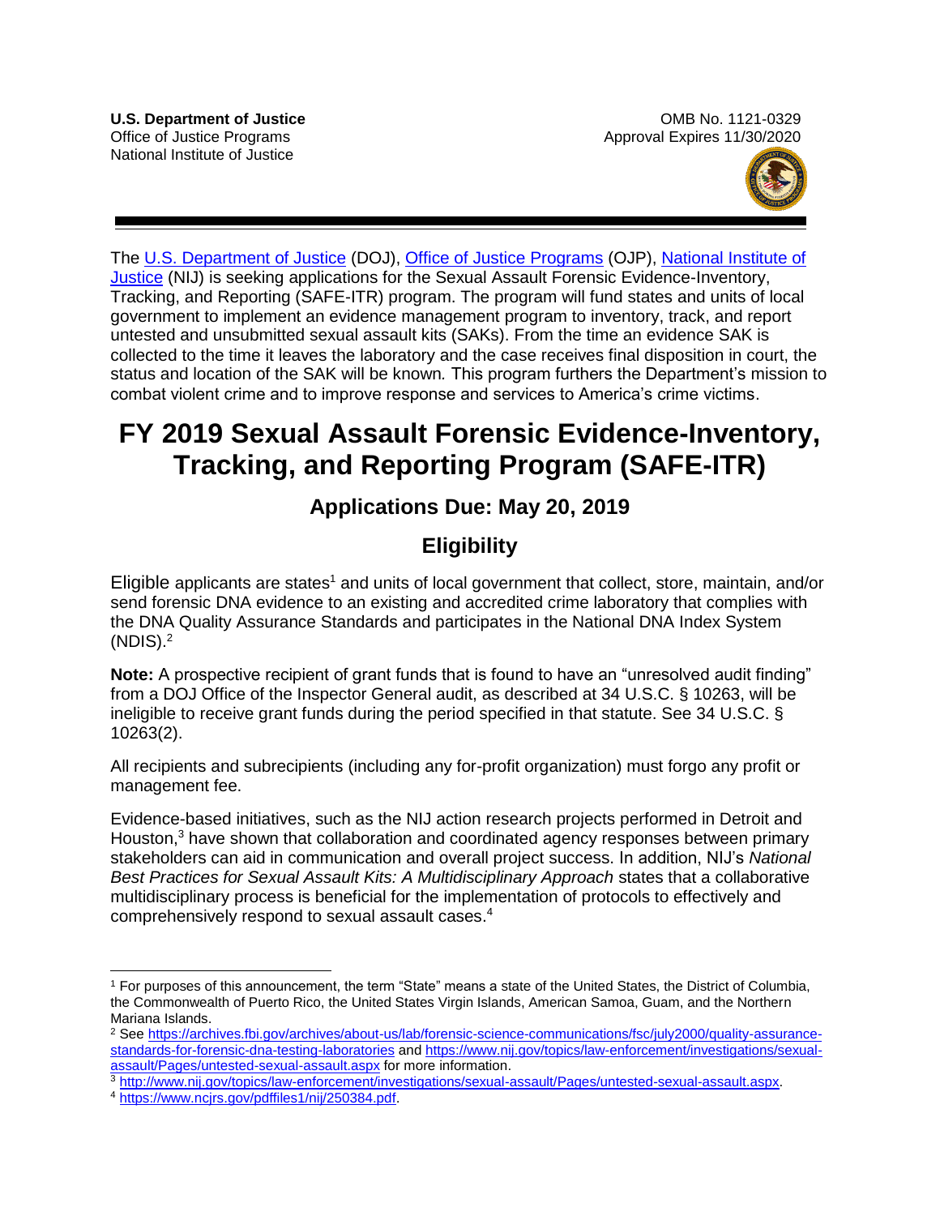**U.S. Department of Justice**
Office of Justice Programs
National Institute of Justice

OMB No. 1121-0329
Approval Expires 11/30/2020

The U.S. Department of Justice (DOJ), Office of Justice Programs (OJP), National Institute of Justice (NIJ) is seeking applications for the Sexual Assault Forensic Evidence-Inventory, Tracking, and Reporting (SAFE-ITR) program. The program will fund states and units of local government to implement an evidence management program to inventory, track, and report untested and unsubmitted sexual assault kits (SAKs). From the time an evidence SAK is collected to the time it leaves the laboratory and the case receives final disposition in court, the status and location of the SAK will be known. This program furthers the Department's mission to combat violent crime and to improve response and services to America's crime victims.

# FY 2019 Sexual Assault Forensic Evidence-Inventory, Tracking, and Reporting Program (SAFE-ITR)

## Applications Due: May 20, 2019

## Eligibility

Eligible applicants are states[1] and units of local government that collect, store, maintain, and/or send forensic DNA evidence to an existing and accredited crime laboratory that complies with the DNA Quality Assurance Standards and participates in the National DNA Index System (NDIS).[2]

**Note:** A prospective recipient of grant funds that is found to have an "unresolved audit finding" from a DOJ Office of the Inspector General audit, as described at 34 U.S.C. § 10263, will be ineligible to receive grant funds during the period specified in that statute. See 34 U.S.C. § 10263(2).

All recipients and subrecipients (including any for-profit organization) must forgo any profit or management fee.

Evidence-based initiatives, such as the NIJ action research projects performed in Detroit and Houston,[3] have shown that collaboration and coordinated agency responses between primary stakeholders can aid in communication and overall project success. In addition, NIJ's *National Best Practices for Sexual Assault Kits: A Multidisciplinary Approach* states that a collaborative multidisciplinary process is beneficial for the implementation of protocols to effectively and comprehensively respond to sexual assault cases.[4]

---

[1] For purposes of this announcement, the term "State" means a state of the United States, the District of Columbia, the Commonwealth of Puerto Rico, the United States Virgin Islands, American Samoa, Guam, and the Northern Mariana Islands.

[2] See https://archives.fbi.gov/archives/about-us/lab/forensic-science-communications/fsc/july2000/quality-assurance-standards-for-forensic-dna-testing-laboratories and https://www.nij.gov/topics/law-enforcement/investigations/sexual-assault/Pages/untested-sexual-assault.aspx for more information.

[3] http://www.nij.gov/topics/law-enforcement/investigations/sexual-assault/Pages/untested-sexual-assault.aspx.

[4] https://www.ncjrs.gov/pdffiles1/nij/250384.pdf.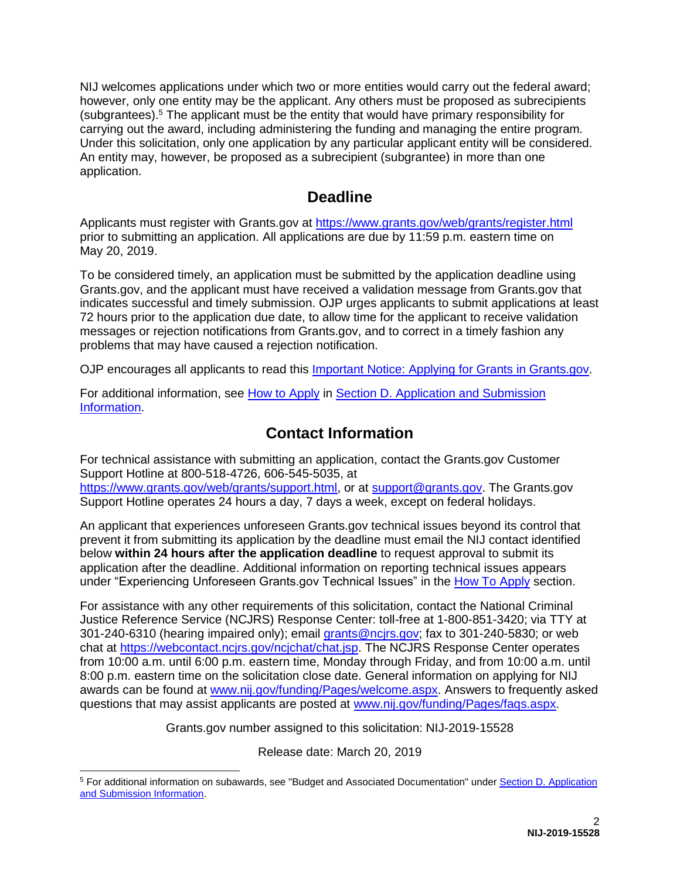NIJ welcomes applications under which two or more entities would carry out the federal award; however, only one entity may be the applicant. Any others must be proposed as subrecipients (subgrantees).[5] The applicant must be the entity that would have primary responsibility for carrying out the award, including administering the funding and managing the entire program. Under this solicitation, only one application by any particular applicant entity will be considered. An entity may, however, be proposed as a subrecipient (subgrantee) in more than one application.

## Deadline

Applicants must register with Grants.gov at https://www.grants.gov/web/grants/register.html prior to submitting an application. All applications are due by 11:59 p.m. eastern time on May 20, 2019.

To be considered timely, an application must be submitted by the application deadline using Grants.gov, and the applicant must have received a validation message from Grants.gov that indicates successful and timely submission. OJP urges applicants to submit applications at least 72 hours prior to the application due date, to allow time for the applicant to receive validation messages or rejection notifications from Grants.gov, and to correct in a timely fashion any problems that may have caused a rejection notification.

OJP encourages all applicants to read this Important Notice: Applying for Grants in Grants.gov.

For additional information, see How to Apply in Section D. Application and Submission Information.

## Contact Information

For technical assistance with submitting an application, contact the Grants.gov Customer Support Hotline at 800-518-4726, 606-545-5035, at https://www.grants.gov/web/grants/support.html, or at support@grants.gov. The Grants.gov Support Hotline operates 24 hours a day, 7 days a week, except on federal holidays.

An applicant that experiences unforeseen Grants.gov technical issues beyond its control that prevent it from submitting its application by the deadline must email the NIJ contact identified below **within 24 hours after the application deadline** to request approval to submit its application after the deadline. Additional information on reporting technical issues appears under "Experiencing Unforeseen Grants.gov Technical Issues" in the How To Apply section.

For assistance with any other requirements of this solicitation, contact the National Criminal Justice Reference Service (NCJRS) Response Center: toll-free at 1-800-851-3420; via TTY at 301-240-6310 (hearing impaired only); email grants@ncjrs.gov; fax to 301-240-5830; or web chat at https://webcontact.ncjrs.gov/ncjchat/chat.jsp. The NCJRS Response Center operates from 10:00 a.m. until 6:00 p.m. eastern time, Monday through Friday, and from 10:00 a.m. until 8:00 p.m. eastern time on the solicitation close date. General information on applying for NIJ awards can be found at www.nij.gov/funding/Pages/welcome.aspx. Answers to frequently asked questions that may assist applicants are posted at www.nij.gov/funding/Pages/faqs.aspx.

Grants.gov number assigned to this solicitation: NIJ-2019-15528

Release date: March 20, 2019

[5] For additional information on subawards, see "Budget and Associated Documentation" under Section D. Application and Submission Information.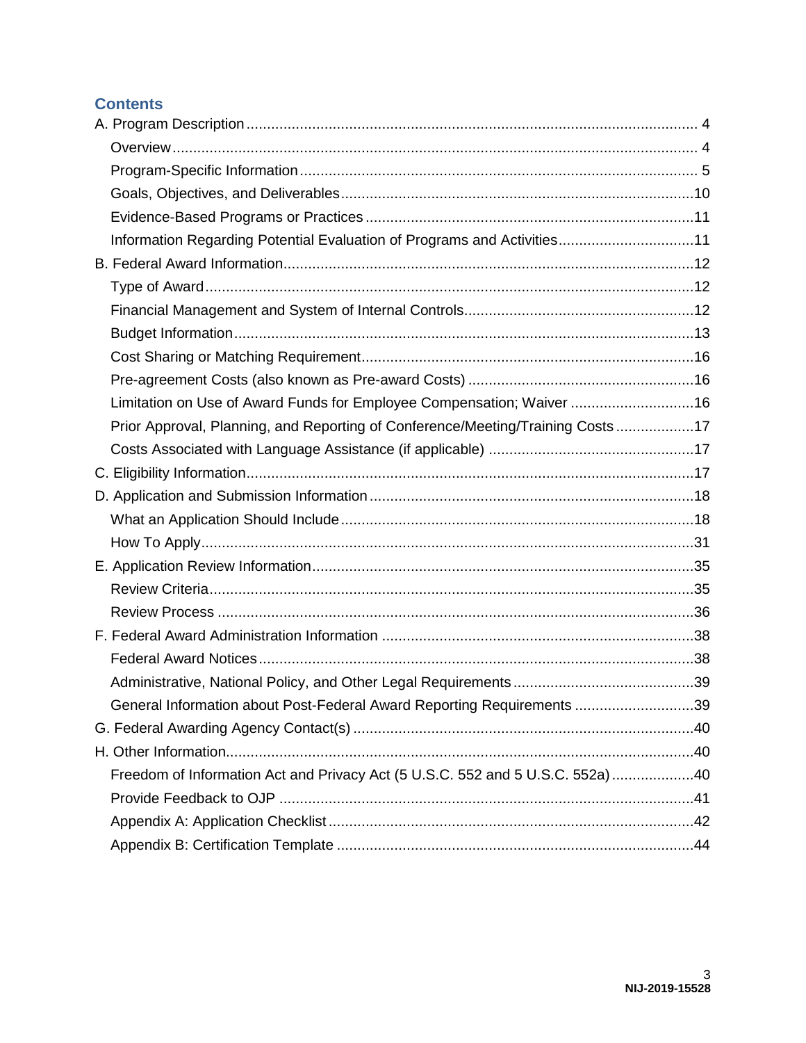## Contents

- A. Program Description ... 4
  - Overview ... 4
  - Program-Specific Information ... 5
  - Goals, Objectives, and Deliverables ... 10
  - Evidence-Based Programs or Practices ... 11
  - Information Regarding Potential Evaluation of Programs and Activities ... 11
- B. Federal Award Information ... 12
  - Type of Award ... 12
  - Financial Management and System of Internal Controls ... 12
  - Budget Information ... 13
  - Cost Sharing or Matching Requirement ... 16
  - Pre-agreement Costs (also known as Pre-award Costs) ... 16
  - Limitation on Use of Award Funds for Employee Compensation; Waiver ... 16
  - Prior Approval, Planning, and Reporting of Conference/Meeting/Training Costs ... 17
  - Costs Associated with Language Assistance (if applicable) ... 17
- C. Eligibility Information ... 17
- D. Application and Submission Information ... 18
  - What an Application Should Include ... 18
  - How To Apply ... 31
- E. Application Review Information ... 35
  - Review Criteria ... 35
  - Review Process ... 36
- F. Federal Award Administration Information ... 38
  - Federal Award Notices ... 38
  - Administrative, National Policy, and Other Legal Requirements ... 39
  - General Information about Post-Federal Award Reporting Requirements ... 39
- G. Federal Awarding Agency Contact(s) ... 40
- H. Other Information ... 40
  - Freedom of Information Act and Privacy Act (5 U.S.C. 552 and 5 U.S.C. 552a) ... 40
  - Provide Feedback to OJP ... 41
  - Appendix A: Application Checklist ... 42
  - Appendix B: Certification Template ... 44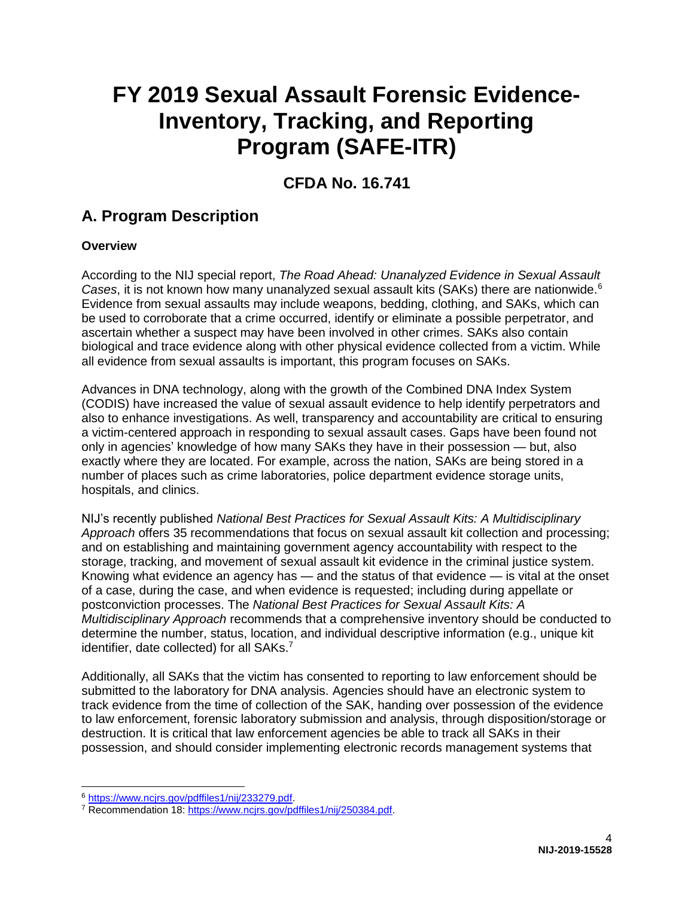# FY 2019 Sexual Assault Forensic Evidence-Inventory, Tracking, and Reporting Program (SAFE-ITR)

## CFDA No. 16.741

## A. Program Description

### Overview

According to the NIJ special report, *The Road Ahead: Unanalyzed Evidence in Sexual Assault Cases*, it is not known how many unanalyzed sexual assault kits (SAKs) there are nationwide.[6] Evidence from sexual assaults may include weapons, bedding, clothing, and SAKs, which can be used to corroborate that a crime occurred, identify or eliminate a possible perpetrator, and ascertain whether a suspect may have been involved in other crimes. SAKs also contain biological and trace evidence along with other physical evidence collected from a victim. While all evidence from sexual assaults is important, this program focuses on SAKs.

Advances in DNA technology, along with the growth of the Combined DNA Index System (CODIS) have increased the value of sexual assault evidence to help identify perpetrators and also to enhance investigations. As well, transparency and accountability are critical to ensuring a victim-centered approach in responding to sexual assault cases. Gaps have been found not only in agencies' knowledge of how many SAKs they have in their possession — but, also exactly where they are located. For example, across the nation, SAKs are being stored in a number of places such as crime laboratories, police department evidence storage units, hospitals, and clinics.

NIJ's recently published *National Best Practices for Sexual Assault Kits: A Multidisciplinary Approach* offers 35 recommendations that focus on sexual assault kit collection and processing; and on establishing and maintaining government agency accountability with respect to the storage, tracking, and movement of sexual assault kit evidence in the criminal justice system. Knowing what evidence an agency has — and the status of that evidence — is vital at the onset of a case, during the case, and when evidence is requested; including during appellate or postconviction processes. The *National Best Practices for Sexual Assault Kits: A Multidisciplinary Approach* recommends that a comprehensive inventory should be conducted to determine the number, status, location, and individual descriptive information (e.g., unique kit identifier, date collected) for all SAKs.[7]

Additionally, all SAKs that the victim has consented to reporting to law enforcement should be submitted to the laboratory for DNA analysis. Agencies should have an electronic system to track evidence from the time of collection of the SAK, handing over possession of the evidence to law enforcement, forensic laboratory submission and analysis, through disposition/storage or destruction. It is critical that law enforcement agencies be able to track all SAKs in their possession, and should consider implementing electronic records management systems that

---

[6] https://www.ncjrs.gov/pdffiles1/nij/233279.pdf.

[7] Recommendation 18: https://www.ncjrs.gov/pdffiles1/nij/250384.pdf.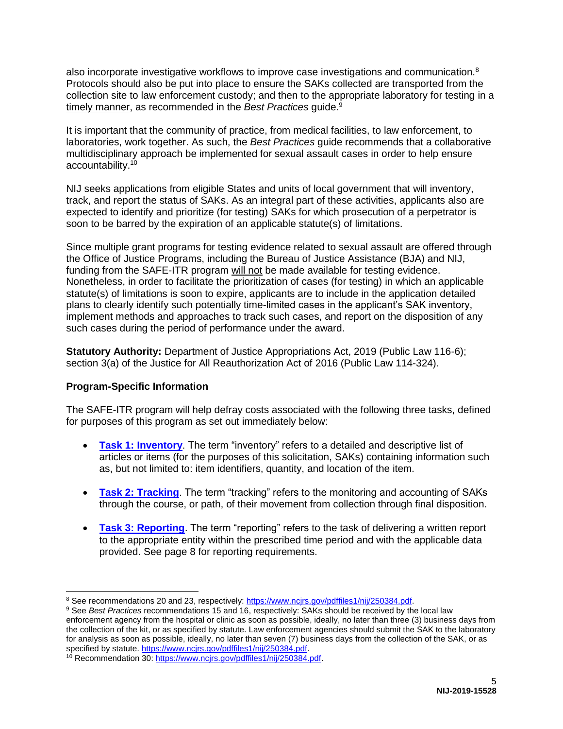also incorporate investigative workflows to improve case investigations and communication.[8] Protocols should also be put into place to ensure the SAKs collected are transported from the collection site to law enforcement custody; and then to the appropriate laboratory for testing in a timely manner, as recommended in the *Best Practices* guide.[9]

It is important that the community of practice, from medical facilities, to law enforcement, to laboratories, work together. As such, the *Best Practices* guide recommends that a collaborative multidisciplinary approach be implemented for sexual assault cases in order to help ensure accountability.[10]

NIJ seeks applications from eligible States and units of local government that will inventory, track, and report the status of SAKs. As an integral part of these activities, applicants also are expected to identify and prioritize (for testing) SAKs for which prosecution of a perpetrator is soon to be barred by the expiration of an applicable statute(s) of limitations.

Since multiple grant programs for testing evidence related to sexual assault are offered through the Office of Justice Programs, including the Bureau of Justice Assistance (BJA) and NIJ, funding from the SAFE-ITR program will not be made available for testing evidence. Nonetheless, in order to facilitate the prioritization of cases (for testing) in which an applicable statute(s) of limitations is soon to expire, applicants are to include in the application detailed plans to clearly identify such potentially time-limited cases in the applicant's SAK inventory, implement methods and approaches to track such cases, and report on the disposition of any such cases during the period of performance under the award.

**Statutory Authority:** Department of Justice Appropriations Act, 2019 (Public Law 116-6); section 3(a) of the Justice for All Reauthorization Act of 2016 (Public Law 114-324).

**Program-Specific Information**

The SAFE-ITR program will help defray costs associated with the following three tasks, defined for purposes of this program as set out immediately below:

- **Task 1: Inventory**. The term "inventory" refers to a detailed and descriptive list of articles or items (for the purposes of this solicitation, SAKs) containing information such as, but not limited to: item identifiers, quantity, and location of the item.
- **Task 2: Tracking**. The term "tracking" refers to the monitoring and accounting of SAKs through the course, or path, of their movement from collection through final disposition.
- **Task 3: Reporting**. The term "reporting" refers to the task of delivering a written report to the appropriate entity within the prescribed time period and with the applicable data provided. See page 8 for reporting requirements.

---

[8] See recommendations 20 and 23, respectively: https://www.ncjrs.gov/pdffiles1/nij/250384.pdf.

[9] See *Best Practices* recommendations 15 and 16, respectively: SAKs should be received by the local law enforcement agency from the hospital or clinic as soon as possible, ideally, no later than three (3) business days from the collection of the kit, or as specified by statute. Law enforcement agencies should submit the SAK to the laboratory for analysis as soon as possible, ideally, no later than seven (7) business days from the collection of the SAK, or as specified by statute. https://www.ncjrs.gov/pdffiles1/nij/250384.pdf.

[10] Recommendation 30: https://www.ncjrs.gov/pdffiles1/nij/250384.pdf.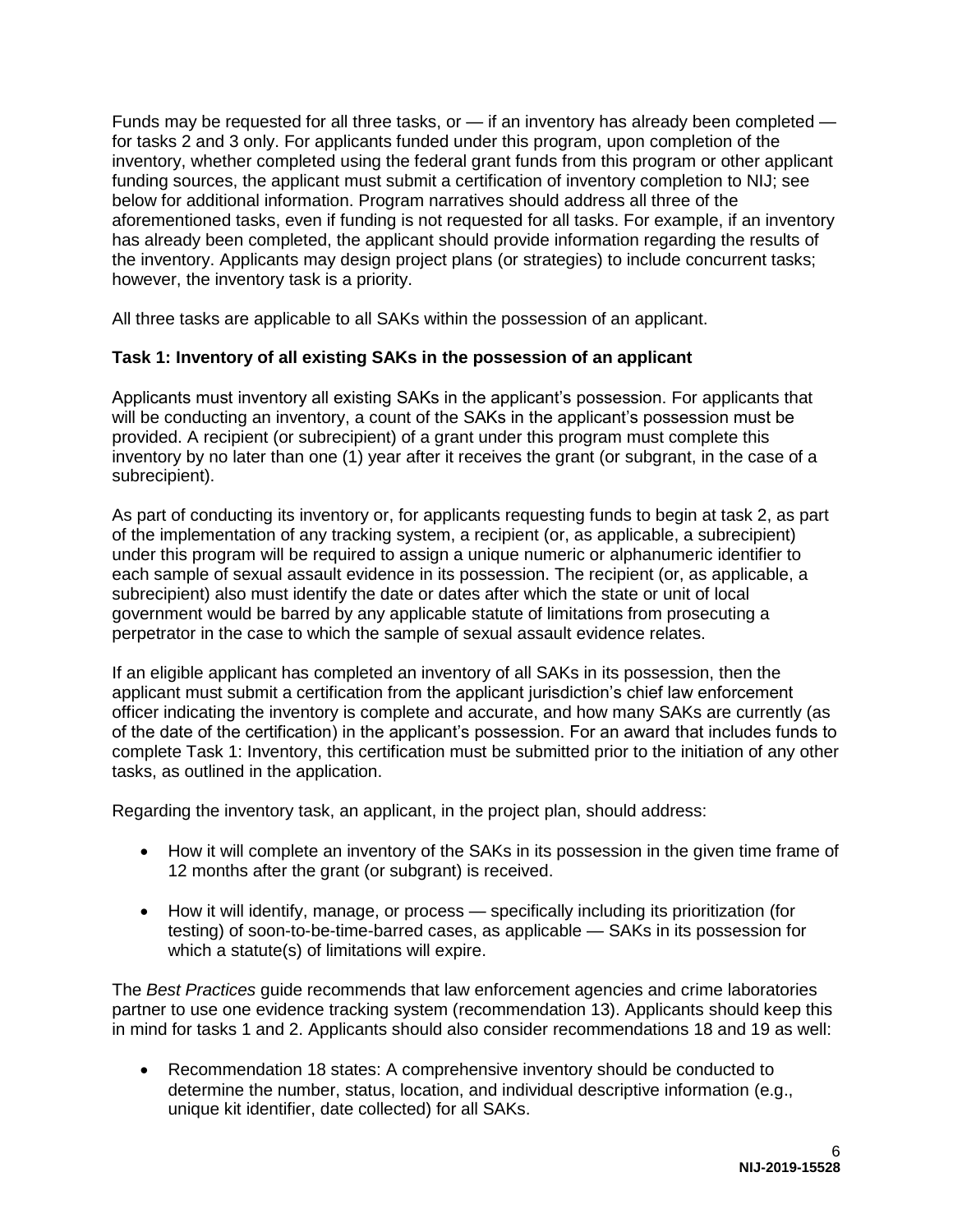Funds may be requested for all three tasks, or — if an inventory has already been completed — for tasks 2 and 3 only. For applicants funded under this program, upon completion of the inventory, whether completed using the federal grant funds from this program or other applicant funding sources, the applicant must submit a certification of inventory completion to NIJ; see below for additional information. Program narratives should address all three of the aforementioned tasks, even if funding is not requested for all tasks. For example, if an inventory has already been completed, the applicant should provide information regarding the results of the inventory. Applicants may design project plans (or strategies) to include concurrent tasks; however, the inventory task is a priority.

All three tasks are applicable to all SAKs within the possession of an applicant.

**Task 1: Inventory of all existing SAKs in the possession of an applicant**

Applicants must inventory all existing SAKs in the applicant's possession. For applicants that will be conducting an inventory, a count of the SAKs in the applicant's possession must be provided. A recipient (or subrecipient) of a grant under this program must complete this inventory by no later than one (1) year after it receives the grant (or subgrant, in the case of a subrecipient).

As part of conducting its inventory or, for applicants requesting funds to begin at task 2, as part of the implementation of any tracking system, a recipient (or, as applicable, a subrecipient) under this program will be required to assign a unique numeric or alphanumeric identifier to each sample of sexual assault evidence in its possession. The recipient (or, as applicable, a subrecipient) also must identify the date or dates after which the state or unit of local government would be barred by any applicable statute of limitations from prosecuting a perpetrator in the case to which the sample of sexual assault evidence relates.

If an eligible applicant has completed an inventory of all SAKs in its possession, then the applicant must submit a certification from the applicant jurisdiction's chief law enforcement officer indicating the inventory is complete and accurate, and how many SAKs are currently (as of the date of the certification) in the applicant's possession. For an award that includes funds to complete Task 1: Inventory, this certification must be submitted prior to the initiation of any other tasks, as outlined in the application.

Regarding the inventory task, an applicant, in the project plan, should address:

- How it will complete an inventory of the SAKs in its possession in the given time frame of 12 months after the grant (or subgrant) is received.
- How it will identify, manage, or process — specifically including its prioritization (for testing) of soon-to-be-time-barred cases, as applicable — SAKs in its possession for which a statute(s) of limitations will expire.

The *Best Practices* guide recommends that law enforcement agencies and crime laboratories partner to use one evidence tracking system (recommendation 13). Applicants should keep this in mind for tasks 1 and 2. Applicants should also consider recommendations 18 and 19 as well:

- Recommendation 18 states: A comprehensive inventory should be conducted to determine the number, status, location, and individual descriptive information (e.g., unique kit identifier, date collected) for all SAKs.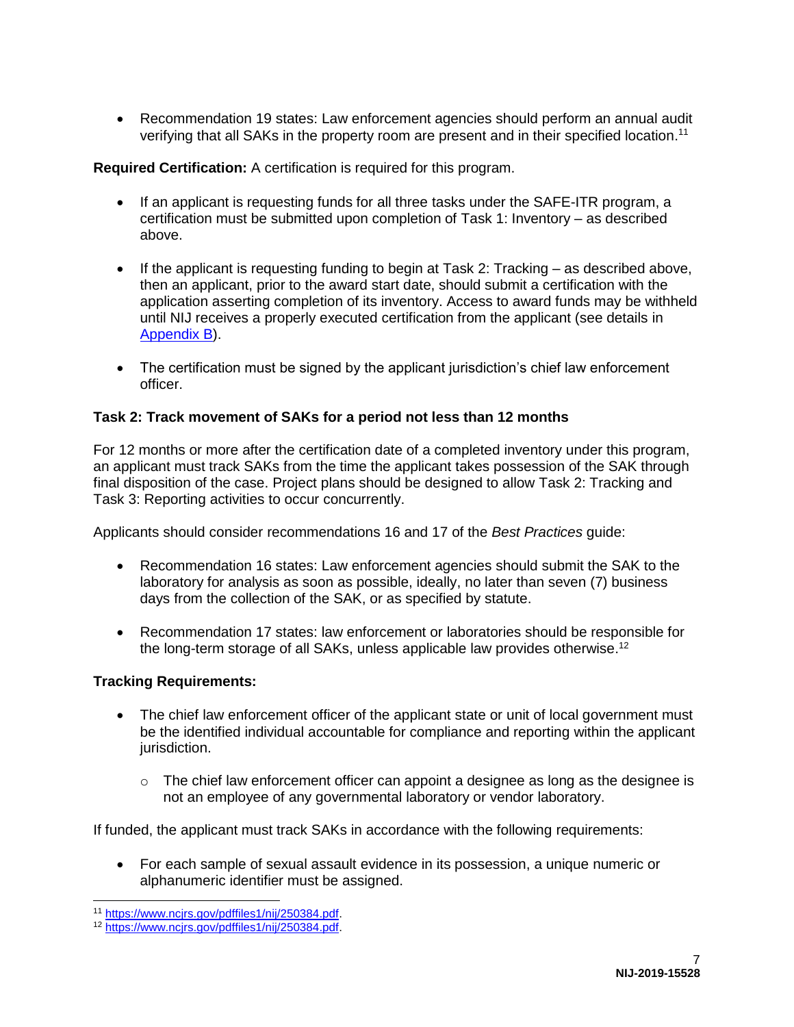- Recommendation 19 states: Law enforcement agencies should perform an annual audit verifying that all SAKs in the property room are present and in their specified location.[11]

**Required Certification:** A certification is required for this program.

- If an applicant is requesting funds for all three tasks under the SAFE-ITR program, a certification must be submitted upon completion of Task 1: Inventory – as described above.
- If the applicant is requesting funding to begin at Task 2: Tracking – as described above, then an applicant, prior to the award start date, should submit a certification with the application asserting completion of its inventory. Access to award funds may be withheld until NIJ receives a properly executed certification from the applicant (see details in [Appendix B]).
- The certification must be signed by the applicant jurisdiction's chief law enforcement officer.

**Task 2: Track movement of SAKs for a period not less than 12 months**

For 12 months or more after the certification date of a completed inventory under this program, an applicant must track SAKs from the time the applicant takes possession of the SAK through final disposition of the case. Project plans should be designed to allow Task 2: Tracking and Task 3: Reporting activities to occur concurrently.

Applicants should consider recommendations 16 and 17 of the *Best Practices* guide:

- Recommendation 16 states: Law enforcement agencies should submit the SAK to the laboratory for analysis as soon as possible, ideally, no later than seven (7) business days from the collection of the SAK, or as specified by statute.
- Recommendation 17 states: law enforcement or laboratories should be responsible for the long-term storage of all SAKs, unless applicable law provides otherwise.[12]

**Tracking Requirements:**

- The chief law enforcement officer of the applicant state or unit of local government must be the identified individual accountable for compliance and reporting within the applicant jurisdiction.
  - The chief law enforcement officer can appoint a designee as long as the designee is not an employee of any governmental laboratory or vendor laboratory.

If funded, the applicant must track SAKs in accordance with the following requirements:

- For each sample of sexual assault evidence in its possession, a unique numeric or alphanumeric identifier must be assigned.

[11] https://www.ncjrs.gov/pdffiles1/nij/250384.pdf.

[12] https://www.ncjrs.gov/pdffiles1/nij/250384.pdf.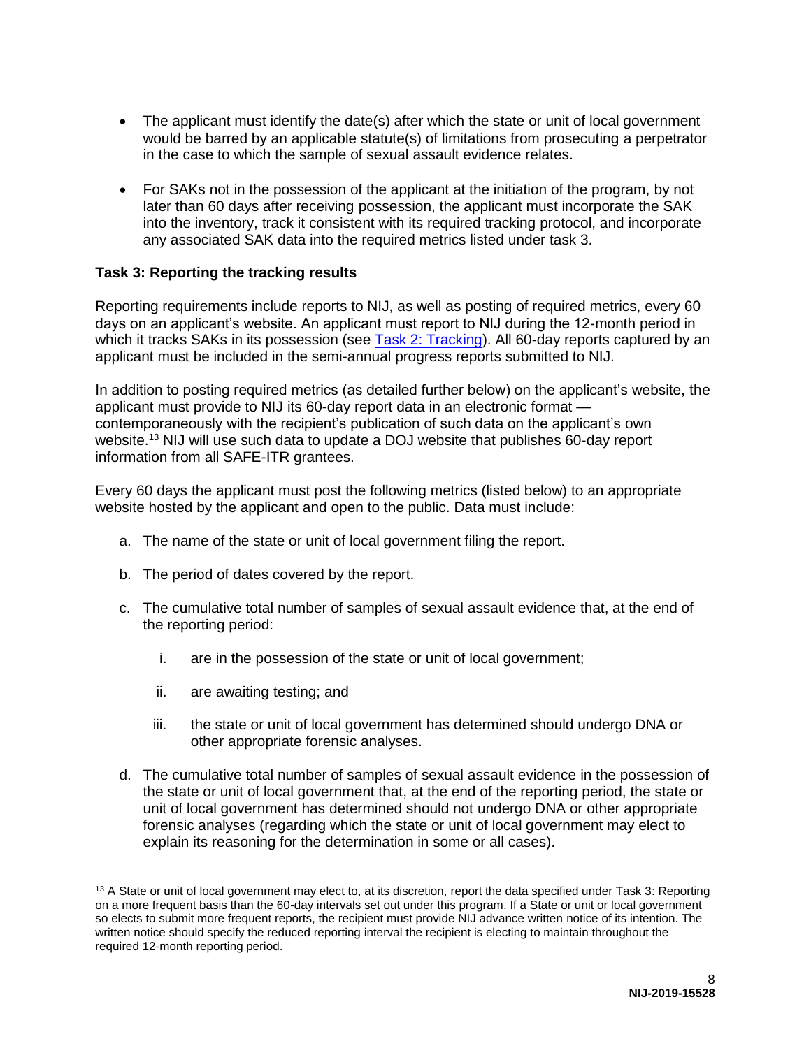- The applicant must identify the date(s) after which the state or unit of local government would be barred by an applicable statute(s) of limitations from prosecuting a perpetrator in the case to which the sample of sexual assault evidence relates.

- For SAKs not in the possession of the applicant at the initiation of the program, by not later than 60 days after receiving possession, the applicant must incorporate the SAK into the inventory, track it consistent with its required tracking protocol, and incorporate any associated SAK data into the required metrics listed under task 3.

**Task 3: Reporting the tracking results**

Reporting requirements include reports to NIJ, as well as posting of required metrics, every 60 days on an applicant's website. An applicant must report to NIJ during the 12-month period in which it tracks SAKs in its possession (see [Task 2: Tracking]). All 60-day reports captured by an applicant must be included in the semi-annual progress reports submitted to NIJ.

In addition to posting required metrics (as detailed further below) on the applicant's website, the applicant must provide to NIJ its 60-day report data in an electronic format — contemporaneously with the recipient's publication of such data on the applicant's own website.[13] NIJ will use such data to update a DOJ website that publishes 60-day report information from all SAFE-ITR grantees.

Every 60 days the applicant must post the following metrics (listed below) to an appropriate website hosted by the applicant and open to the public. Data must include:

a. The name of the state or unit of local government filing the report.

b. The period of dates covered by the report.

c. The cumulative total number of samples of sexual assault evidence that, at the end of the reporting period:

   i. are in the possession of the state or unit of local government;

   ii. are awaiting testing; and

   iii. the state or unit of local government has determined should undergo DNA or other appropriate forensic analyses.

d. The cumulative total number of samples of sexual assault evidence in the possession of the state or unit of local government that, at the end of the reporting period, the state or unit of local government has determined should not undergo DNA or other appropriate forensic analyses (regarding which the state or unit of local government may elect to explain its reasoning for the determination in some or all cases).

---

[13] A State or unit of local government may elect to, at its discretion, report the data specified under Task 3: Reporting on a more frequent basis than the 60-day intervals set out under this program. If a State or unit or local government so elects to submit more frequent reports, the recipient must provide NIJ advance written notice of its intention. The written notice should specify the reduced reporting interval the recipient is electing to maintain throughout the required 12-month reporting period.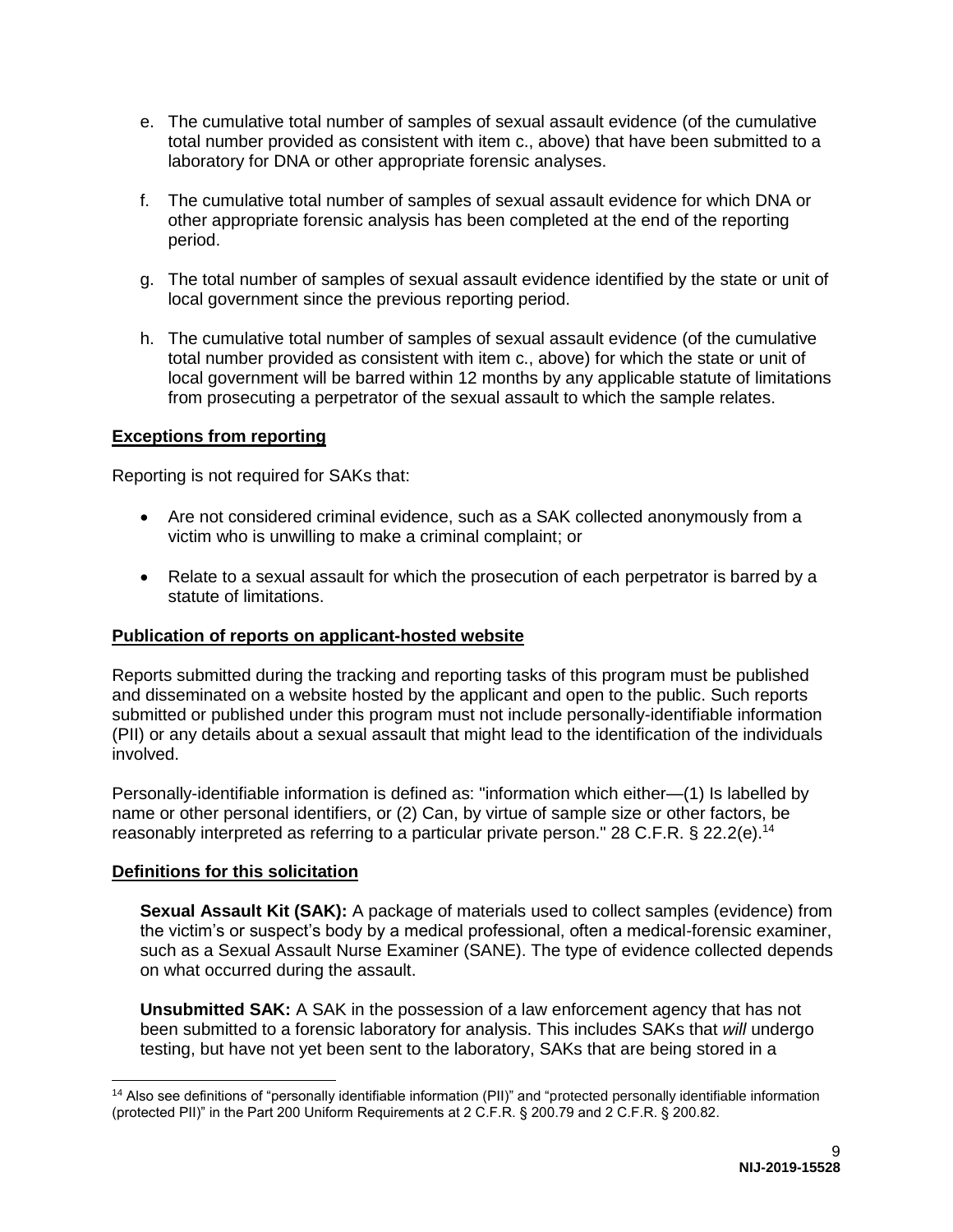e. The cumulative total number of samples of sexual assault evidence (of the cumulative total number provided as consistent with item c., above) that have been submitted to a laboratory for DNA or other appropriate forensic analyses.

f. The cumulative total number of samples of sexual assault evidence for which DNA or other appropriate forensic analysis has been completed at the end of the reporting period.

g. The total number of samples of sexual assault evidence identified by the state or unit of local government since the previous reporting period.

h. The cumulative total number of samples of sexual assault evidence (of the cumulative total number provided as consistent with item c., above) for which the state or unit of local government will be barred within 12 months by any applicable statute of limitations from prosecuting a perpetrator of the sexual assault to which the sample relates.

**Exceptions from reporting**

Reporting is not required for SAKs that:

- Are not considered criminal evidence, such as a SAK collected anonymously from a victim who is unwilling to make a criminal complaint; or
- Relate to a sexual assault for which the prosecution of each perpetrator is barred by a statute of limitations.

**Publication of reports on applicant-hosted website**

Reports submitted during the tracking and reporting tasks of this program must be published and disseminated on a website hosted by the applicant and open to the public. Such reports submitted or published under this program must not include personally-identifiable information (PII) or any details about a sexual assault that might lead to the identification of the individuals involved.

Personally-identifiable information is defined as: "information which either—(1) Is labelled by name or other personal identifiers, or (2) Can, by virtue of sample size or other factors, be reasonably interpreted as referring to a particular private person." 28 C.F.R. § 22.2(e).[14]

**Definitions for this solicitation**

**Sexual Assault Kit (SAK):** A package of materials used to collect samples (evidence) from the victim's or suspect's body by a medical professional, often a medical-forensic examiner, such as a Sexual Assault Nurse Examiner (SANE). The type of evidence collected depends on what occurred during the assault.

**Unsubmitted SAK:** A SAK in the possession of a law enforcement agency that has not been submitted to a forensic laboratory for analysis. This includes SAKs that *will* undergo testing, but have not yet been sent to the laboratory, SAKs that are being stored in a

[14] Also see definitions of "personally identifiable information (PII)" and "protected personally identifiable information (protected PII)" in the Part 200 Uniform Requirements at 2 C.F.R. § 200.79 and 2 C.F.R. § 200.82.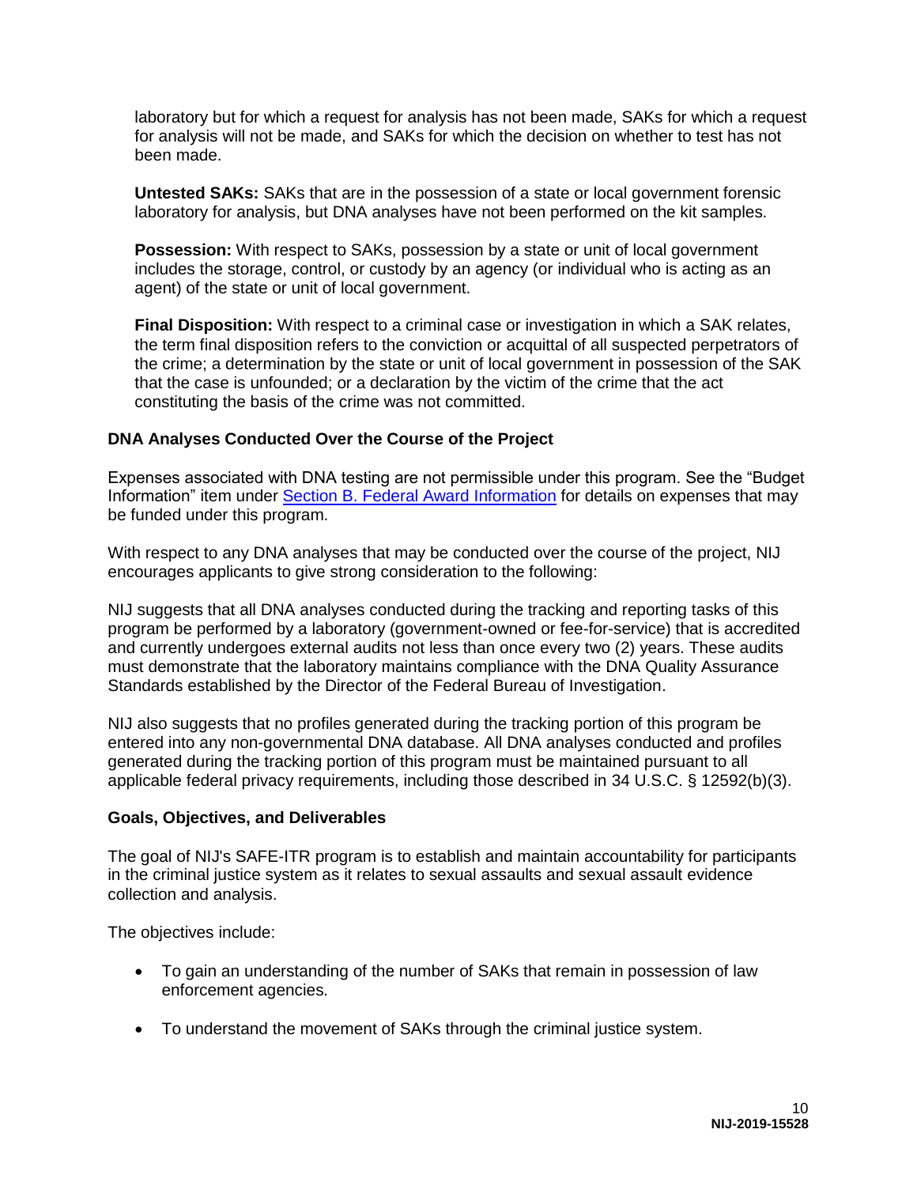laboratory but for which a request for analysis has not been made, SAKs for which a request for analysis will not be made, and SAKs for which the decision on whether to test has not been made.

**Untested SAKs:** SAKs that are in the possession of a state or local government forensic laboratory for analysis, but DNA analyses have not been performed on the kit samples.

**Possession:** With respect to SAKs, possession by a state or unit of local government includes the storage, control, or custody by an agency (or individual who is acting as an agent) of the state or unit of local government.

**Final Disposition:** With respect to a criminal case or investigation in which a SAK relates, the term final disposition refers to the conviction or acquittal of all suspected perpetrators of the crime; a determination by the state or unit of local government in possession of the SAK that the case is unfounded; or a declaration by the victim of the crime that the act constituting the basis of the crime was not committed.

**DNA Analyses Conducted Over the Course of the Project**

Expenses associated with DNA testing are not permissible under this program. See the "Budget Information" item under Section B. Federal Award Information for details on expenses that may be funded under this program.

With respect to any DNA analyses that may be conducted over the course of the project, NIJ encourages applicants to give strong consideration to the following:

NIJ suggests that all DNA analyses conducted during the tracking and reporting tasks of this program be performed by a laboratory (government-owned or fee-for-service) that is accredited and currently undergoes external audits not less than once every two (2) years. These audits must demonstrate that the laboratory maintains compliance with the DNA Quality Assurance Standards established by the Director of the Federal Bureau of Investigation.

NIJ also suggests that no profiles generated during the tracking portion of this program be entered into any non-governmental DNA database. All DNA analyses conducted and profiles generated during the tracking portion of this program must be maintained pursuant to all applicable federal privacy requirements, including those described in 34 U.S.C. § 12592(b)(3).

**Goals, Objectives, and Deliverables**

The goal of NIJ's SAFE-ITR program is to establish and maintain accountability for participants in the criminal justice system as it relates to sexual assaults and sexual assault evidence collection and analysis.

The objectives include:

- To gain an understanding of the number of SAKs that remain in possession of law enforcement agencies.
- To understand the movement of SAKs through the criminal justice system.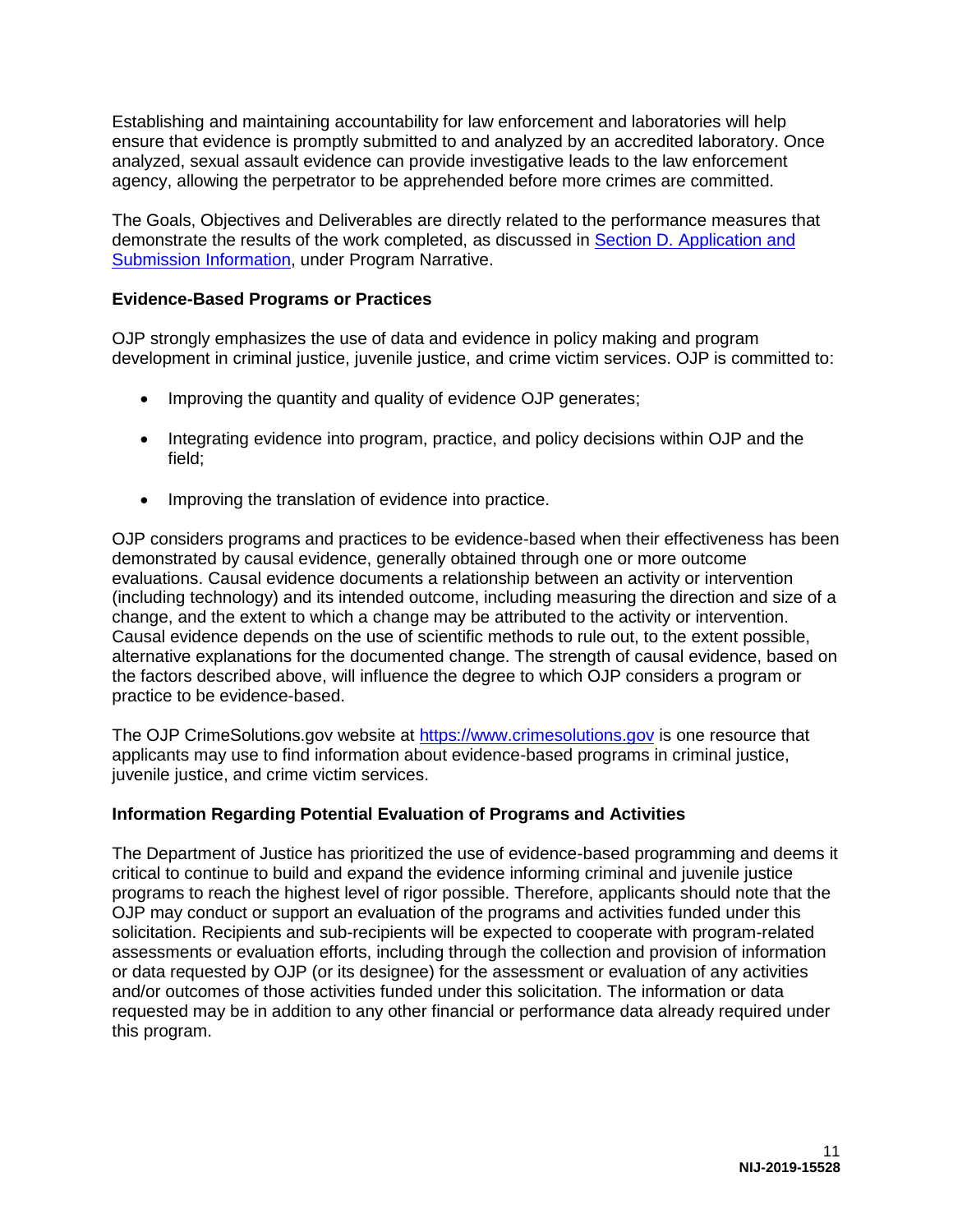Establishing and maintaining accountability for law enforcement and laboratories will help ensure that evidence is promptly submitted to and analyzed by an accredited laboratory. Once analyzed, sexual assault evidence can provide investigative leads to the law enforcement agency, allowing the perpetrator to be apprehended before more crimes are committed.

The Goals, Objectives and Deliverables are directly related to the performance measures that demonstrate the results of the work completed, as discussed in Section D. Application and Submission Information, under Program Narrative.

### Evidence-Based Programs or Practices

OJP strongly emphasizes the use of data and evidence in policy making and program development in criminal justice, juvenile justice, and crime victim services. OJP is committed to:

- Improving the quantity and quality of evidence OJP generates;
- Integrating evidence into program, practice, and policy decisions within OJP and the field;
- Improving the translation of evidence into practice.

OJP considers programs and practices to be evidence-based when their effectiveness has been demonstrated by causal evidence, generally obtained through one or more outcome evaluations. Causal evidence documents a relationship between an activity or intervention (including technology) and its intended outcome, including measuring the direction and size of a change, and the extent to which a change may be attributed to the activity or intervention. Causal evidence depends on the use of scientific methods to rule out, to the extent possible, alternative explanations for the documented change. The strength of causal evidence, based on the factors described above, will influence the degree to which OJP considers a program or practice to be evidence-based.

The OJP CrimeSolutions.gov website at https://www.crimesolutions.gov is one resource that applicants may use to find information about evidence-based programs in criminal justice, juvenile justice, and crime victim services.

### Information Regarding Potential Evaluation of Programs and Activities

The Department of Justice has prioritized the use of evidence-based programming and deems it critical to continue to build and expand the evidence informing criminal and juvenile justice programs to reach the highest level of rigor possible. Therefore, applicants should note that the OJP may conduct or support an evaluation of the programs and activities funded under this solicitation. Recipients and sub-recipients will be expected to cooperate with program-related assessments or evaluation efforts, including through the collection and provision of information or data requested by OJP (or its designee) for the assessment or evaluation of any activities and/or outcomes of those activities funded under this solicitation. The information or data requested may be in addition to any other financial or performance data already required under this program.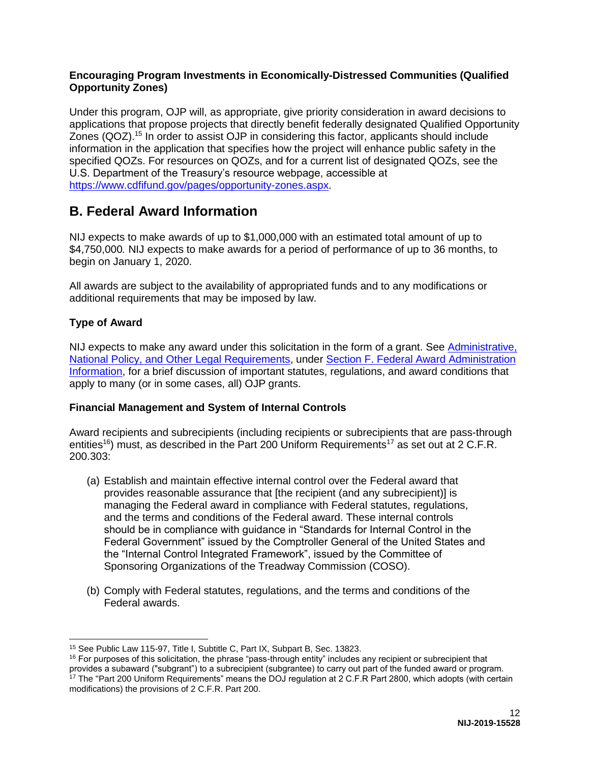**Encouraging Program Investments in Economically-Distressed Communities (Qualified Opportunity Zones)**

Under this program, OJP will, as appropriate, give priority consideration in award decisions to applications that propose projects that directly benefit federally designated Qualified Opportunity Zones (QOZ).[15] In order to assist OJP in considering this factor, applicants should include information in the application that specifies how the project will enhance public safety in the specified QOZs. For resources on QOZs, and for a current list of designated QOZs, see the U.S. Department of the Treasury's resource webpage, accessible at https://www.cdfifund.gov/pages/opportunity-zones.aspx.

## B. Federal Award Information

NIJ expects to make awards of up to $1,000,000 with an estimated total amount of up to $4,750,000*.* NIJ expects to make awards for a period of performance of up to 36 months, to begin on January 1, 2020.

All awards are subject to the availability of appropriated funds and to any modifications or additional requirements that may be imposed by law.

### Type of Award

NIJ expects to make any award under this solicitation in the form of a grant. See Administrative, National Policy, and Other Legal Requirements, under Section F. Federal Award Administration Information, for a brief discussion of important statutes, regulations, and award conditions that apply to many (or in some cases, all) OJP grants.

### Financial Management and System of Internal Controls

Award recipients and subrecipients (including recipients or subrecipients that are pass-through entities[16]) must, as described in the Part 200 Uniform Requirements[17] as set out at 2 C.F.R. 200.303:

(a) Establish and maintain effective internal control over the Federal award that provides reasonable assurance that [the recipient (and any subrecipient)] is managing the Federal award in compliance with Federal statutes, regulations, and the terms and conditions of the Federal award. These internal controls should be in compliance with guidance in "Standards for Internal Control in the Federal Government" issued by the Comptroller General of the United States and the "Internal Control Integrated Framework", issued by the Committee of Sponsoring Organizations of the Treadway Commission (COSO).

(b) Comply with Federal statutes, regulations, and the terms and conditions of the Federal awards.

---

[15] See Public Law 115-97, Title I, Subtitle C, Part IX, Subpart B, Sec. 13823.

[16] For purposes of this solicitation, the phrase "pass-through entity" includes any recipient or subrecipient that provides a subaward ("subgrant") to a subrecipient (subgrantee) to carry out part of the funded award or program.

[17] The "Part 200 Uniform Requirements" means the DOJ regulation at 2 C.F.R Part 2800, which adopts (with certain modifications) the provisions of 2 C.F.R. Part 200.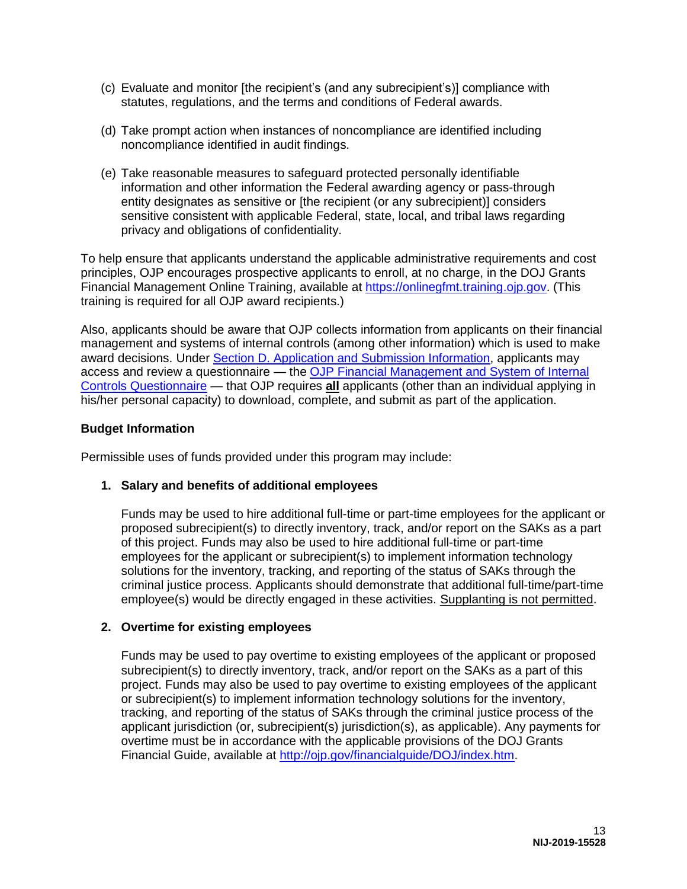(c) Evaluate and monitor [the recipient's (and any subrecipient's)] compliance with statutes, regulations, and the terms and conditions of Federal awards.

(d) Take prompt action when instances of noncompliance are identified including noncompliance identified in audit findings.

(e) Take reasonable measures to safeguard protected personally identifiable information and other information the Federal awarding agency or pass-through entity designates as sensitive or [the recipient (or any subrecipient)] considers sensitive consistent with applicable Federal, state, local, and tribal laws regarding privacy and obligations of confidentiality.

To help ensure that applicants understand the applicable administrative requirements and cost principles, OJP encourages prospective applicants to enroll, at no charge, in the DOJ Grants Financial Management Online Training, available at [https://onlinegfmt.training.ojp.gov](https://onlinegfmt.training.ojp.gov). (This training is required for all OJP award recipients.)

Also, applicants should be aware that OJP collects information from applicants on their financial management and systems of internal controls (among other information) which is used to make award decisions. Under Section D. Application and Submission Information, applicants may access and review a questionnaire — the OJP Financial Management and System of Internal Controls Questionnaire — that OJP requires **all** applicants (other than an individual applying in his/her personal capacity) to download, complete, and submit as part of the application.

**Budget Information**

Permissible uses of funds provided under this program may include:

1. **Salary and benefits of additional employees**

   Funds may be used to hire additional full-time or part-time employees for the applicant or proposed subrecipient(s) to directly inventory, track, and/or report on the SAKs as a part of this project. Funds may also be used to hire additional full-time or part-time employees for the applicant or subrecipient(s) to implement information technology solutions for the inventory, tracking, and reporting of the status of SAKs through the criminal justice process. Applicants should demonstrate that additional full-time/part-time employee(s) would be directly engaged in these activities. Supplanting is not permitted.

2. **Overtime for existing employees**

   Funds may be used to pay overtime to existing employees of the applicant or proposed subrecipient(s) to directly inventory, track, and/or report on the SAKs as a part of this project. Funds may also be used to pay overtime to existing employees of the applicant or subrecipient(s) to implement information technology solutions for the inventory, tracking, and reporting of the status of SAKs through the criminal justice process of the applicant jurisdiction (or, subrecipient(s) jurisdiction(s), as applicable). Any payments for overtime must be in accordance with the applicable provisions of the DOJ Grants Financial Guide, available at [http://ojp.gov/financialguide/DOJ/index.htm](http://ojp.gov/financialguide/DOJ/index.htm).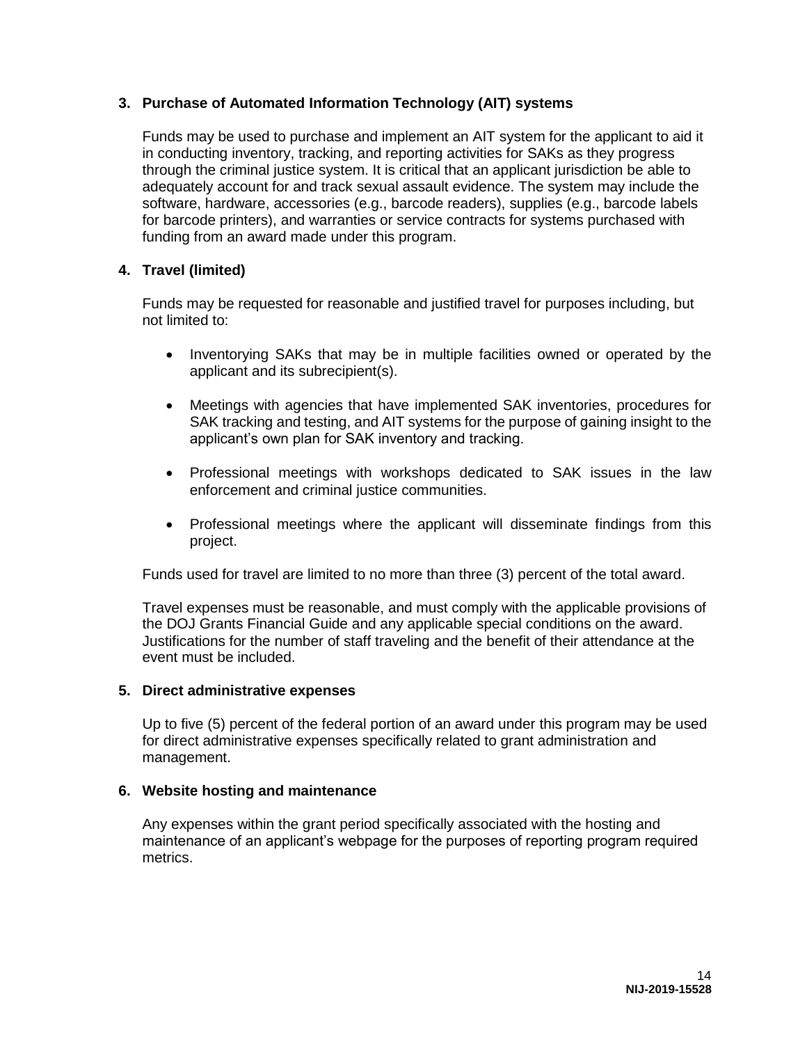**3. Purchase of Automated Information Technology (AIT) systems**

Funds may be used to purchase and implement an AIT system for the applicant to aid it in conducting inventory, tracking, and reporting activities for SAKs as they progress through the criminal justice system. It is critical that an applicant jurisdiction be able to adequately account for and track sexual assault evidence. The system may include the software, hardware, accessories (e.g., barcode readers), supplies (e.g., barcode labels for barcode printers), and warranties or service contracts for systems purchased with funding from an award made under this program.

**4. Travel (limited)**

Funds may be requested for reasonable and justified travel for purposes including, but not limited to:

- Inventorying SAKs that may be in multiple facilities owned or operated by the applicant and its subrecipient(s).
- Meetings with agencies that have implemented SAK inventories, procedures for SAK tracking and testing, and AIT systems for the purpose of gaining insight to the applicant's own plan for SAK inventory and tracking.
- Professional meetings with workshops dedicated to SAK issues in the law enforcement and criminal justice communities.
- Professional meetings where the applicant will disseminate findings from this project.

Funds used for travel are limited to no more than three (3) percent of the total award.

Travel expenses must be reasonable, and must comply with the applicable provisions of the DOJ Grants Financial Guide and any applicable special conditions on the award. Justifications for the number of staff traveling and the benefit of their attendance at the event must be included.

**5. Direct administrative expenses**

Up to five (5) percent of the federal portion of an award under this program may be used for direct administrative expenses specifically related to grant administration and management.

**6. Website hosting and maintenance**

Any expenses within the grant period specifically associated with the hosting and maintenance of an applicant's webpage for the purposes of reporting program required metrics.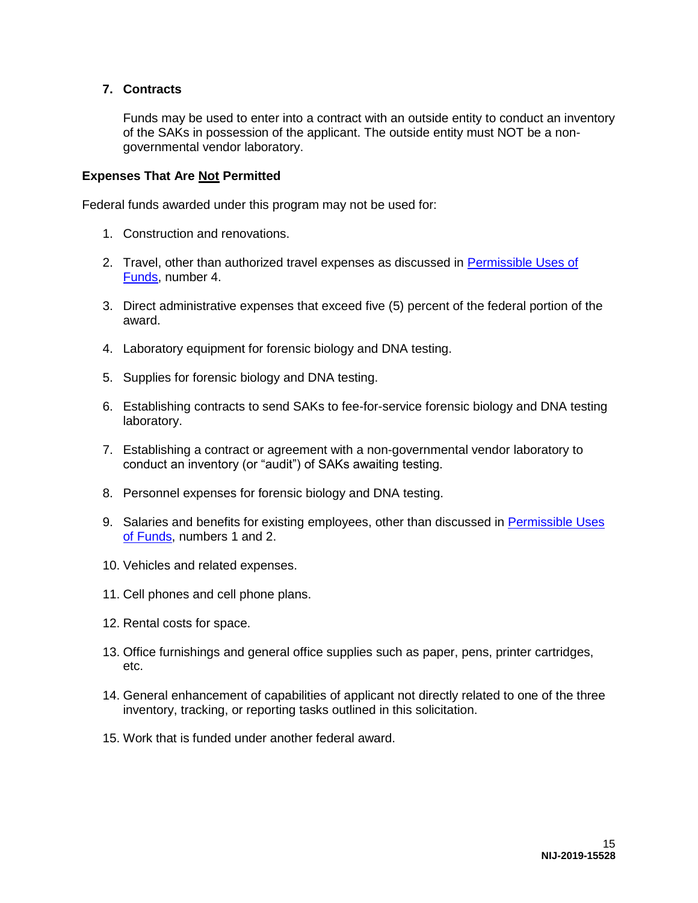**7. Contracts**

Funds may be used to enter into a contract with an outside entity to conduct an inventory of the SAKs in possession of the applicant. The outside entity must NOT be a non-governmental vendor laboratory.

**Expenses That Are <u>Not</u> Permitted**

Federal funds awarded under this program may not be used for:

1. Construction and renovations.
2. Travel, other than authorized travel expenses as discussed in [Permissible Uses of Funds](), number 4.
3. Direct administrative expenses that exceed five (5) percent of the federal portion of the award.
4. Laboratory equipment for forensic biology and DNA testing.
5. Supplies for forensic biology and DNA testing.
6. Establishing contracts to send SAKs to fee-for-service forensic biology and DNA testing laboratory.
7. Establishing a contract or agreement with a non-governmental vendor laboratory to conduct an inventory (or "audit") of SAKs awaiting testing.
8. Personnel expenses for forensic biology and DNA testing.
9. Salaries and benefits for existing employees, other than discussed in [Permissible Uses of Funds](), numbers 1 and 2.
10. Vehicles and related expenses.
11. Cell phones and cell phone plans.
12. Rental costs for space.
13. Office furnishings and general office supplies such as paper, pens, printer cartridges, etc.
14. General enhancement of capabilities of applicant not directly related to one of the three inventory, tracking, or reporting tasks outlined in this solicitation.
15. Work that is funded under another federal award.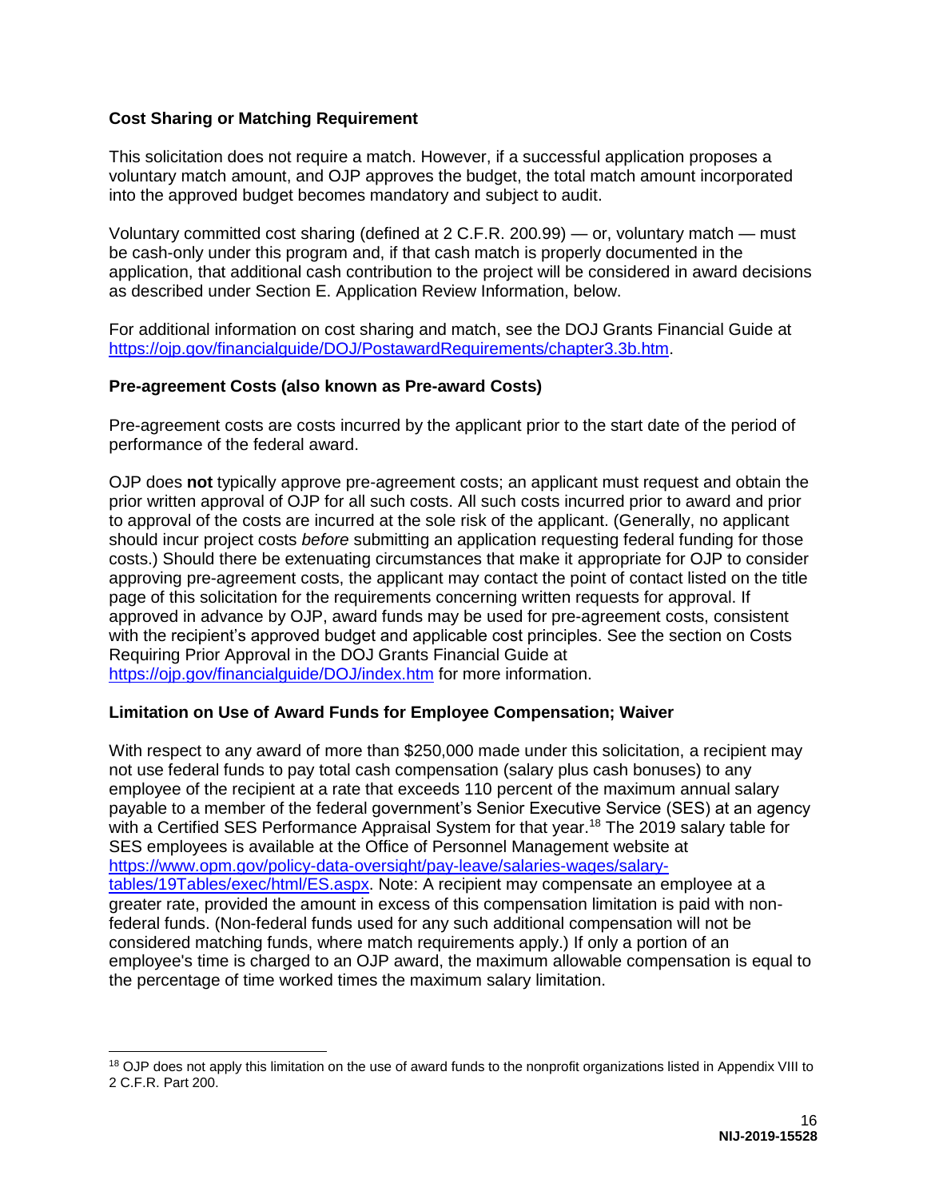### Cost Sharing or Matching Requirement

This solicitation does not require a match. However, if a successful application proposes a voluntary match amount, and OJP approves the budget, the total match amount incorporated into the approved budget becomes mandatory and subject to audit.

Voluntary committed cost sharing (defined at 2 C.F.R. 200.99) — or, voluntary match — must be cash-only under this program and, if that cash match is properly documented in the application, that additional cash contribution to the project will be considered in award decisions as described under Section E. Application Review Information, below.

For additional information on cost sharing and match, see the DOJ Grants Financial Guide at https://ojp.gov/financialguide/DOJ/PostawardRequirements/chapter3.3b.htm.

### Pre-agreement Costs (also known as Pre-award Costs)

Pre-agreement costs are costs incurred by the applicant prior to the start date of the period of performance of the federal award.

OJP does **not** typically approve pre-agreement costs; an applicant must request and obtain the prior written approval of OJP for all such costs. All such costs incurred prior to award and prior to approval of the costs are incurred at the sole risk of the applicant. (Generally, no applicant should incur project costs *before* submitting an application requesting federal funding for those costs.) Should there be extenuating circumstances that make it appropriate for OJP to consider approving pre-agreement costs, the applicant may contact the point of contact listed on the title page of this solicitation for the requirements concerning written requests for approval. If approved in advance by OJP, award funds may be used for pre-agreement costs, consistent with the recipient's approved budget and applicable cost principles. See the section on Costs Requiring Prior Approval in the DOJ Grants Financial Guide at https://ojp.gov/financialguide/DOJ/index.htm for more information.

### Limitation on Use of Award Funds for Employee Compensation; Waiver

With respect to any award of more than $250,000 made under this solicitation, a recipient may not use federal funds to pay total cash compensation (salary plus cash bonuses) to any employee of the recipient at a rate that exceeds 110 percent of the maximum annual salary payable to a member of the federal government's Senior Executive Service (SES) at an agency with a Certified SES Performance Appraisal System for that year.[18] The 2019 salary table for SES employees is available at the Office of Personnel Management website at https://www.opm.gov/policy-data-oversight/pay-leave/salaries-wages/salary-tables/19Tables/exec/html/ES.aspx. Note: A recipient may compensate an employee at a greater rate, provided the amount in excess of this compensation limitation is paid with non-federal funds. (Non-federal funds used for any such additional compensation will not be considered matching funds, where match requirements apply.) If only a portion of an employee's time is charged to an OJP award, the maximum allowable compensation is equal to the percentage of time worked times the maximum salary limitation.

[18] OJP does not apply this limitation on the use of award funds to the nonprofit organizations listed in Appendix VIII to 2 C.F.R. Part 200.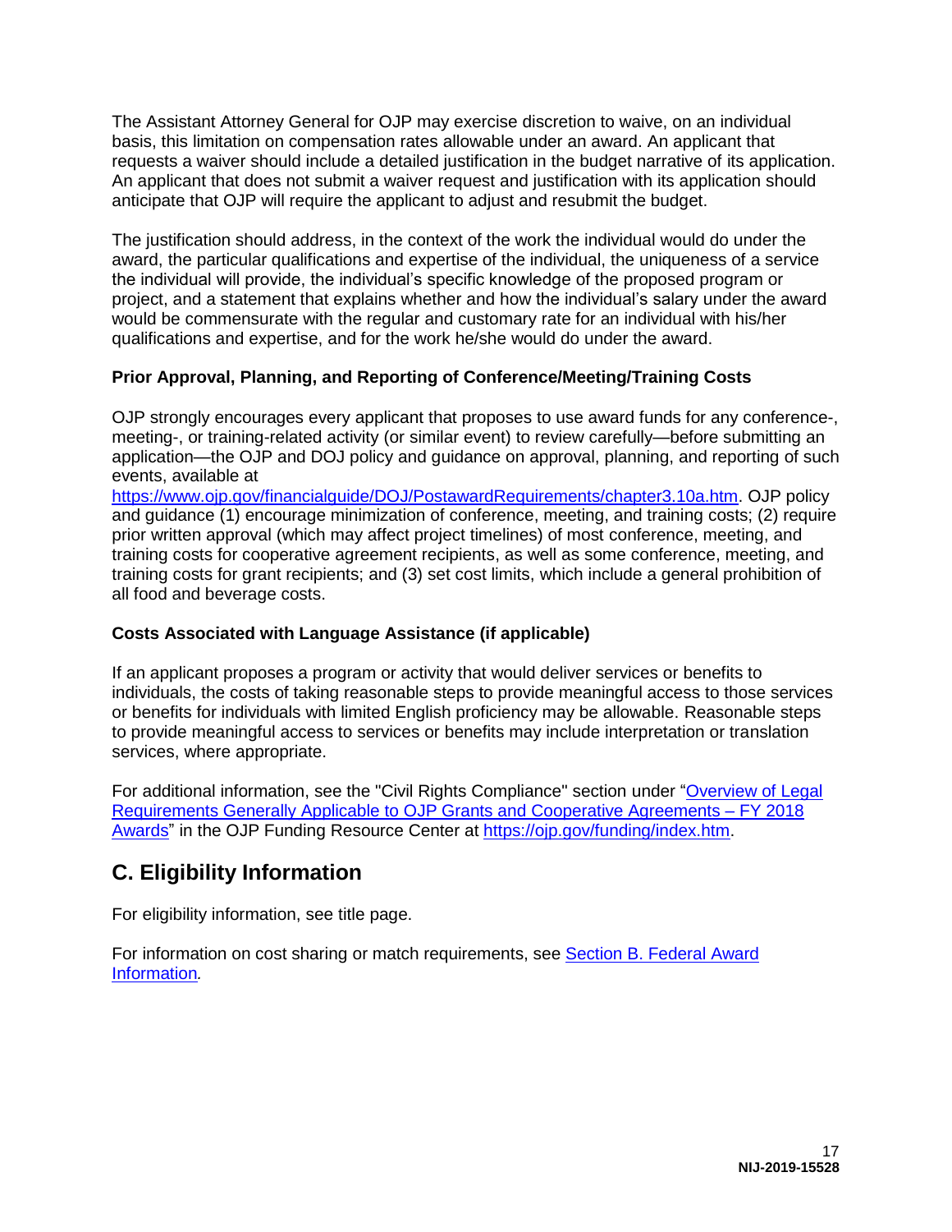The Assistant Attorney General for OJP may exercise discretion to waive, on an individual basis, this limitation on compensation rates allowable under an award. An applicant that requests a waiver should include a detailed justification in the budget narrative of its application. An applicant that does not submit a waiver request and justification with its application should anticipate that OJP will require the applicant to adjust and resubmit the budget.

The justification should address, in the context of the work the individual would do under the award, the particular qualifications and expertise of the individual, the uniqueness of a service the individual will provide, the individual's specific knowledge of the proposed program or project, and a statement that explains whether and how the individual's salary under the award would be commensurate with the regular and customary rate for an individual with his/her qualifications and expertise, and for the work he/she would do under the award.

**Prior Approval, Planning, and Reporting of Conference/Meeting/Training Costs**

OJP strongly encourages every applicant that proposes to use award funds for any conference-, meeting-, or training-related activity (or similar event) to review carefully—before submitting an application—the OJP and DOJ policy and guidance on approval, planning, and reporting of such events, available at [https://www.ojp.gov/financialguide/DOJ/PostawardRequirements/chapter3.10a.htm](https://www.ojp.gov/financialguide/DOJ/PostawardRequirements/chapter3.10a.htm). OJP policy and guidance (1) encourage minimization of conference, meeting, and training costs; (2) require prior written approval (which may affect project timelines) of most conference, meeting, and training costs for cooperative agreement recipients, as well as some conference, meeting, and training costs for grant recipients; and (3) set cost limits, which include a general prohibition of all food and beverage costs.

**Costs Associated with Language Assistance (if applicable)**

If an applicant proposes a program or activity that would deliver services or benefits to individuals, the costs of taking reasonable steps to provide meaningful access to those services or benefits for individuals with limited English proficiency may be allowable. Reasonable steps to provide meaningful access to services or benefits may include interpretation or translation services, where appropriate.

For additional information, see the "Civil Rights Compliance" section under "Overview of Legal Requirements Generally Applicable to OJP Grants and Cooperative Agreements – FY 2018 Awards" in the OJP Funding Resource Center at [https://ojp.gov/funding/index.htm](https://ojp.gov/funding/index.htm).

## C. Eligibility Information

For eligibility information, see title page.

For information on cost sharing or match requirements, see Section B. Federal Award Information*.*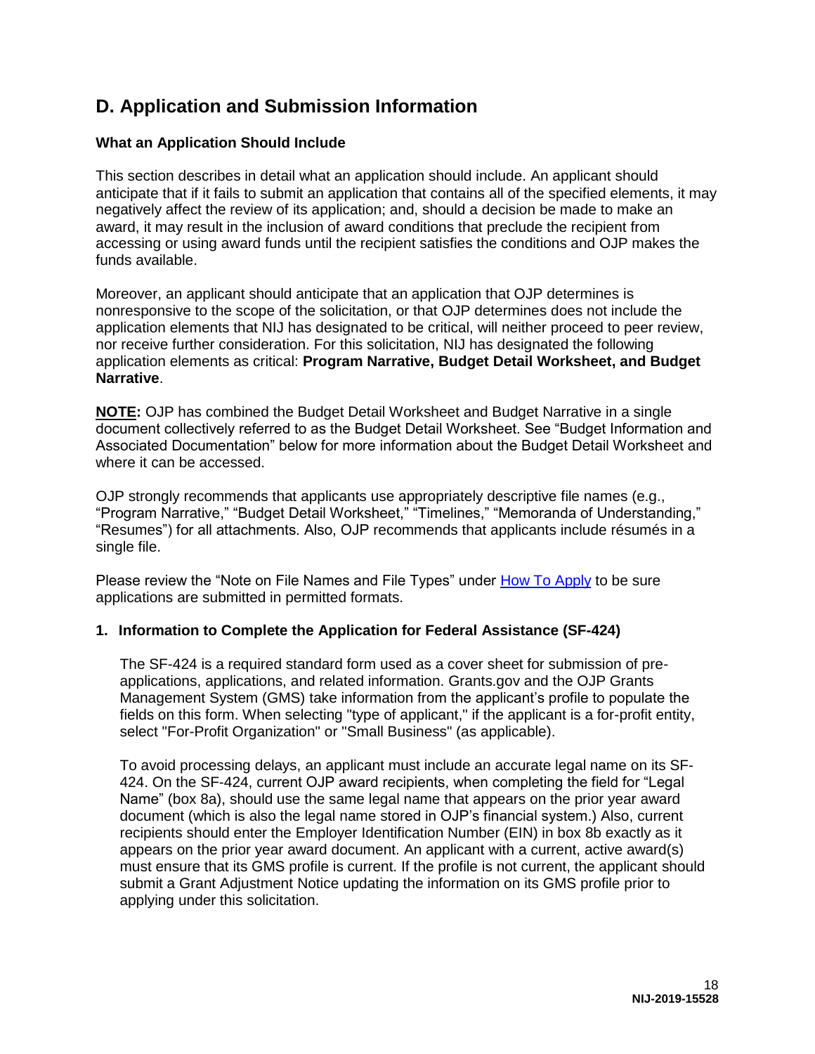## D. Application and Submission Information

### What an Application Should Include

This section describes in detail what an application should include. An applicant should anticipate that if it fails to submit an application that contains all of the specified elements, it may negatively affect the review of its application; and, should a decision be made to make an award, it may result in the inclusion of award conditions that preclude the recipient from accessing or using award funds until the recipient satisfies the conditions and OJP makes the funds available.

Moreover, an applicant should anticipate that an application that OJP determines is nonresponsive to the scope of the solicitation, or that OJP determines does not include the application elements that NIJ has designated to be critical, will neither proceed to peer review, nor receive further consideration. For this solicitation, NIJ has designated the following application elements as critical: **Program Narrative, Budget Detail Worksheet, and Budget Narrative**.

**NOTE:** OJP has combined the Budget Detail Worksheet and Budget Narrative in a single document collectively referred to as the Budget Detail Worksheet. See "Budget Information and Associated Documentation" below for more information about the Budget Detail Worksheet and where it can be accessed.

OJP strongly recommends that applicants use appropriately descriptive file names (e.g., "Program Narrative," "Budget Detail Worksheet," "Timelines," "Memoranda of Understanding," "Resumes") for all attachments. Also, OJP recommends that applicants include résumés in a single file.

Please review the "Note on File Names and File Types" under How To Apply to be sure applications are submitted in permitted formats.

### 1. Information to Complete the Application for Federal Assistance (SF-424)

The SF-424 is a required standard form used as a cover sheet for submission of pre-applications, applications, and related information. Grants.gov and the OJP Grants Management System (GMS) take information from the applicant's profile to populate the fields on this form. When selecting "type of applicant," if the applicant is a for-profit entity, select "For-Profit Organization" or "Small Business" (as applicable).

To avoid processing delays, an applicant must include an accurate legal name on its SF-424. On the SF-424, current OJP award recipients, when completing the field for "Legal Name" (box 8a), should use the same legal name that appears on the prior year award document (which is also the legal name stored in OJP's financial system.) Also, current recipients should enter the Employer Identification Number (EIN) in box 8b exactly as it appears on the prior year award document. An applicant with a current, active award(s) must ensure that its GMS profile is current. If the profile is not current, the applicant should submit a Grant Adjustment Notice updating the information on its GMS profile prior to applying under this solicitation.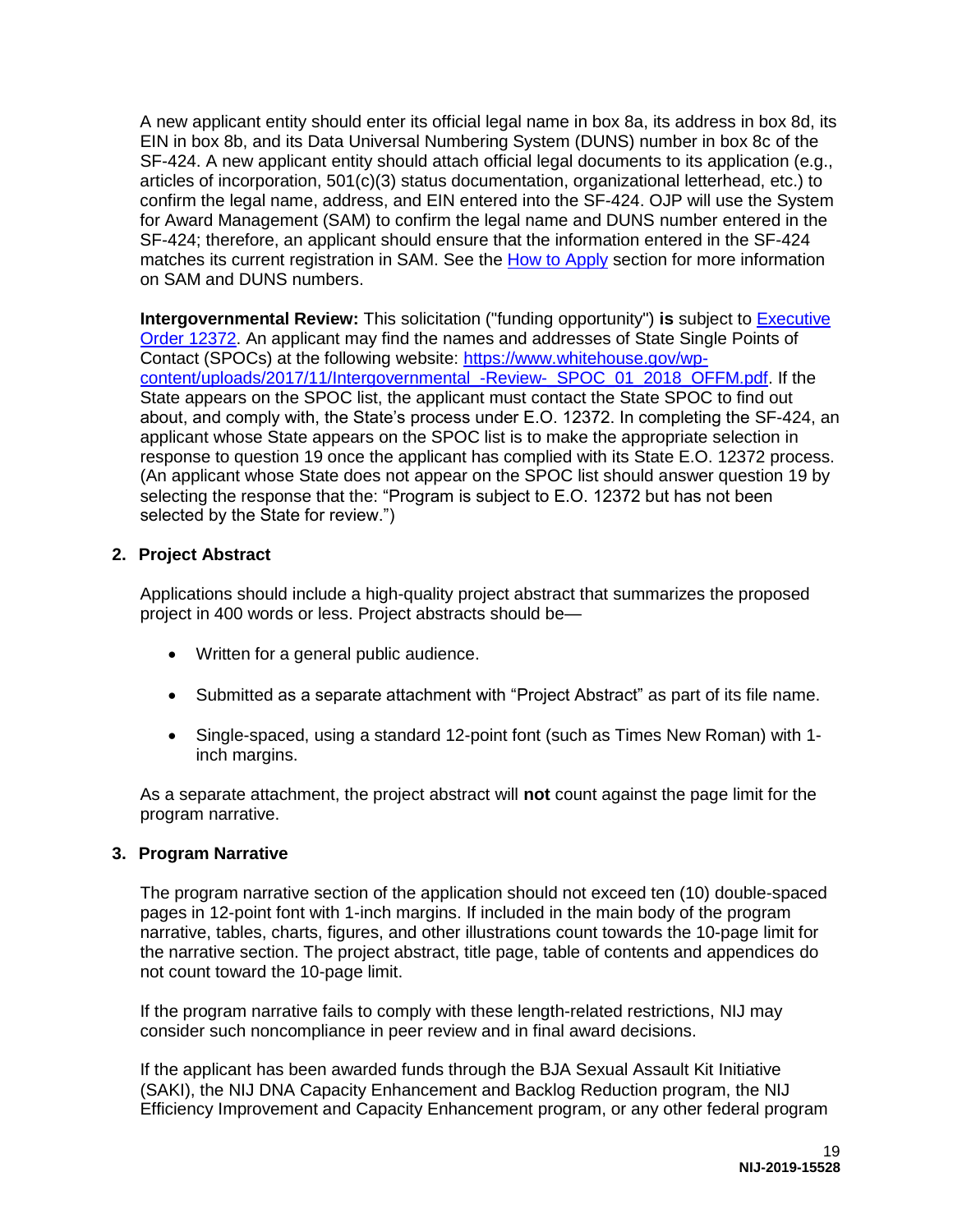A new applicant entity should enter its official legal name in box 8a, its address in box 8d, its EIN in box 8b, and its Data Universal Numbering System (DUNS) number in box 8c of the SF-424. A new applicant entity should attach official legal documents to its application (e.g., articles of incorporation, 501(c)(3) status documentation, organizational letterhead, etc.) to confirm the legal name, address, and EIN entered into the SF-424. OJP will use the System for Award Management (SAM) to confirm the legal name and DUNS number entered in the SF-424; therefore, an applicant should ensure that the information entered in the SF-424 matches its current registration in SAM. See the How to Apply section for more information on SAM and DUNS numbers.

**Intergovernmental Review:** This solicitation ("funding opportunity") **is** subject to Executive Order 12372. An applicant may find the names and addresses of State Single Points of Contact (SPOCs) at the following website: https://www.whitehouse.gov/wp-content/uploads/2017/11/Intergovernmental_-Review-_SPOC_01_2018_OFFM.pdf. If the State appears on the SPOC list, the applicant must contact the State SPOC to find out about, and comply with, the State's process under E.O. 12372. In completing the SF-424, an applicant whose State appears on the SPOC list is to make the appropriate selection in response to question 19 once the applicant has complied with its State E.O. 12372 process. (An applicant whose State does not appear on the SPOC list should answer question 19 by selecting the response that the: "Program is subject to E.O. 12372 but has not been selected by the State for review.")

**2. Project Abstract**

Applications should include a high-quality project abstract that summarizes the proposed project in 400 words or less. Project abstracts should be—

- Written for a general public audience.
- Submitted as a separate attachment with "Project Abstract" as part of its file name.
- Single-spaced, using a standard 12-point font (such as Times New Roman) with 1-inch margins.

As a separate attachment, the project abstract will **not** count against the page limit for the program narrative.

**3. Program Narrative**

The program narrative section of the application should not exceed ten (10) double-spaced pages in 12-point font with 1-inch margins. If included in the main body of the program narrative, tables, charts, figures, and other illustrations count towards the 10-page limit for the narrative section. The project abstract, title page, table of contents and appendices do not count toward the 10-page limit.

If the program narrative fails to comply with these length-related restrictions, NIJ may consider such noncompliance in peer review and in final award decisions.

If the applicant has been awarded funds through the BJA Sexual Assault Kit Initiative (SAKI), the NIJ DNA Capacity Enhancement and Backlog Reduction program, the NIJ Efficiency Improvement and Capacity Enhancement program, or any other federal program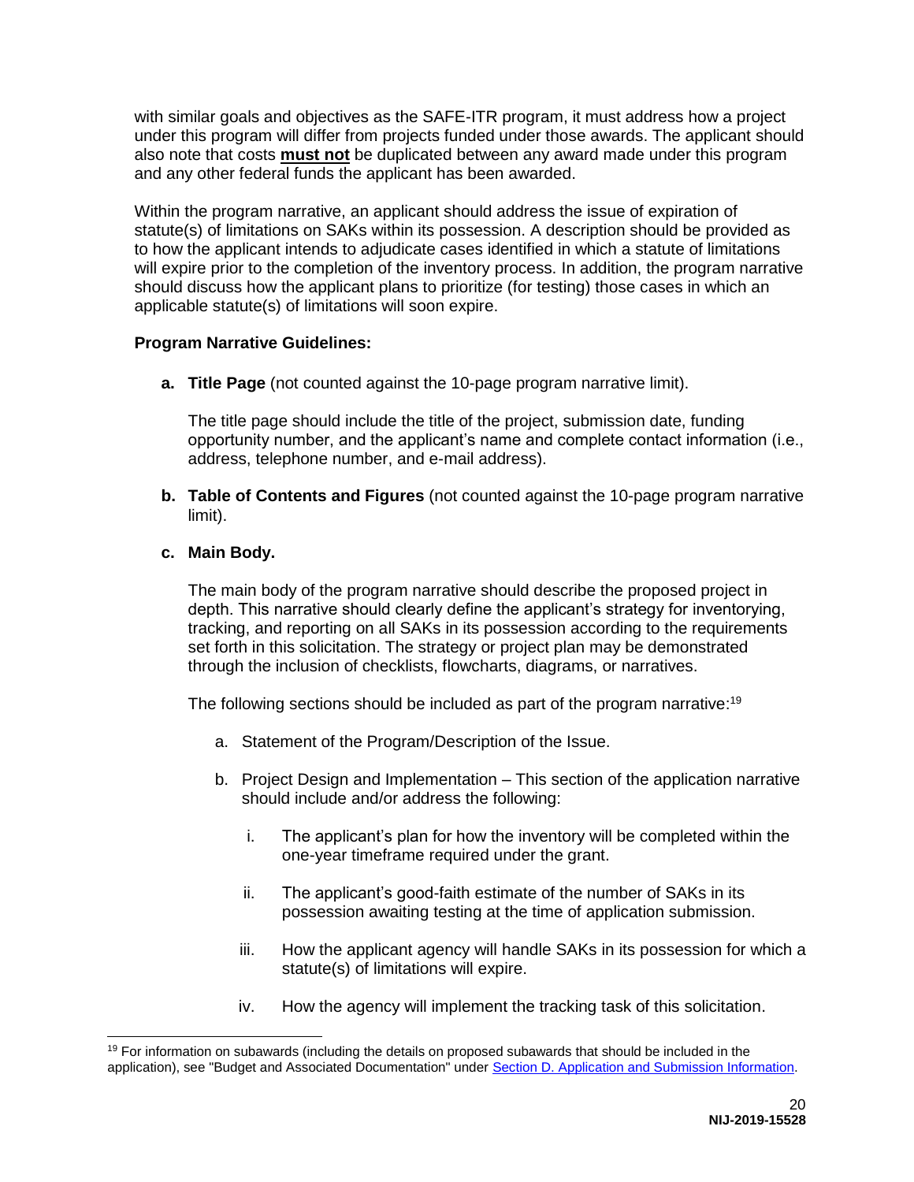with similar goals and objectives as the SAFE-ITR program, it must address how a project under this program will differ from projects funded under those awards. The applicant should also note that costs **must not** be duplicated between any award made under this program and any other federal funds the applicant has been awarded.

Within the program narrative, an applicant should address the issue of expiration of statute(s) of limitations on SAKs within its possession. A description should be provided as to how the applicant intends to adjudicate cases identified in which a statute of limitations will expire prior to the completion of the inventory process. In addition, the program narrative should discuss how the applicant plans to prioritize (for testing) those cases in which an applicable statute(s) of limitations will soon expire.

**Program Narrative Guidelines:**

**a. Title Page** (not counted against the 10-page program narrative limit).

The title page should include the title of the project, submission date, funding opportunity number, and the applicant's name and complete contact information (i.e., address, telephone number, and e-mail address).

**b. Table of Contents and Figures** (not counted against the 10-page program narrative limit).

**c. Main Body.**

The main body of the program narrative should describe the proposed project in depth. This narrative should clearly define the applicant's strategy for inventorying, tracking, and reporting on all SAKs in its possession according to the requirements set forth in this solicitation. The strategy or project plan may be demonstrated through the inclusion of checklists, flowcharts, diagrams, or narratives.

The following sections should be included as part of the program narrative:[19]

a. Statement of the Program/Description of the Issue.

b. Project Design and Implementation – This section of the application narrative should include and/or address the following:

   i. The applicant's plan for how the inventory will be completed within the one-year timeframe required under the grant.

   ii. The applicant's good-faith estimate of the number of SAKs in its possession awaiting testing at the time of application submission.

   iii. How the applicant agency will handle SAKs in its possession for which a statute(s) of limitations will expire.

   iv. How the agency will implement the tracking task of this solicitation.

[19] For information on subawards (including the details on proposed subawards that should be included in the application), see "Budget and Associated Documentation" under Section D. Application and Submission Information.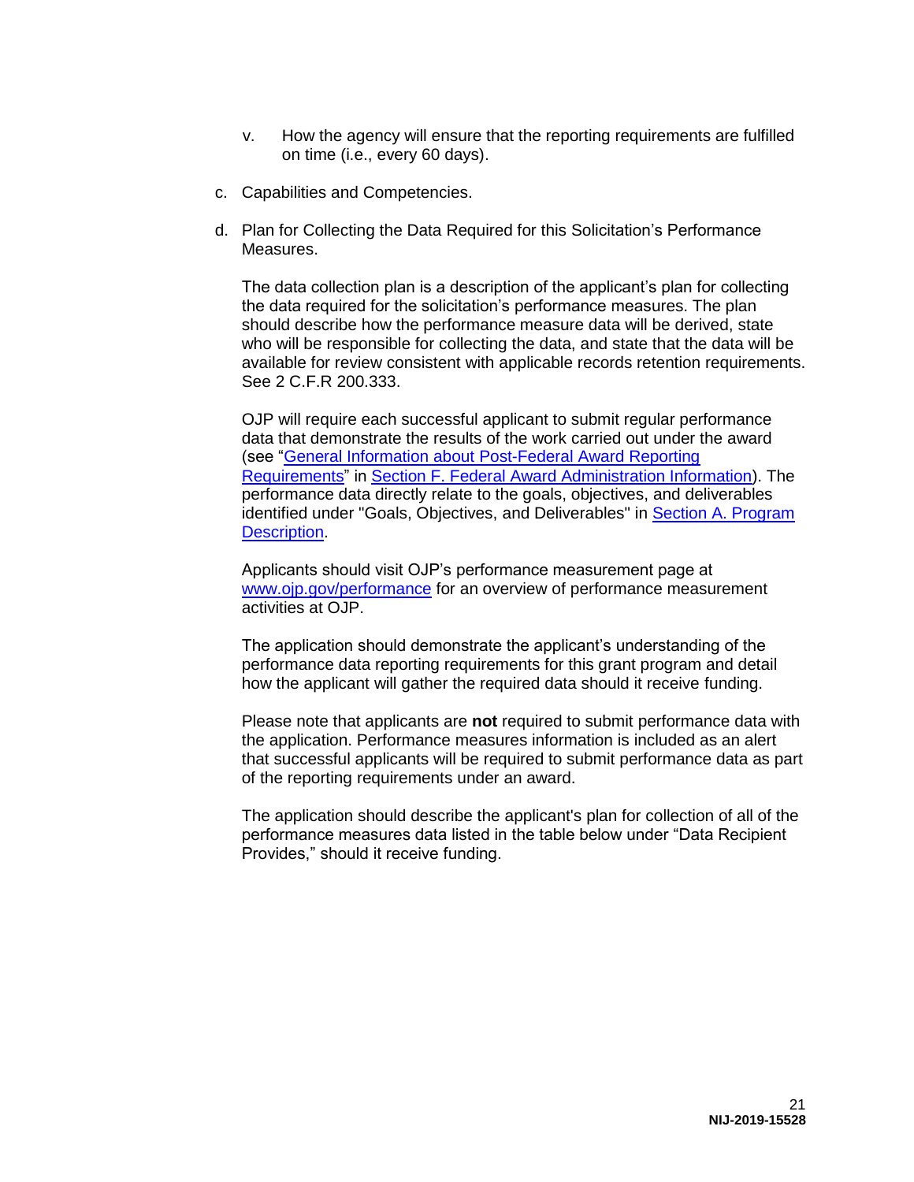v. How the agency will ensure that the reporting requirements are fulfilled on time (i.e., every 60 days).

c. Capabilities and Competencies.

d. Plan for Collecting the Data Required for this Solicitation's Performance Measures.

The data collection plan is a description of the applicant's plan for collecting the data required for the solicitation's performance measures. The plan should describe how the performance measure data will be derived, state who will be responsible for collecting the data, and state that the data will be available for review consistent with applicable records retention requirements. See 2 C.F.R 200.333.

OJP will require each successful applicant to submit regular performance data that demonstrate the results of the work carried out under the award (see "General Information about Post-Federal Award Reporting Requirements" in Section F. Federal Award Administration Information). The performance data directly relate to the goals, objectives, and deliverables identified under "Goals, Objectives, and Deliverables" in Section A. Program Description.

Applicants should visit OJP's performance measurement page at www.ojp.gov/performance for an overview of performance measurement activities at OJP.

The application should demonstrate the applicant's understanding of the performance data reporting requirements for this grant program and detail how the applicant will gather the required data should it receive funding.

Please note that applicants are **not** required to submit performance data with the application. Performance measures information is included as an alert that successful applicants will be required to submit performance data as part of the reporting requirements under an award.

The application should describe the applicant's plan for collection of all of the performance measures data listed in the table below under "Data Recipient Provides," should it receive funding.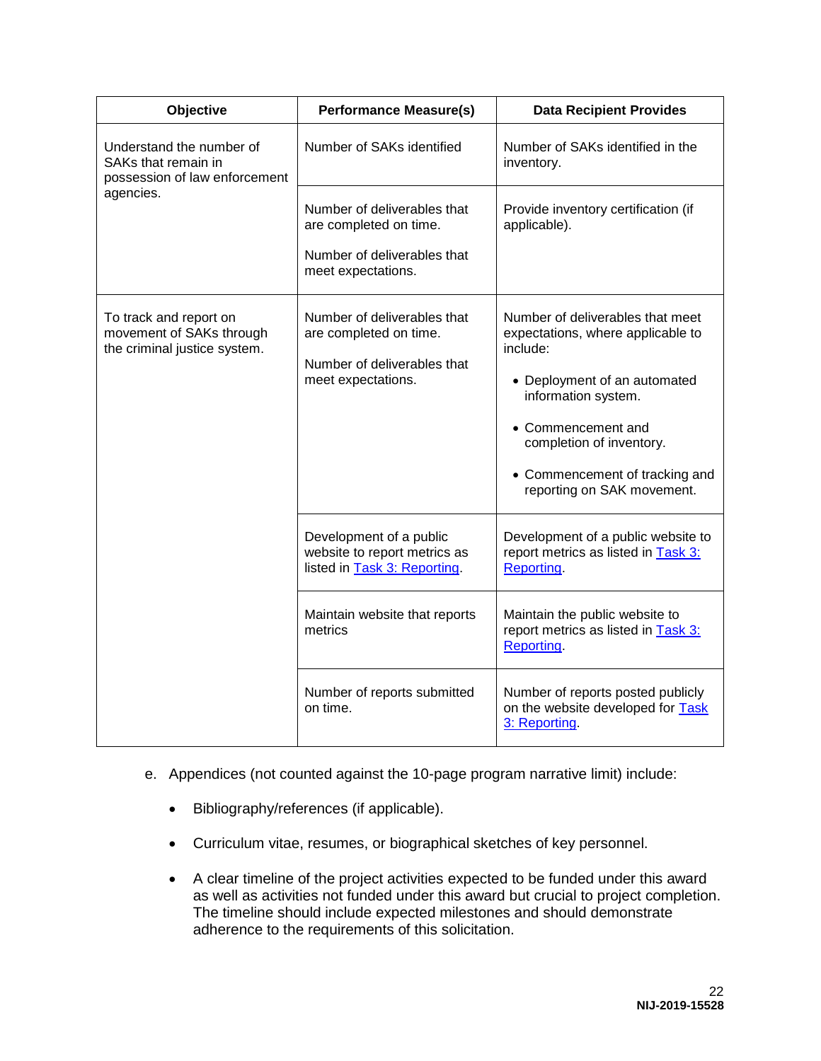| Objective | Performance Measure(s) | Data Recipient Provides |
|---|---|---|
| Understand the number of SAKs that remain in possession of law enforcement agencies. | Number of SAKs identified | Number of SAKs identified in the inventory. |
| | Number of deliverables that are completed on time.<br><br>Number of deliverables that meet expectations. | Provide inventory certification (if applicable). |
| To track and report on movement of SAKs through the criminal justice system. | Number of deliverables that are completed on time.<br><br>Number of deliverables that meet expectations. | Number of deliverables that meet expectations, where applicable to include:<br><br>• Deployment of an automated information system.<br><br>• Commencement and completion of inventory.<br><br>• Commencement of tracking and reporting on SAK movement. |
| | Development of a public website to report metrics as listed in Task 3: Reporting. | Development of a public website to report metrics as listed in Task 3: Reporting. |
| | Maintain website that reports metrics | Maintain the public website to report metrics as listed in Task 3: Reporting. |
| | Number of reports submitted on time. | Number of reports posted publicly on the website developed for Task 3: Reporting. |

e. Appendices (not counted against the 10-page program narrative limit) include:

- Bibliography/references (if applicable).
- Curriculum vitae, resumes, or biographical sketches of key personnel.
- A clear timeline of the project activities expected to be funded under this award as well as activities not funded under this award but crucial to project completion. The timeline should include expected milestones and should demonstrate adherence to the requirements of this solicitation.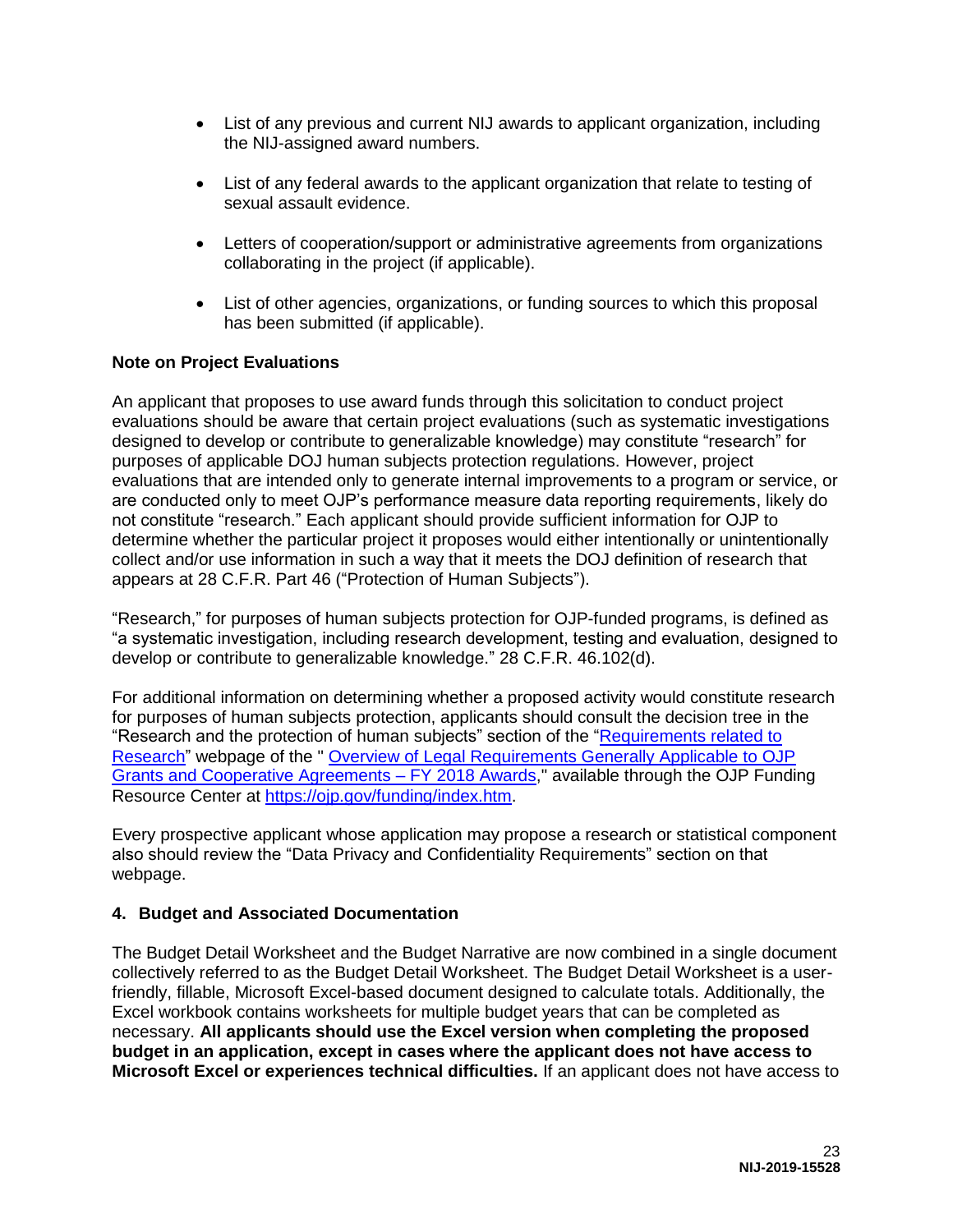- List of any previous and current NIJ awards to applicant organization, including the NIJ-assigned award numbers.
- List of any federal awards to the applicant organization that relate to testing of sexual assault evidence.
- Letters of cooperation/support or administrative agreements from organizations collaborating in the project (if applicable).
- List of other agencies, organizations, or funding sources to which this proposal has been submitted (if applicable).

**Note on Project Evaluations**

An applicant that proposes to use award funds through this solicitation to conduct project evaluations should be aware that certain project evaluations (such as systematic investigations designed to develop or contribute to generalizable knowledge) may constitute "research" for purposes of applicable DOJ human subjects protection regulations. However, project evaluations that are intended only to generate internal improvements to a program or service, or are conducted only to meet OJP's performance measure data reporting requirements, likely do not constitute "research." Each applicant should provide sufficient information for OJP to determine whether the particular project it proposes would either intentionally or unintentionally collect and/or use information in such a way that it meets the DOJ definition of research that appears at 28 C.F.R. Part 46 ("Protection of Human Subjects").

"Research," for purposes of human subjects protection for OJP-funded programs, is defined as "a systematic investigation, including research development, testing and evaluation, designed to develop or contribute to generalizable knowledge." 28 C.F.R. 46.102(d).

For additional information on determining whether a proposed activity would constitute research for purposes of human subjects protection, applicants should consult the decision tree in the "Research and the protection of human subjects" section of the "Requirements related to Research" webpage of the " Overview of Legal Requirements Generally Applicable to OJP Grants and Cooperative Agreements – FY 2018 Awards," available through the OJP Funding Resource Center at https://ojp.gov/funding/index.htm.

Every prospective applicant whose application may propose a research or statistical component also should review the "Data Privacy and Confidentiality Requirements" section on that webpage.

**4. Budget and Associated Documentation**

The Budget Detail Worksheet and the Budget Narrative are now combined in a single document collectively referred to as the Budget Detail Worksheet. The Budget Detail Worksheet is a user-friendly, fillable, Microsoft Excel-based document designed to calculate totals. Additionally, the Excel workbook contains worksheets for multiple budget years that can be completed as necessary. **All applicants should use the Excel version when completing the proposed budget in an application, except in cases where the applicant does not have access to Microsoft Excel or experiences technical difficulties.** If an applicant does not have access to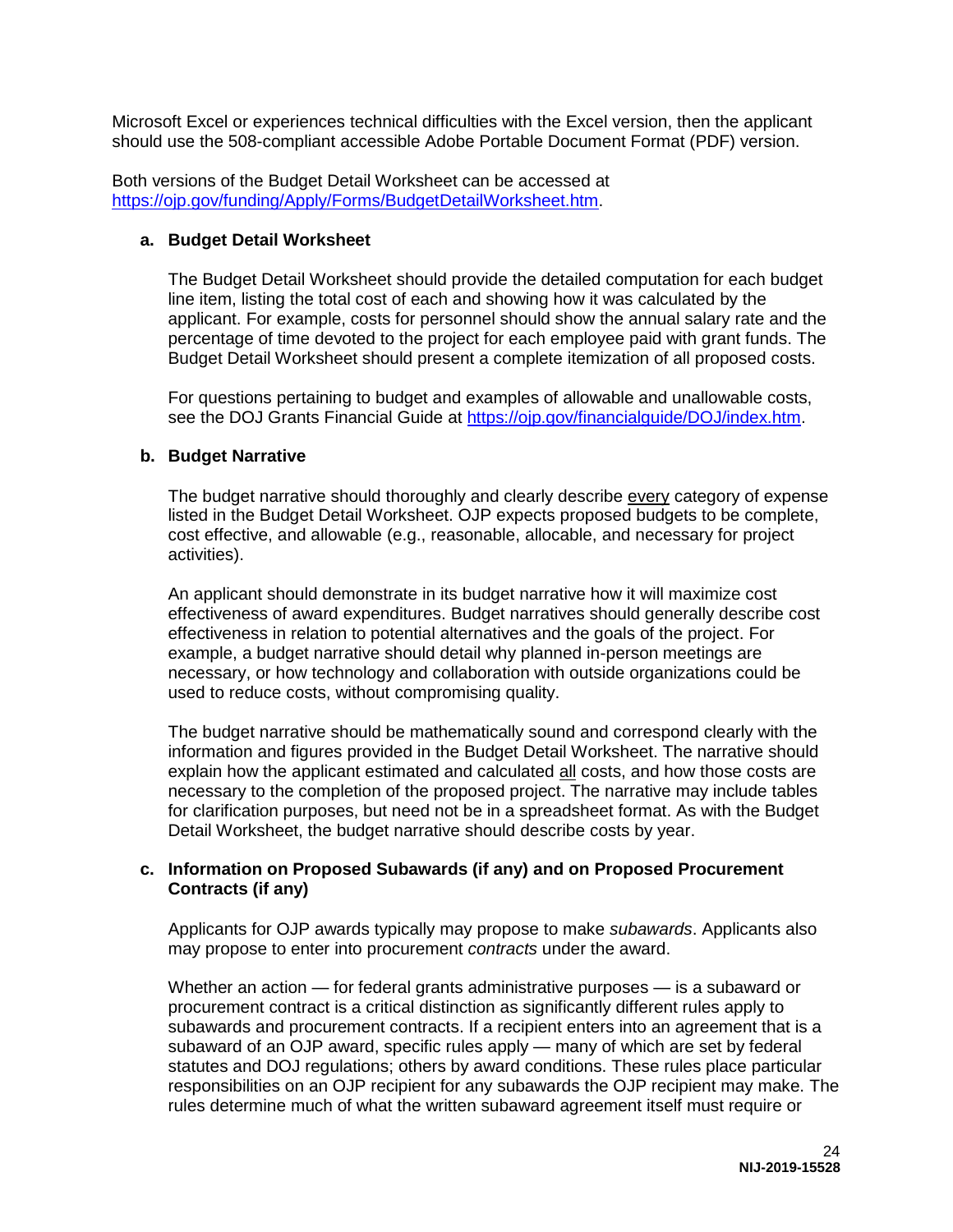Microsoft Excel or experiences technical difficulties with the Excel version, then the applicant should use the 508-compliant accessible Adobe Portable Document Format (PDF) version.

Both versions of the Budget Detail Worksheet can be accessed at [https://ojp.gov/funding/Apply/Forms/BudgetDetailWorksheet.htm](https://ojp.gov/funding/Apply/Forms/BudgetDetailWorksheet.htm).

**a. Budget Detail Worksheet**

The Budget Detail Worksheet should provide the detailed computation for each budget line item, listing the total cost of each and showing how it was calculated by the applicant. For example, costs for personnel should show the annual salary rate and the percentage of time devoted to the project for each employee paid with grant funds. The Budget Detail Worksheet should present a complete itemization of all proposed costs.

For questions pertaining to budget and examples of allowable and unallowable costs, see the DOJ Grants Financial Guide at [https://ojp.gov/financialguide/DOJ/index.htm](https://ojp.gov/financialguide/DOJ/index.htm).

**b. Budget Narrative**

The budget narrative should thoroughly and clearly describe every category of expense listed in the Budget Detail Worksheet. OJP expects proposed budgets to be complete, cost effective, and allowable (e.g., reasonable, allocable, and necessary for project activities).

An applicant should demonstrate in its budget narrative how it will maximize cost effectiveness of award expenditures. Budget narratives should generally describe cost effectiveness in relation to potential alternatives and the goals of the project. For example, a budget narrative should detail why planned in-person meetings are necessary, or how technology and collaboration with outside organizations could be used to reduce costs, without compromising quality.

The budget narrative should be mathematically sound and correspond clearly with the information and figures provided in the Budget Detail Worksheet. The narrative should explain how the applicant estimated and calculated all costs, and how those costs are necessary to the completion of the proposed project. The narrative may include tables for clarification purposes, but need not be in a spreadsheet format. As with the Budget Detail Worksheet, the budget narrative should describe costs by year.

**c. Information on Proposed Subawards (if any) and on Proposed Procurement Contracts (if any)**

Applicants for OJP awards typically may propose to make *subawards*. Applicants also may propose to enter into procurement *contracts* under the award.

Whether an action — for federal grants administrative purposes — is a subaward or procurement contract is a critical distinction as significantly different rules apply to subawards and procurement contracts. If a recipient enters into an agreement that is a subaward of an OJP award, specific rules apply — many of which are set by federal statutes and DOJ regulations; others by award conditions. These rules place particular responsibilities on an OJP recipient for any subawards the OJP recipient may make. The rules determine much of what the written subaward agreement itself must require or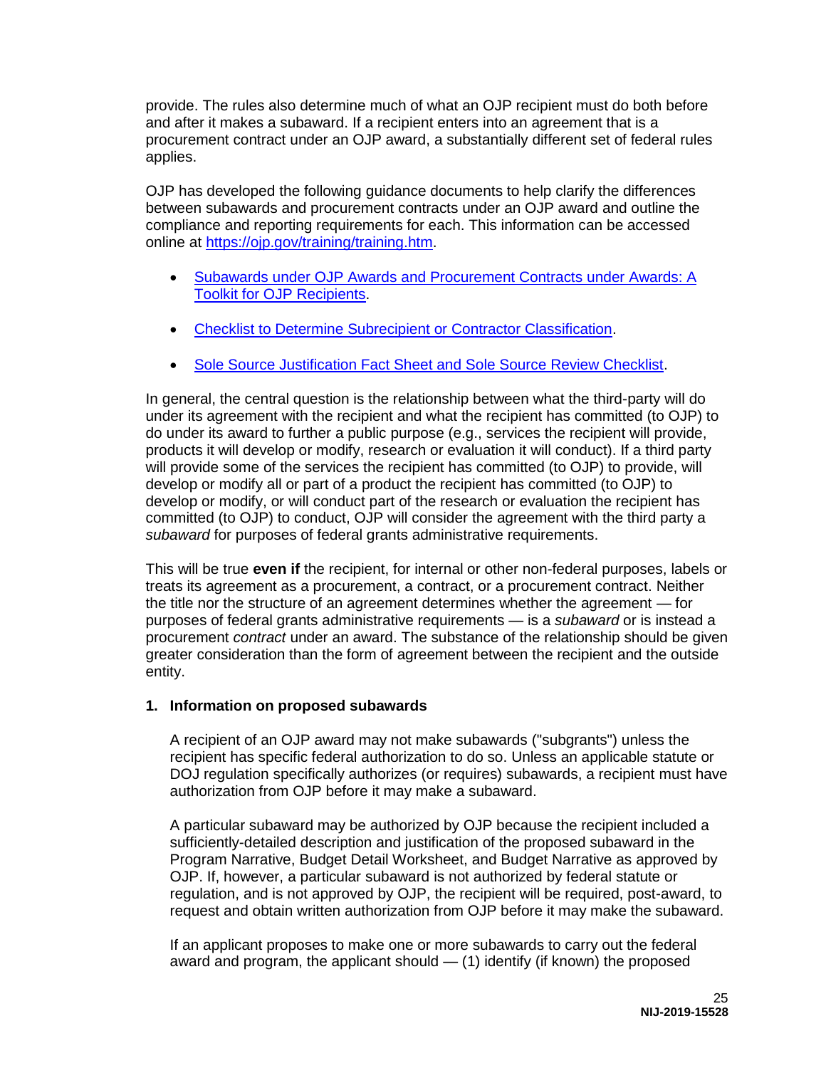provide. The rules also determine much of what an OJP recipient must do both before and after it makes a subaward. If a recipient enters into an agreement that is a procurement contract under an OJP award, a substantially different set of federal rules applies.

OJP has developed the following guidance documents to help clarify the differences between subawards and procurement contracts under an OJP award and outline the compliance and reporting requirements for each. This information can be accessed online at [https://ojp.gov/training/training.htm](https://ojp.gov/training/training.htm).

- [Subawards under OJP Awards and Procurement Contracts under Awards: A Toolkit for OJP Recipients](https://ojp.gov/training/training.htm).
- [Checklist to Determine Subrecipient or Contractor Classification](https://ojp.gov/training/training.htm).
- [Sole Source Justification Fact Sheet and Sole Source Review Checklist](https://ojp.gov/training/training.htm).

In general, the central question is the relationship between what the third-party will do under its agreement with the recipient and what the recipient has committed (to OJP) to do under its award to further a public purpose (e.g., services the recipient will provide, products it will develop or modify, research or evaluation it will conduct). If a third party will provide some of the services the recipient has committed (to OJP) to provide, will develop or modify all or part of a product the recipient has committed (to OJP) to develop or modify, or will conduct part of the research or evaluation the recipient has committed (to OJP) to conduct, OJP will consider the agreement with the third party a *subaward* for purposes of federal grants administrative requirements.

This will be true **even if** the recipient, for internal or other non-federal purposes, labels or treats its agreement as a procurement, a contract, or a procurement contract. Neither the title nor the structure of an agreement determines whether the agreement — for purposes of federal grants administrative requirements — is a *subaward* or is instead a procurement *contract* under an award. The substance of the relationship should be given greater consideration than the form of agreement between the recipient and the outside entity.

**1. Information on proposed subawards**

A recipient of an OJP award may not make subawards ("subgrants") unless the recipient has specific federal authorization to do so. Unless an applicable statute or DOJ regulation specifically authorizes (or requires) subawards, a recipient must have authorization from OJP before it may make a subaward.

A particular subaward may be authorized by OJP because the recipient included a sufficiently-detailed description and justification of the proposed subaward in the Program Narrative, Budget Detail Worksheet, and Budget Narrative as approved by OJP. If, however, a particular subaward is not authorized by federal statute or regulation, and is not approved by OJP, the recipient will be required, post-award, to request and obtain written authorization from OJP before it may make the subaward.

If an applicant proposes to make one or more subawards to carry out the federal award and program, the applicant should — (1) identify (if known) the proposed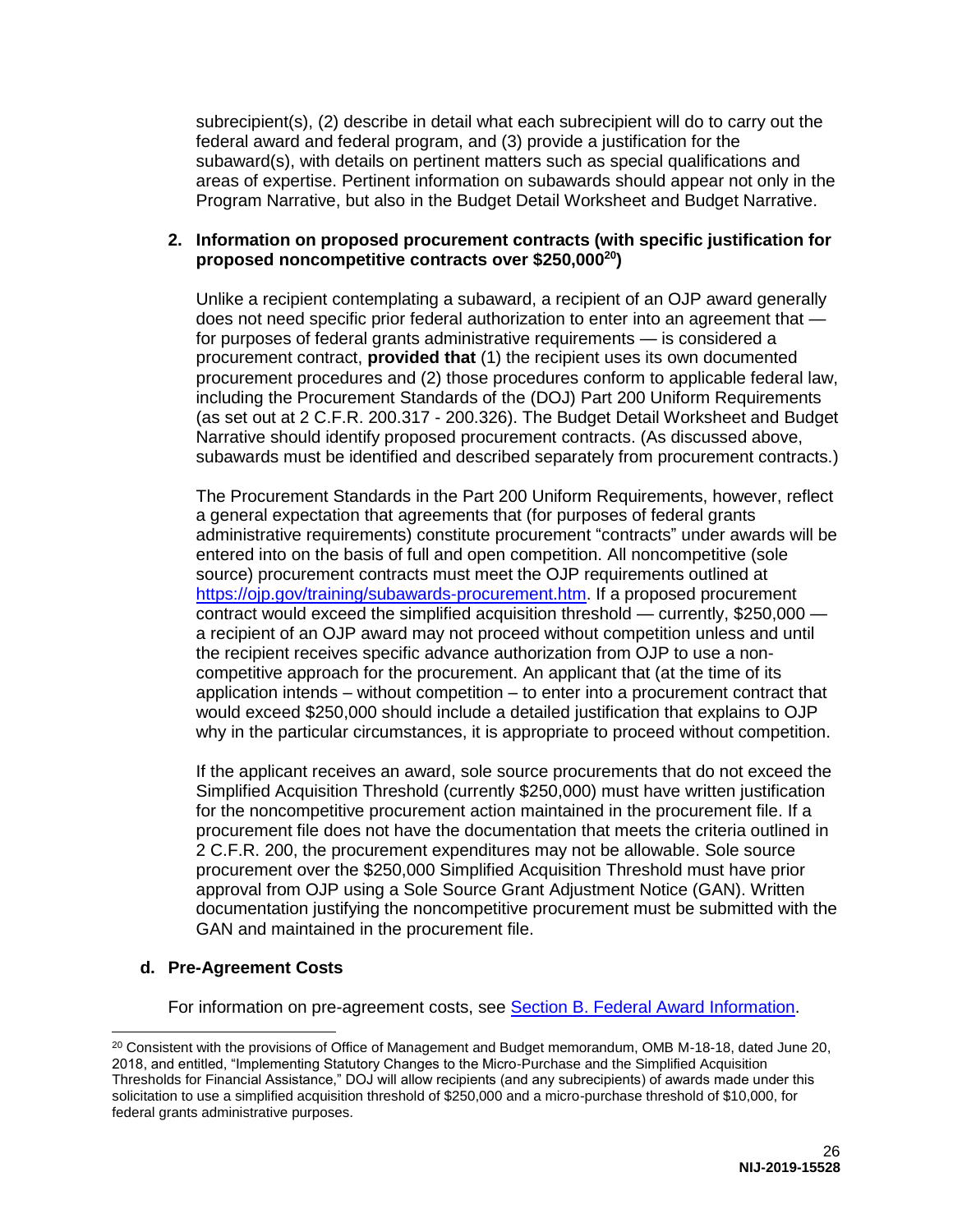subrecipient(s), (2) describe in detail what each subrecipient will do to carry out the federal award and federal program, and (3) provide a justification for the subaward(s), with details on pertinent matters such as special qualifications and areas of expertise. Pertinent information on subawards should appear not only in the Program Narrative, but also in the Budget Detail Worksheet and Budget Narrative.

**2. Information on proposed procurement contracts (with specific justification for proposed noncompetitive contracts over $250,000[20])**

Unlike a recipient contemplating a subaward, a recipient of an OJP award generally does not need specific prior federal authorization to enter into an agreement that — for purposes of federal grants administrative requirements — is considered a procurement contract, **provided that** (1) the recipient uses its own documented procurement procedures and (2) those procedures conform to applicable federal law, including the Procurement Standards of the (DOJ) Part 200 Uniform Requirements (as set out at 2 C.F.R. 200.317 - 200.326). The Budget Detail Worksheet and Budget Narrative should identify proposed procurement contracts. (As discussed above, subawards must be identified and described separately from procurement contracts.)

The Procurement Standards in the Part 200 Uniform Requirements, however, reflect a general expectation that agreements that (for purposes of federal grants administrative requirements) constitute procurement "contracts" under awards will be entered into on the basis of full and open competition. All noncompetitive (sole source) procurement contracts must meet the OJP requirements outlined at [https://ojp.gov/training/subawards-procurement.htm](https://ojp.gov/training/subawards-procurement.htm). If a proposed procurement contract would exceed the simplified acquisition threshold — currently, $250,000 — a recipient of an OJP award may not proceed without competition unless and until the recipient receives specific advance authorization from OJP to use a non-competitive approach for the procurement. An applicant that (at the time of its application intends – without competition – to enter into a procurement contract that would exceed $250,000 should include a detailed justification that explains to OJP why in the particular circumstances, it is appropriate to proceed without competition.

If the applicant receives an award, sole source procurements that do not exceed the Simplified Acquisition Threshold (currently $250,000) must have written justification for the noncompetitive procurement action maintained in the procurement file. If a procurement file does not have the documentation that meets the criteria outlined in 2 C.F.R. 200, the procurement expenditures may not be allowable. Sole source procurement over the $250,000 Simplified Acquisition Threshold must have prior approval from OJP using a Sole Source Grant Adjustment Notice (GAN). Written documentation justifying the noncompetitive procurement must be submitted with the GAN and maintained in the procurement file.

**d. Pre-Agreement Costs**

For information on pre-agreement costs, see [Section B. Federal Award Information](#).

---

[20] Consistent with the provisions of Office of Management and Budget memorandum, OMB M-18-18, dated June 20, 2018, and entitled, "Implementing Statutory Changes to the Micro-Purchase and the Simplified Acquisition Thresholds for Financial Assistance," DOJ will allow recipients (and any subrecipients) of awards made under this solicitation to use a simplified acquisition threshold of $250,000 and a micro-purchase threshold of $10,000, for federal grants administrative purposes.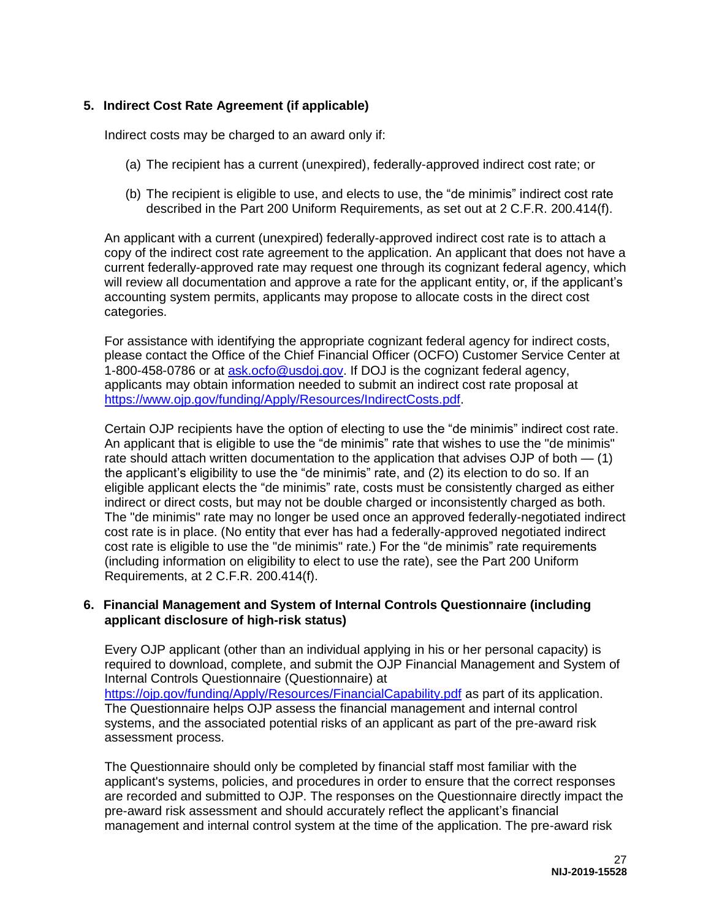**5. Indirect Cost Rate Agreement (if applicable)**

Indirect costs may be charged to an award only if:

(a) The recipient has a current (unexpired), federally-approved indirect cost rate; or

(b) The recipient is eligible to use, and elects to use, the "de minimis" indirect cost rate described in the Part 200 Uniform Requirements, as set out at 2 C.F.R. 200.414(f).

An applicant with a current (unexpired) federally-approved indirect cost rate is to attach a copy of the indirect cost rate agreement to the application. An applicant that does not have a current federally-approved rate may request one through its cognizant federal agency, which will review all documentation and approve a rate for the applicant entity, or, if the applicant's accounting system permits, applicants may propose to allocate costs in the direct cost categories.

For assistance with identifying the appropriate cognizant federal agency for indirect costs, please contact the Office of the Chief Financial Officer (OCFO) Customer Service Center at 1-800-458-0786 or at [ask.ocfo@usdoj.gov](mailto:ask.ocfo@usdoj.gov). If DOJ is the cognizant federal agency, applicants may obtain information needed to submit an indirect cost rate proposal at [https://www.ojp.gov/funding/Apply/Resources/IndirectCosts.pdf](https://www.ojp.gov/funding/Apply/Resources/IndirectCosts.pdf).

Certain OJP recipients have the option of electing to use the "de minimis" indirect cost rate. An applicant that is eligible to use the "de minimis" rate that wishes to use the "de minimis" rate should attach written documentation to the application that advises OJP of both — (1) the applicant's eligibility to use the "de minimis" rate, and (2) its election to do so. If an eligible applicant elects the "de minimis" rate, costs must be consistently charged as either indirect or direct costs, but may not be double charged or inconsistently charged as both. The "de minimis" rate may no longer be used once an approved federally-negotiated indirect cost rate is in place. (No entity that ever has had a federally-approved negotiated indirect cost rate is eligible to use the "de minimis" rate.) For the "de minimis" rate requirements (including information on eligibility to elect to use the rate), see the Part 200 Uniform Requirements, at 2 C.F.R. 200.414(f).

**6. Financial Management and System of Internal Controls Questionnaire (including applicant disclosure of high-risk status)**

Every OJP applicant (other than an individual applying in his or her personal capacity) is required to download, complete, and submit the OJP Financial Management and System of Internal Controls Questionnaire (Questionnaire) at [https://ojp.gov/funding/Apply/Resources/FinancialCapability.pdf](https://ojp.gov/funding/Apply/Resources/FinancialCapability.pdf) as part of its application. The Questionnaire helps OJP assess the financial management and internal control systems, and the associated potential risks of an applicant as part of the pre-award risk assessment process.

The Questionnaire should only be completed by financial staff most familiar with the applicant's systems, policies, and procedures in order to ensure that the correct responses are recorded and submitted to OJP. The responses on the Questionnaire directly impact the pre-award risk assessment and should accurately reflect the applicant's financial management and internal control system at the time of the application. The pre-award risk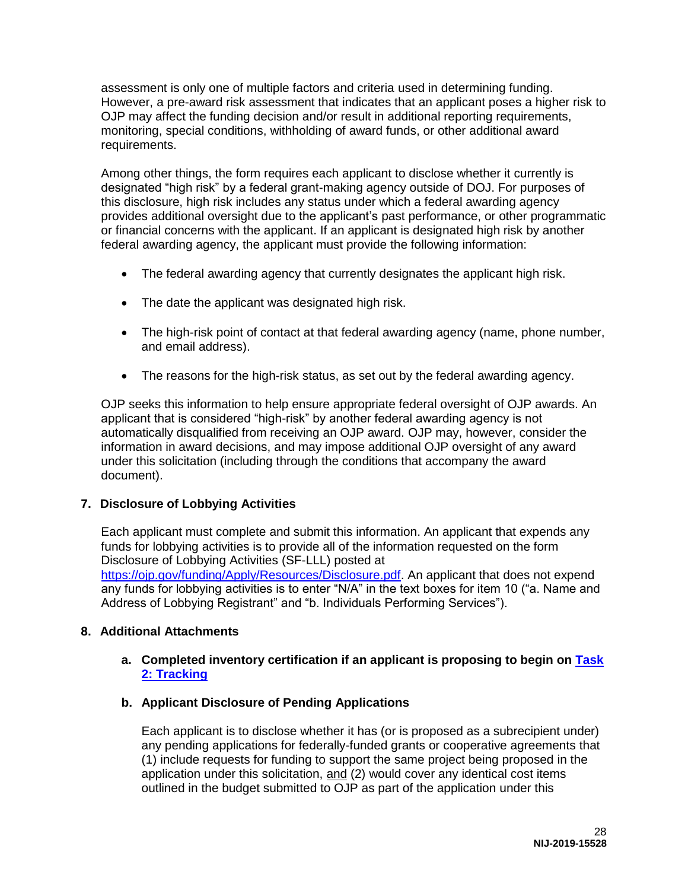assessment is only one of multiple factors and criteria used in determining funding. However, a pre-award risk assessment that indicates that an applicant poses a higher risk to OJP may affect the funding decision and/or result in additional reporting requirements, monitoring, special conditions, withholding of award funds, or other additional award requirements.

Among other things, the form requires each applicant to disclose whether it currently is designated "high risk" by a federal grant-making agency outside of DOJ. For purposes of this disclosure, high risk includes any status under which a federal awarding agency provides additional oversight due to the applicant's past performance, or other programmatic or financial concerns with the applicant. If an applicant is designated high risk by another federal awarding agency, the applicant must provide the following information:

- The federal awarding agency that currently designates the applicant high risk.
- The date the applicant was designated high risk.
- The high-risk point of contact at that federal awarding agency (name, phone number, and email address).
- The reasons for the high-risk status, as set out by the federal awarding agency.

OJP seeks this information to help ensure appropriate federal oversight of OJP awards. An applicant that is considered "high-risk" by another federal awarding agency is not automatically disqualified from receiving an OJP award. OJP may, however, consider the information in award decisions, and may impose additional OJP oversight of any award under this solicitation (including through the conditions that accompany the award document).

### 7. Disclosure of Lobbying Activities

Each applicant must complete and submit this information. An applicant that expends any funds for lobbying activities is to provide all of the information requested on the form Disclosure of Lobbying Activities (SF-LLL) posted at [https://ojp.gov/funding/Apply/Resources/Disclosure.pdf](https://ojp.gov/funding/Apply/Resources/Disclosure.pdf). An applicant that does not expend any funds for lobbying activities is to enter "N/A" in the text boxes for item 10 ("a. Name and Address of Lobbying Registrant" and "b. Individuals Performing Services").

### 8. Additional Attachments

#### a. Completed inventory certification if an applicant is proposing to begin on [Task 2: Tracking]()

#### b. Applicant Disclosure of Pending Applications

Each applicant is to disclose whether it has (or is proposed as a subrecipient under) any pending applications for federally-funded grants or cooperative agreements that (1) include requests for funding to support the same project being proposed in the application under this solicitation, and (2) would cover any identical cost items outlined in the budget submitted to OJP as part of the application under this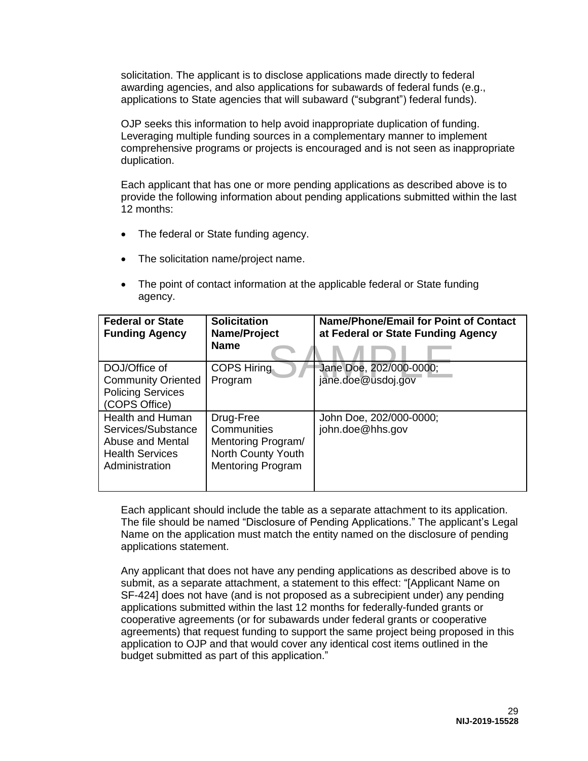solicitation. The applicant is to disclose applications made directly to federal awarding agencies, and also applications for subawards of federal funds (e.g., applications to State agencies that will subaward ("subgrant") federal funds).

OJP seeks this information to help avoid inappropriate duplication of funding. Leveraging multiple funding sources in a complementary manner to implement comprehensive programs or projects is encouraged and is not seen as inappropriate duplication.

Each applicant that has one or more pending applications as described above is to provide the following information about pending applications submitted within the last 12 months:

- The federal or State funding agency.
- The solicitation name/project name.
- The point of contact information at the applicable federal or State funding agency.

| Federal or State Funding Agency | Solicitation Name/Project Name | Name/Phone/Email for Point of Contact at Federal or State Funding Agency |
|---|---|---|
| DOJ/Office of Community Oriented Policing Services (COPS Office) | COPS Hiring Program | Jane Doe, 202/000-0000; jane.doe@usdoj.gov |
| Health and Human Services/Substance Abuse and Mental Health Services Administration | Drug-Free Communities Mentoring Program/ North County Youth Mentoring Program | John Doe, 202/000-0000; john.doe@hhs.gov |

Each applicant should include the table as a separate attachment to its application. The file should be named "Disclosure of Pending Applications." The applicant's Legal Name on the application must match the entity named on the disclosure of pending applications statement.

Any applicant that does not have any pending applications as described above is to submit, as a separate attachment, a statement to this effect: "[Applicant Name on SF-424] does not have (and is not proposed as a subrecipient under) any pending applications submitted within the last 12 months for federally-funded grants or cooperative agreements (or for subawards under federal grants or cooperative agreements) that request funding to support the same project being proposed in this application to OJP and that would cover any identical cost items outlined in the budget submitted as part of this application."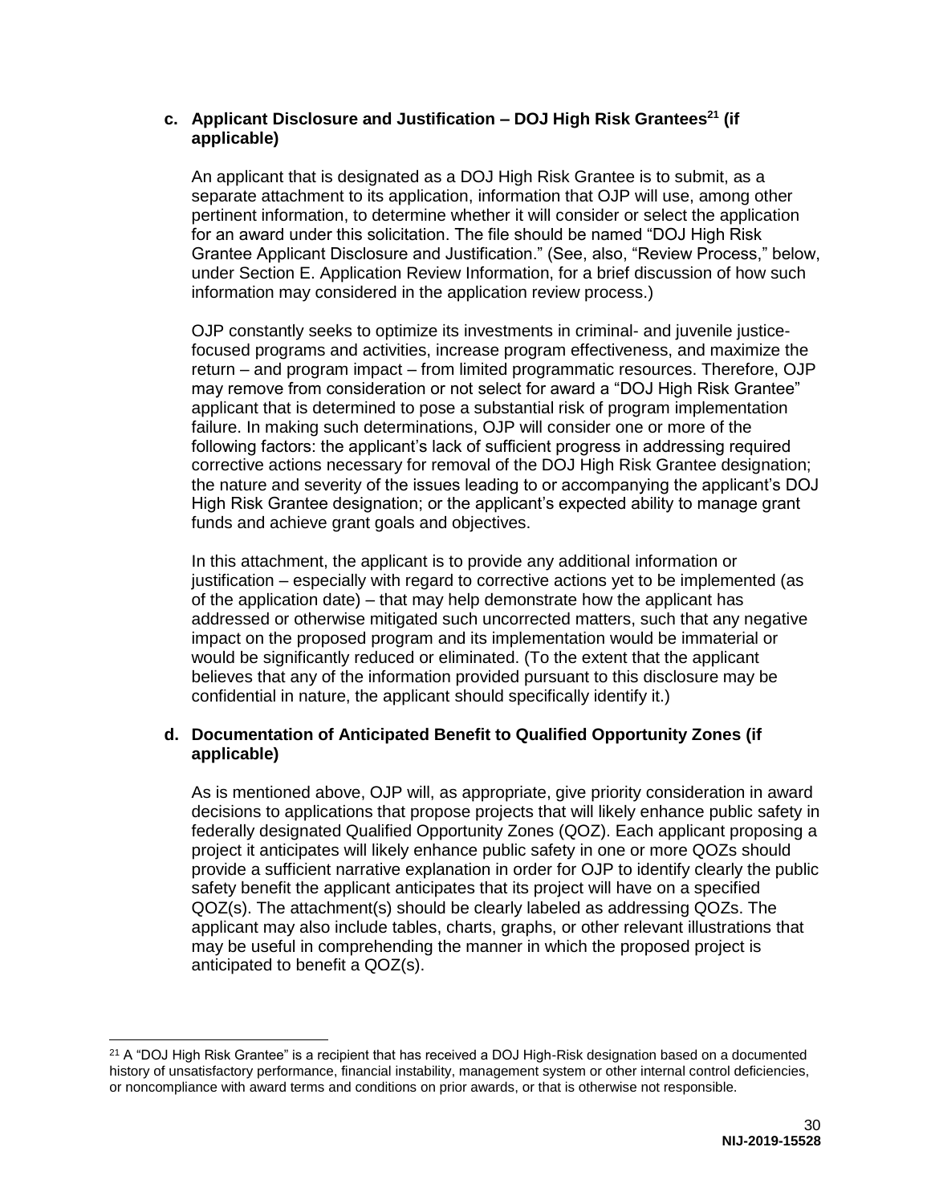**c. Applicant Disclosure and Justification – DOJ High Risk Grantees[21] (if applicable)**

An applicant that is designated as a DOJ High Risk Grantee is to submit, as a separate attachment to its application, information that OJP will use, among other pertinent information, to determine whether it will consider or select the application for an award under this solicitation. The file should be named "DOJ High Risk Grantee Applicant Disclosure and Justification." (See, also, "Review Process," below, under Section E. Application Review Information, for a brief discussion of how such information may considered in the application review process.)

OJP constantly seeks to optimize its investments in criminal- and juvenile justice-focused programs and activities, increase program effectiveness, and maximize the return – and program impact – from limited programmatic resources. Therefore, OJP may remove from consideration or not select for award a "DOJ High Risk Grantee" applicant that is determined to pose a substantial risk of program implementation failure. In making such determinations, OJP will consider one or more of the following factors: the applicant's lack of sufficient progress in addressing required corrective actions necessary for removal of the DOJ High Risk Grantee designation; the nature and severity of the issues leading to or accompanying the applicant's DOJ High Risk Grantee designation; or the applicant's expected ability to manage grant funds and achieve grant goals and objectives.

In this attachment, the applicant is to provide any additional information or justification – especially with regard to corrective actions yet to be implemented (as of the application date) – that may help demonstrate how the applicant has addressed or otherwise mitigated such uncorrected matters, such that any negative impact on the proposed program and its implementation would be immaterial or would be significantly reduced or eliminated. (To the extent that the applicant believes that any of the information provided pursuant to this disclosure may be confidential in nature, the applicant should specifically identify it.)

**d. Documentation of Anticipated Benefit to Qualified Opportunity Zones (if applicable)**

As is mentioned above, OJP will, as appropriate, give priority consideration in award decisions to applications that propose projects that will likely enhance public safety in federally designated Qualified Opportunity Zones (QOZ). Each applicant proposing a project it anticipates will likely enhance public safety in one or more QOZs should provide a sufficient narrative explanation in order for OJP to identify clearly the public safety benefit the applicant anticipates that its project will have on a specified QOZ(s). The attachment(s) should be clearly labeled as addressing QOZs. The applicant may also include tables, charts, graphs, or other relevant illustrations that may be useful in comprehending the manner in which the proposed project is anticipated to benefit a QOZ(s).

---

[21] A "DOJ High Risk Grantee" is a recipient that has received a DOJ High-Risk designation based on a documented history of unsatisfactory performance, financial instability, management system or other internal control deficiencies, or noncompliance with award terms and conditions on prior awards, or that is otherwise not responsible.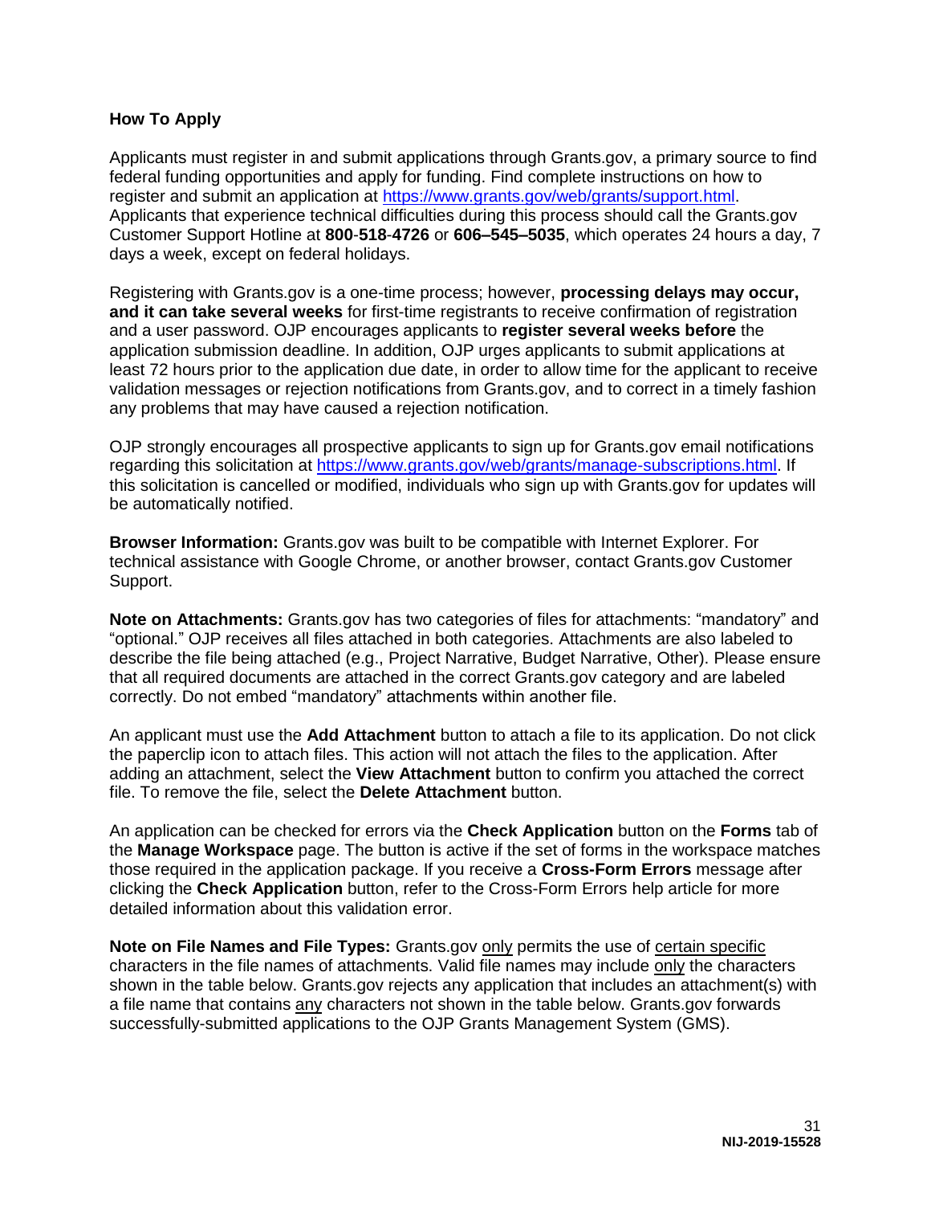### How To Apply

Applicants must register in and submit applications through Grants.gov, a primary source to find federal funding opportunities and apply for funding. Find complete instructions on how to register and submit an application at https://www.grants.gov/web/grants/support.html. Applicants that experience technical difficulties during this process should call the Grants.gov Customer Support Hotline at **800**-**518**-**4726** or **606–545–5035**, which operates 24 hours a day, 7 days a week, except on federal holidays.

Registering with Grants.gov is a one-time process; however, **processing delays may occur, and it can take several weeks** for first-time registrants to receive confirmation of registration and a user password. OJP encourages applicants to **register several weeks before** the application submission deadline. In addition, OJP urges applicants to submit applications at least 72 hours prior to the application due date, in order to allow time for the applicant to receive validation messages or rejection notifications from Grants.gov, and to correct in a timely fashion any problems that may have caused a rejection notification.

OJP strongly encourages all prospective applicants to sign up for Grants.gov email notifications regarding this solicitation at https://www.grants.gov/web/grants/manage-subscriptions.html. If this solicitation is cancelled or modified, individuals who sign up with Grants.gov for updates will be automatically notified.

**Browser Information:** Grants.gov was built to be compatible with Internet Explorer. For technical assistance with Google Chrome, or another browser, contact Grants.gov Customer Support.

**Note on Attachments:** Grants.gov has two categories of files for attachments: "mandatory" and "optional." OJP receives all files attached in both categories. Attachments are also labeled to describe the file being attached (e.g., Project Narrative, Budget Narrative, Other). Please ensure that all required documents are attached in the correct Grants.gov category and are labeled correctly. Do not embed "mandatory" attachments within another file.

An applicant must use the **Add Attachment** button to attach a file to its application. Do not click the paperclip icon to attach files. This action will not attach the files to the application. After adding an attachment, select the **View Attachment** button to confirm you attached the correct file. To remove the file, select the **Delete Attachment** button.

An application can be checked for errors via the **Check Application** button on the **Forms** tab of the **Manage Workspace** page. The button is active if the set of forms in the workspace matches those required in the application package. If you receive a **Cross-Form Errors** message after clicking the **Check Application** button, refer to the Cross-Form Errors help article for more detailed information about this validation error.

**Note on File Names and File Types:** Grants.gov only permits the use of certain specific characters in the file names of attachments. Valid file names may include only the characters shown in the table below. Grants.gov rejects any application that includes an attachment(s) with a file name that contains any characters not shown in the table below. Grants.gov forwards successfully-submitted applications to the OJP Grants Management System (GMS).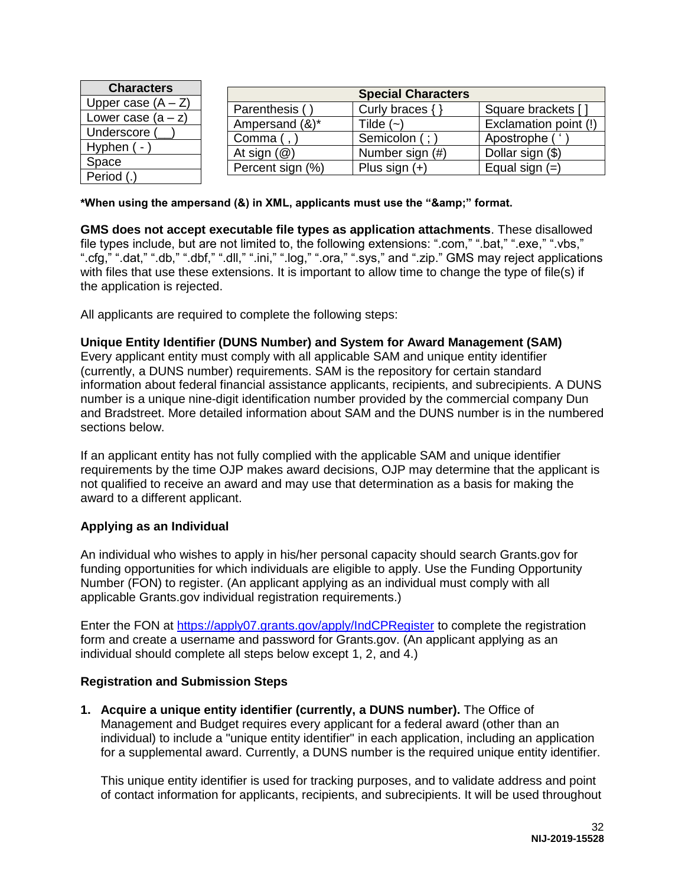| Characters |
| --- |
| Upper case (A – Z) |
| Lower case (a – z) |
| Underscore (__) |
| Hyphen ( - ) |
| Space |
| Period (.) |

| Special Characters | | |
| --- | --- | --- |
| Parenthesis ( ) | Curly braces { } | Square brackets [ ] |
| Ampersand (&)* | Tilde (~) | Exclamation point (!) |
| Comma ( , ) | Semicolon ( ; ) | Apostrophe ( ' ) |
| At sign (@) | Number sign (#) | Dollar sign ($) |
| Percent sign (%) | Plus sign (+) | Equal sign (=) |

**\*When using the ampersand (&) in XML, applicants must use the "&amp;" format.**

**GMS does not accept executable file types as application attachments**. These disallowed file types include, but are not limited to, the following extensions: ".com," ".bat," ".exe," ".vbs," ".cfg," ".dat," ".db," ".dbf," ".dll," ".ini," ".log," ".ora," ".sys," and ".zip." GMS may reject applications with files that use these extensions. It is important to allow time to change the type of file(s) if the application is rejected.

All applicants are required to complete the following steps:

**Unique Entity Identifier (DUNS Number) and System for Award Management (SAM)**
Every applicant entity must comply with all applicable SAM and unique entity identifier (currently, a DUNS number) requirements. SAM is the repository for certain standard information about federal financial assistance applicants, recipients, and subrecipients. A DUNS number is a unique nine-digit identification number provided by the commercial company Dun and Bradstreet. More detailed information about SAM and the DUNS number is in the numbered sections below.

If an applicant entity has not fully complied with the applicable SAM and unique identifier requirements by the time OJP makes award decisions, OJP may determine that the applicant is not qualified to receive an award and may use that determination as a basis for making the award to a different applicant.

**Applying as an Individual**

An individual who wishes to apply in his/her personal capacity should search Grants.gov for funding opportunities for which individuals are eligible to apply. Use the Funding Opportunity Number (FON) to register. (An applicant applying as an individual must comply with all applicable Grants.gov individual registration requirements.)

Enter the FON at https://apply07.grants.gov/apply/IndCPRegister to complete the registration form and create a username and password for Grants.gov. (An applicant applying as an individual should complete all steps below except 1, 2, and 4.)

**Registration and Submission Steps**

1. **Acquire a unique entity identifier (currently, a DUNS number).** The Office of Management and Budget requires every applicant for a federal award (other than an individual) to include a "unique entity identifier" in each application, including an application for a supplemental award. Currently, a DUNS number is the required unique entity identifier.

   This unique entity identifier is used for tracking purposes, and to validate address and point of contact information for applicants, recipients, and subrecipients. It will be used throughout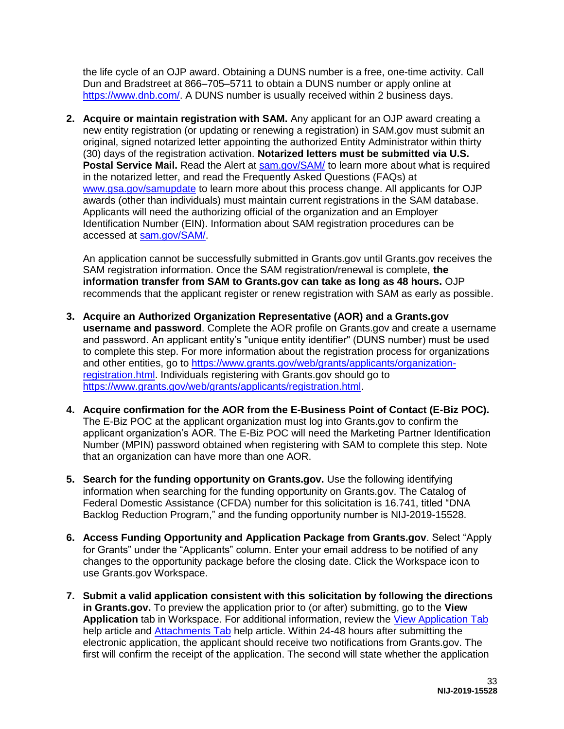the life cycle of an OJP award. Obtaining a DUNS number is a free, one-time activity. Call Dun and Bradstreet at 866–705–5711 to obtain a DUNS number or apply online at https://www.dnb.com/. A DUNS number is usually received within 2 business days.

2. **Acquire or maintain registration with SAM.** Any applicant for an OJP award creating a new entity registration (or updating or renewing a registration) in SAM.gov must submit an original, signed notarized letter appointing the authorized Entity Administrator within thirty (30) days of the registration activation. **Notarized letters must be submitted via U.S. Postal Service Mail.** Read the Alert at sam.gov/SAM/ to learn more about what is required in the notarized letter, and read the Frequently Asked Questions (FAQs) at www.gsa.gov/samupdate to learn more about this process change. All applicants for OJP awards (other than individuals) must maintain current registrations in the SAM database. Applicants will need the authorizing official of the organization and an Employer Identification Number (EIN). Information about SAM registration procedures can be accessed at sam.gov/SAM/.

   An application cannot be successfully submitted in Grants.gov until Grants.gov receives the SAM registration information. Once the SAM registration/renewal is complete, **the information transfer from SAM to Grants.gov can take as long as 48 hours.** OJP recommends that the applicant register or renew registration with SAM as early as possible.

3. **Acquire an Authorized Organization Representative (AOR) and a Grants.gov username and password**. Complete the AOR profile on Grants.gov and create a username and password. An applicant entity's "unique entity identifier" (DUNS number) must be used to complete this step. For more information about the registration process for organizations and other entities, go to https://www.grants.gov/web/grants/applicants/organization-registration.html. Individuals registering with Grants.gov should go to https://www.grants.gov/web/grants/applicants/registration.html.

4. **Acquire confirmation for the AOR from the E-Business Point of Contact (E-Biz POC).** The E-Biz POC at the applicant organization must log into Grants.gov to confirm the applicant organization's AOR. The E-Biz POC will need the Marketing Partner Identification Number (MPIN) password obtained when registering with SAM to complete this step. Note that an organization can have more than one AOR.

5. **Search for the funding opportunity on Grants.gov.** Use the following identifying information when searching for the funding opportunity on Grants.gov. The Catalog of Federal Domestic Assistance (CFDA) number for this solicitation is 16.741, titled "DNA Backlog Reduction Program," and the funding opportunity number is NIJ-2019-15528.

6. **Access Funding Opportunity and Application Package from Grants.gov**. Select "Apply for Grants" under the "Applicants" column. Enter your email address to be notified of any changes to the opportunity package before the closing date. Click the Workspace icon to use Grants.gov Workspace.

7. **Submit a valid application consistent with this solicitation by following the directions in Grants.gov.** To preview the application prior to (or after) submitting, go to the **View Application** tab in Workspace. For additional information, review the View Application Tab help article and Attachments Tab help article. Within 24-48 hours after submitting the electronic application, the applicant should receive two notifications from Grants.gov. The first will confirm the receipt of the application. The second will state whether the application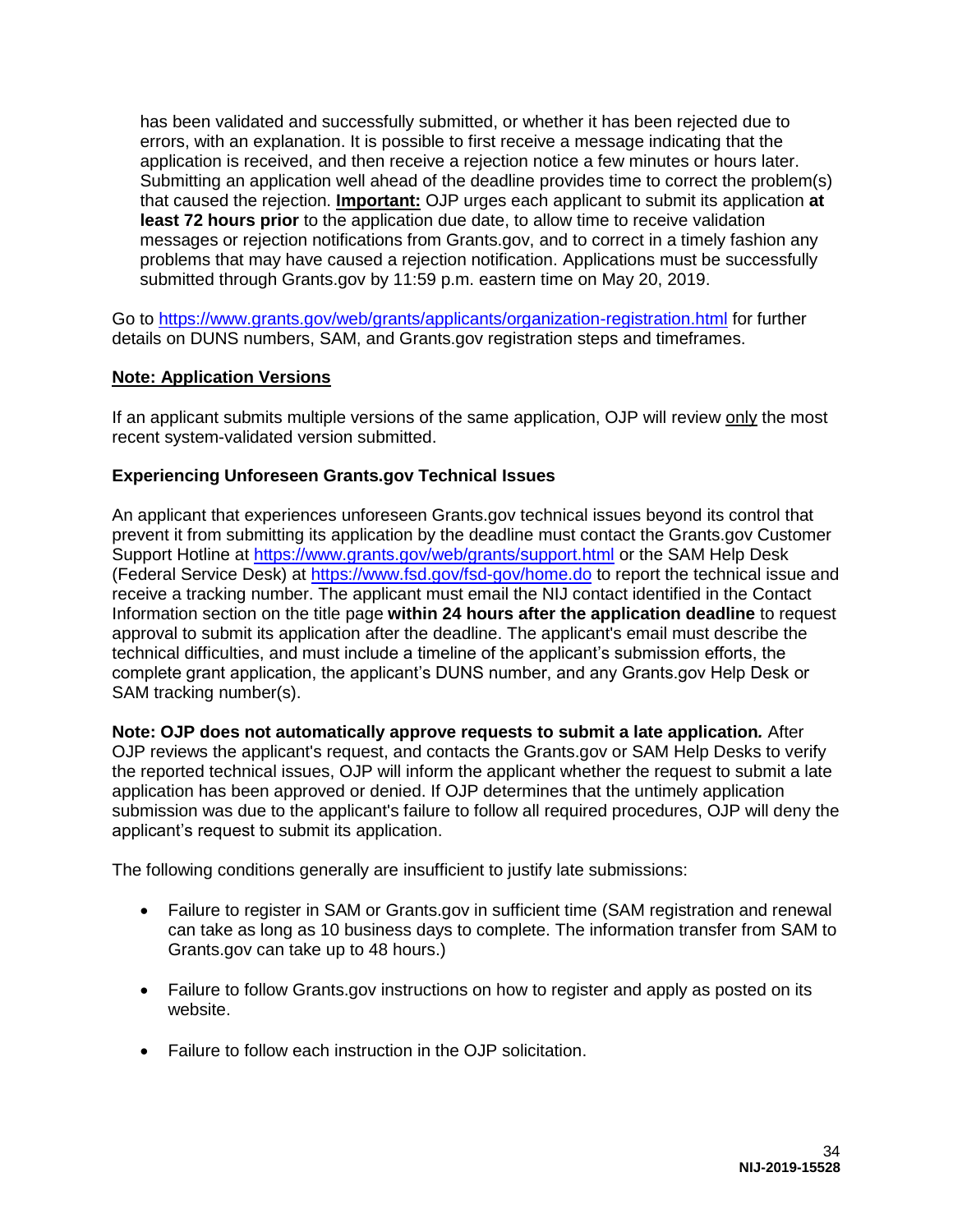has been validated and successfully submitted, or whether it has been rejected due to errors, with an explanation. It is possible to first receive a message indicating that the application is received, and then receive a rejection notice a few minutes or hours later. Submitting an application well ahead of the deadline provides time to correct the problem(s) that caused the rejection. **Important:** OJP urges each applicant to submit its application **at least 72 hours prior** to the application due date, to allow time to receive validation messages or rejection notifications from Grants.gov, and to correct in a timely fashion any problems that may have caused a rejection notification. Applications must be successfully submitted through Grants.gov by 11:59 p.m. eastern time on May 20, 2019.

Go to https://www.grants.gov/web/grants/applicants/organization-registration.html for further details on DUNS numbers, SAM, and Grants.gov registration steps and timeframes.

**Note: Application Versions**

If an applicant submits multiple versions of the same application, OJP will review only the most recent system-validated version submitted.

**Experiencing Unforeseen Grants.gov Technical Issues**

An applicant that experiences unforeseen Grants.gov technical issues beyond its control that prevent it from submitting its application by the deadline must contact the Grants.gov Customer Support Hotline at https://www.grants.gov/web/grants/support.html or the SAM Help Desk (Federal Service Desk) at https://www.fsd.gov/fsd-gov/home.do to report the technical issue and receive a tracking number. The applicant must email the NIJ contact identified in the Contact Information section on the title page **within 24 hours after the application deadline** to request approval to submit its application after the deadline. The applicant's email must describe the technical difficulties, and must include a timeline of the applicant's submission efforts, the complete grant application, the applicant's DUNS number, and any Grants.gov Help Desk or SAM tracking number(s).

**Note: OJP does not automatically approve requests to submit a late application.** After OJP reviews the applicant's request, and contacts the Grants.gov or SAM Help Desks to verify the reported technical issues, OJP will inform the applicant whether the request to submit a late application has been approved or denied. If OJP determines that the untimely application submission was due to the applicant's failure to follow all required procedures, OJP will deny the applicant's request to submit its application.

The following conditions generally are insufficient to justify late submissions:

- Failure to register in SAM or Grants.gov in sufficient time (SAM registration and renewal can take as long as 10 business days to complete. The information transfer from SAM to Grants.gov can take up to 48 hours.)
- Failure to follow Grants.gov instructions on how to register and apply as posted on its website.
- Failure to follow each instruction in the OJP solicitation.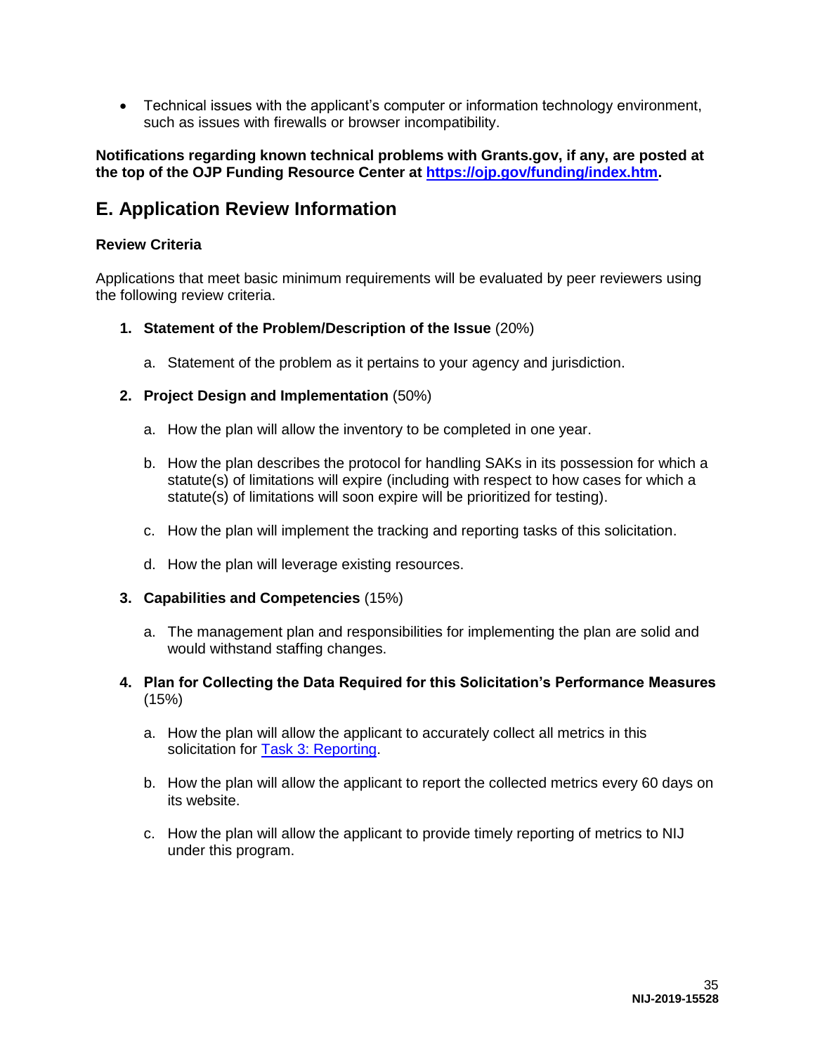- Technical issues with the applicant's computer or information technology environment, such as issues with firewalls or browser incompatibility.

**Notifications regarding known technical problems with Grants.gov, if any, are posted at the top of the OJP Funding Resource Center at https://ojp.gov/funding/index.htm.**

## E. Application Review Information

### Review Criteria

Applications that meet basic minimum requirements will be evaluated by peer reviewers using the following review criteria.

1. **Statement of the Problem/Description of the Issue** (20%)

   a. Statement of the problem as it pertains to your agency and jurisdiction.

2. **Project Design and Implementation** (50%)

   a. How the plan will allow the inventory to be completed in one year.

   b. How the plan describes the protocol for handling SAKs in its possession for which a statute(s) of limitations will expire (including with respect to how cases for which a statute(s) of limitations will soon expire will be prioritized for testing).

   c. How the plan will implement the tracking and reporting tasks of this solicitation.

   d. How the plan will leverage existing resources.

3. **Capabilities and Competencies** (15%)

   a. The management plan and responsibilities for implementing the plan are solid and would withstand staffing changes.

4. **Plan for Collecting the Data Required for this Solicitation's Performance Measures** (15%)

   a. How the plan will allow the applicant to accurately collect all metrics in this solicitation for Task 3: Reporting.

   b. How the plan will allow the applicant to report the collected metrics every 60 days on its website.

   c. How the plan will allow the applicant to provide timely reporting of metrics to NIJ under this program.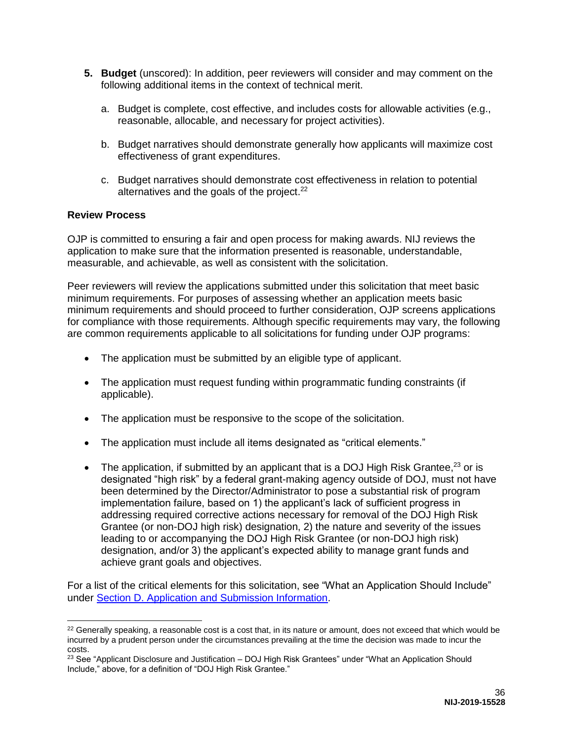5. **Budget** (unscored): In addition, peer reviewers will consider and may comment on the following additional items in the context of technical merit.

   a. Budget is complete, cost effective, and includes costs for allowable activities (e.g., reasonable, allocable, and necessary for project activities).

   b. Budget narratives should demonstrate generally how applicants will maximize cost effectiveness of grant expenditures.

   c. Budget narratives should demonstrate cost effectiveness in relation to potential alternatives and the goals of the project.[22]

**Review Process**

OJP is committed to ensuring a fair and open process for making awards. NIJ reviews the application to make sure that the information presented is reasonable, understandable, measurable, and achievable, as well as consistent with the solicitation.

Peer reviewers will review the applications submitted under this solicitation that meet basic minimum requirements. For purposes of assessing whether an application meets basic minimum requirements and should proceed to further consideration, OJP screens applications for compliance with those requirements. Although specific requirements may vary, the following are common requirements applicable to all solicitations for funding under OJP programs:

- The application must be submitted by an eligible type of applicant.
- The application must request funding within programmatic funding constraints (if applicable).
- The application must be responsive to the scope of the solicitation.
- The application must include all items designated as "critical elements."
- The application, if submitted by an applicant that is a DOJ High Risk Grantee,[23] or is designated "high risk" by a federal grant-making agency outside of DOJ, must not have been determined by the Director/Administrator to pose a substantial risk of program implementation failure, based on 1) the applicant's lack of sufficient progress in addressing required corrective actions necessary for removal of the DOJ High Risk Grantee (or non-DOJ high risk) designation, 2) the nature and severity of the issues leading to or accompanying the DOJ High Risk Grantee (or non-DOJ high risk) designation, and/or 3) the applicant's expected ability to manage grant funds and achieve grant goals and objectives.

For a list of the critical elements for this solicitation, see "What an Application Should Include" under Section D. Application and Submission Information.

---

[22] Generally speaking, a reasonable cost is a cost that, in its nature or amount, does not exceed that which would be incurred by a prudent person under the circumstances prevailing at the time the decision was made to incur the costs.

[23] See "Applicant Disclosure and Justification – DOJ High Risk Grantees" under "What an Application Should Include," above, for a definition of "DOJ High Risk Grantee."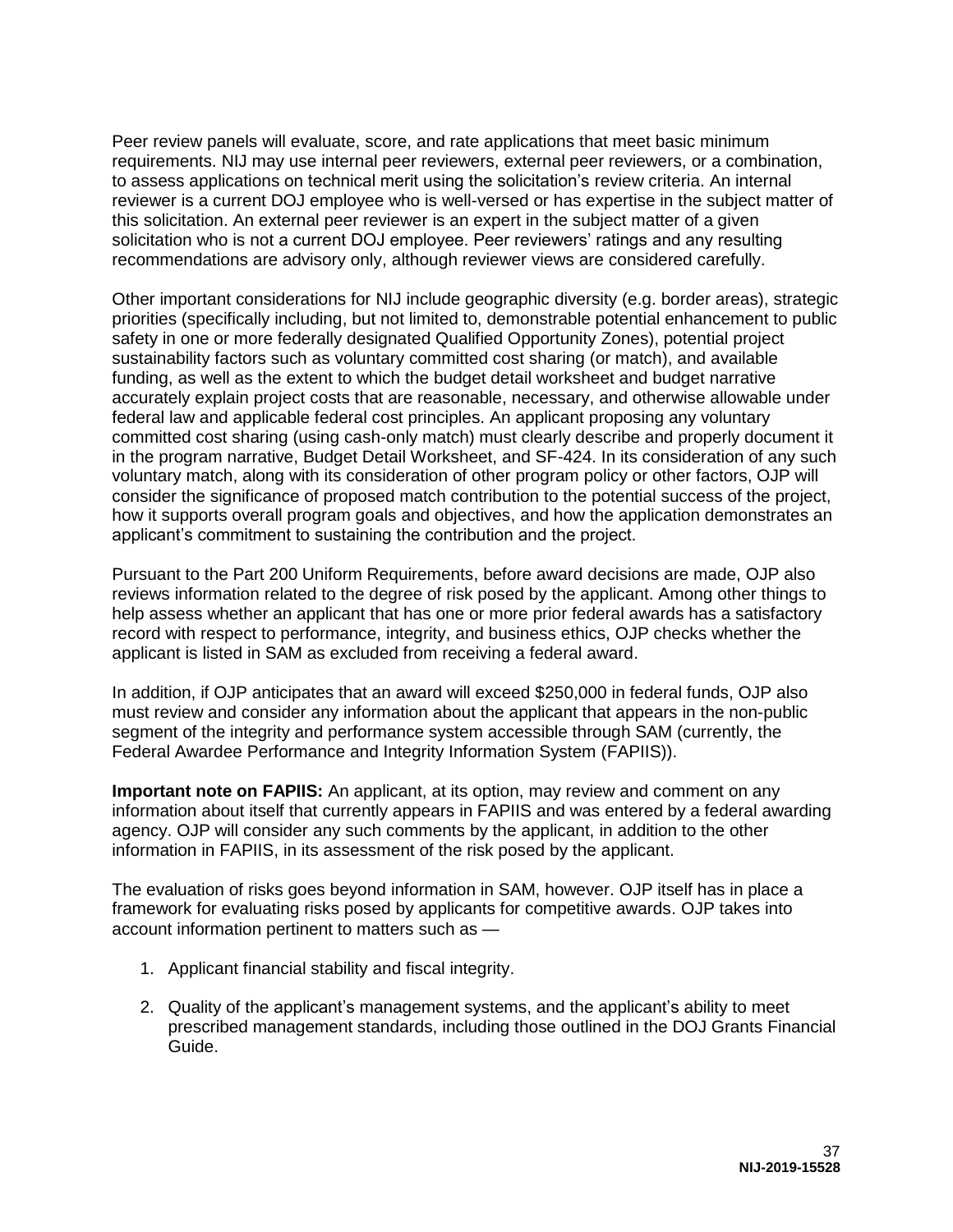Peer review panels will evaluate, score, and rate applications that meet basic minimum requirements. NIJ may use internal peer reviewers, external peer reviewers, or a combination, to assess applications on technical merit using the solicitation's review criteria. An internal reviewer is a current DOJ employee who is well-versed or has expertise in the subject matter of this solicitation. An external peer reviewer is an expert in the subject matter of a given solicitation who is not a current DOJ employee. Peer reviewers' ratings and any resulting recommendations are advisory only, although reviewer views are considered carefully.

Other important considerations for NIJ include geographic diversity (e.g. border areas), strategic priorities (specifically including, but not limited to, demonstrable potential enhancement to public safety in one or more federally designated Qualified Opportunity Zones), potential project sustainability factors such as voluntary committed cost sharing (or match), and available funding, as well as the extent to which the budget detail worksheet and budget narrative accurately explain project costs that are reasonable, necessary, and otherwise allowable under federal law and applicable federal cost principles. An applicant proposing any voluntary committed cost sharing (using cash-only match) must clearly describe and properly document it in the program narrative, Budget Detail Worksheet, and SF-424. In its consideration of any such voluntary match, along with its consideration of other program policy or other factors, OJP will consider the significance of proposed match contribution to the potential success of the project, how it supports overall program goals and objectives, and how the application demonstrates an applicant's commitment to sustaining the contribution and the project.

Pursuant to the Part 200 Uniform Requirements, before award decisions are made, OJP also reviews information related to the degree of risk posed by the applicant. Among other things to help assess whether an applicant that has one or more prior federal awards has a satisfactory record with respect to performance, integrity, and business ethics, OJP checks whether the applicant is listed in SAM as excluded from receiving a federal award.

In addition, if OJP anticipates that an award will exceed $250,000 in federal funds, OJP also must review and consider any information about the applicant that appears in the non-public segment of the integrity and performance system accessible through SAM (currently, the Federal Awardee Performance and Integrity Information System (FAPIIS)).

**Important note on FAPIIS:** An applicant, at its option, may review and comment on any information about itself that currently appears in FAPIIS and was entered by a federal awarding agency. OJP will consider any such comments by the applicant, in addition to the other information in FAPIIS, in its assessment of the risk posed by the applicant.

The evaluation of risks goes beyond information in SAM, however. OJP itself has in place a framework for evaluating risks posed by applicants for competitive awards. OJP takes into account information pertinent to matters such as —

1. Applicant financial stability and fiscal integrity.
2. Quality of the applicant's management systems, and the applicant's ability to meet prescribed management standards, including those outlined in the DOJ Grants Financial Guide.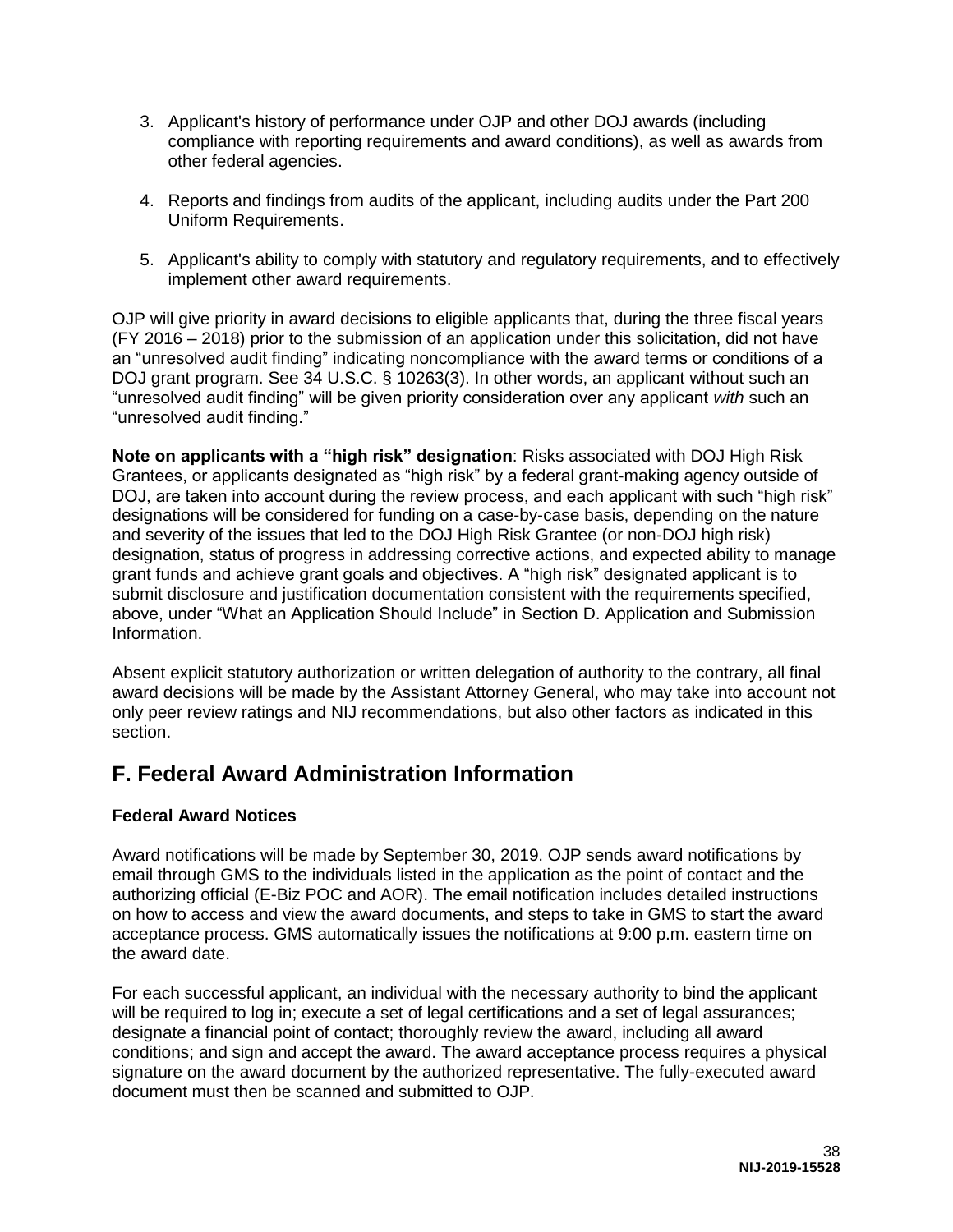3. Applicant's history of performance under OJP and other DOJ awards (including compliance with reporting requirements and award conditions), as well as awards from other federal agencies.

4. Reports and findings from audits of the applicant, including audits under the Part 200 Uniform Requirements.

5. Applicant's ability to comply with statutory and regulatory requirements, and to effectively implement other award requirements.

OJP will give priority in award decisions to eligible applicants that, during the three fiscal years (FY 2016 – 2018) prior to the submission of an application under this solicitation, did not have an "unresolved audit finding" indicating noncompliance with the award terms or conditions of a DOJ grant program. See 34 U.S.C. § 10263(3). In other words, an applicant without such an "unresolved audit finding" will be given priority consideration over any applicant *with* such an "unresolved audit finding."

**Note on applicants with a "high risk" designation**: Risks associated with DOJ High Risk Grantees, or applicants designated as "high risk" by a federal grant-making agency outside of DOJ, are taken into account during the review process, and each applicant with such "high risk" designations will be considered for funding on a case-by-case basis, depending on the nature and severity of the issues that led to the DOJ High Risk Grantee (or non-DOJ high risk) designation, status of progress in addressing corrective actions, and expected ability to manage grant funds and achieve grant goals and objectives. A "high risk" designated applicant is to submit disclosure and justification documentation consistent with the requirements specified, above, under "What an Application Should Include" in Section D. Application and Submission Information.

Absent explicit statutory authorization or written delegation of authority to the contrary, all final award decisions will be made by the Assistant Attorney General, who may take into account not only peer review ratings and NIJ recommendations, but also other factors as indicated in this section.

## F. Federal Award Administration Information

### Federal Award Notices

Award notifications will be made by September 30, 2019. OJP sends award notifications by email through GMS to the individuals listed in the application as the point of contact and the authorizing official (E-Biz POC and AOR). The email notification includes detailed instructions on how to access and view the award documents, and steps to take in GMS to start the award acceptance process. GMS automatically issues the notifications at 9:00 p.m. eastern time on the award date.

For each successful applicant, an individual with the necessary authority to bind the applicant will be required to log in; execute a set of legal certifications and a set of legal assurances; designate a financial point of contact; thoroughly review the award, including all award conditions; and sign and accept the award. The award acceptance process requires a physical signature on the award document by the authorized representative. The fully-executed award document must then be scanned and submitted to OJP.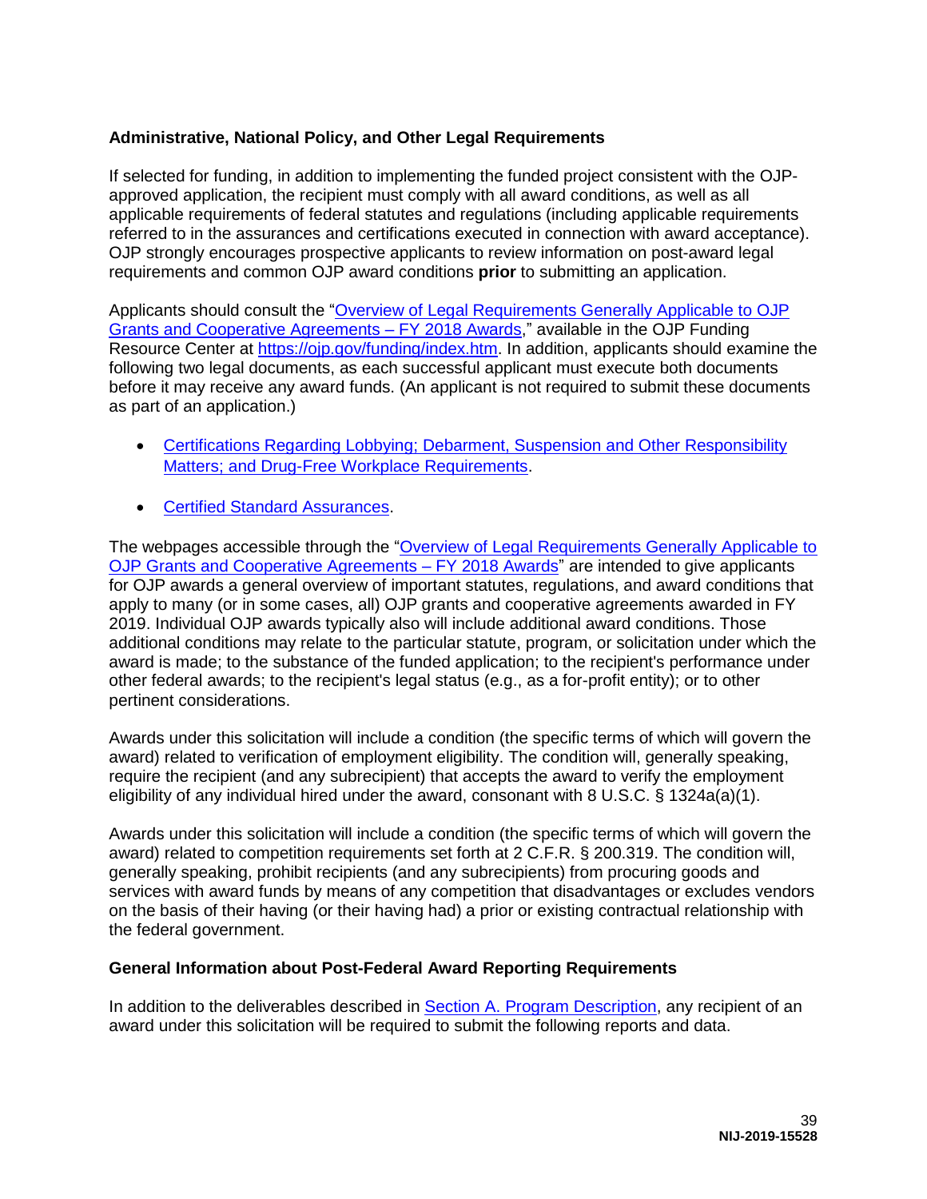### Administrative, National Policy, and Other Legal Requirements

If selected for funding, in addition to implementing the funded project consistent with the OJP-approved application, the recipient must comply with all award conditions, as well as all applicable requirements of federal statutes and regulations (including applicable requirements referred to in the assurances and certifications executed in connection with award acceptance). OJP strongly encourages prospective applicants to review information on post-award legal requirements and common OJP award conditions **prior** to submitting an application.

Applicants should consult the "Overview of Legal Requirements Generally Applicable to OJP Grants and Cooperative Agreements – FY 2018 Awards," available in the OJP Funding Resource Center at https://ojp.gov/funding/index.htm. In addition, applicants should examine the following two legal documents, as each successful applicant must execute both documents before it may receive any award funds. (An applicant is not required to submit these documents as part of an application.)

- Certifications Regarding Lobbying; Debarment, Suspension and Other Responsibility Matters; and Drug-Free Workplace Requirements.
- Certified Standard Assurances.

The webpages accessible through the "Overview of Legal Requirements Generally Applicable to OJP Grants and Cooperative Agreements – FY 2018 Awards" are intended to give applicants for OJP awards a general overview of important statutes, regulations, and award conditions that apply to many (or in some cases, all) OJP grants and cooperative agreements awarded in FY 2019. Individual OJP awards typically also will include additional award conditions. Those additional conditions may relate to the particular statute, program, or solicitation under which the award is made; to the substance of the funded application; to the recipient's performance under other federal awards; to the recipient's legal status (e.g., as a for-profit entity); or to other pertinent considerations.

Awards under this solicitation will include a condition (the specific terms of which will govern the award) related to verification of employment eligibility. The condition will, generally speaking, require the recipient (and any subrecipient) that accepts the award to verify the employment eligibility of any individual hired under the award, consonant with 8 U.S.C. § 1324a(a)(1).

Awards under this solicitation will include a condition (the specific terms of which will govern the award) related to competition requirements set forth at 2 C.F.R. § 200.319. The condition will, generally speaking, prohibit recipients (and any subrecipients) from procuring goods and services with award funds by means of any competition that disadvantages or excludes vendors on the basis of their having (or their having had) a prior or existing contractual relationship with the federal government.

### General Information about Post-Federal Award Reporting Requirements

In addition to the deliverables described in Section A. Program Description, any recipient of an award under this solicitation will be required to submit the following reports and data.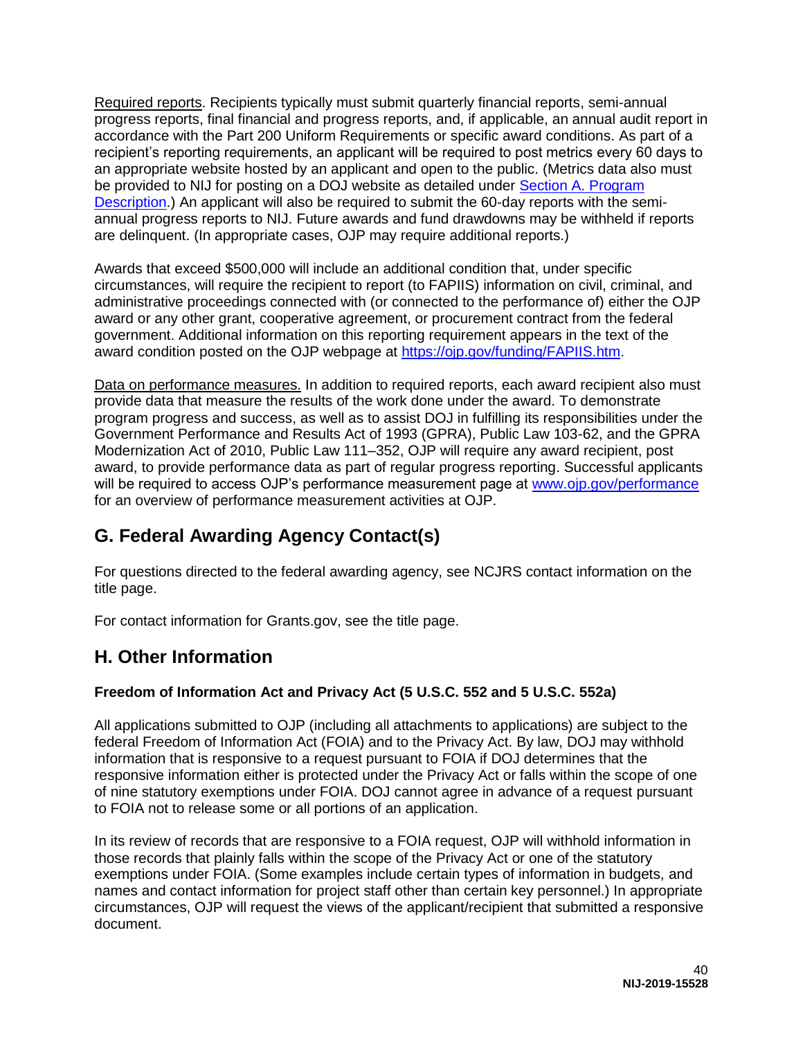Required reports. Recipients typically must submit quarterly financial reports, semi-annual progress reports, final financial and progress reports, and, if applicable, an annual audit report in accordance with the Part 200 Uniform Requirements or specific award conditions. As part of a recipient's reporting requirements, an applicant will be required to post metrics every 60 days to an appropriate website hosted by an applicant and open to the public. (Metrics data also must be provided to NIJ for posting on a DOJ website as detailed under [Section A. Program Description](#).) An applicant will also be required to submit the 60-day reports with the semi-annual progress reports to NIJ. Future awards and fund drawdowns may be withheld if reports are delinquent. (In appropriate cases, OJP may require additional reports.)

Awards that exceed $500,000 will include an additional condition that, under specific circumstances, will require the recipient to report (to FAPIIS) information on civil, criminal, and administrative proceedings connected with (or connected to the performance of) either the OJP award or any other grant, cooperative agreement, or procurement contract from the federal government. Additional information on this reporting requirement appears in the text of the award condition posted on the OJP webpage at [https://ojp.gov/funding/FAPIIS.htm](https://ojp.gov/funding/FAPIIS.htm).

Data on performance measures. In addition to required reports, each award recipient also must provide data that measure the results of the work done under the award. To demonstrate program progress and success, as well as to assist DOJ in fulfilling its responsibilities under the Government Performance and Results Act of 1993 (GPRA), Public Law 103-62, and the GPRA Modernization Act of 2010, Public Law 111–352, OJP will require any award recipient, post award, to provide performance data as part of regular progress reporting. Successful applicants will be required to access OJP's performance measurement page at [www.ojp.gov/performance](http://www.ojp.gov/performance) for an overview of performance measurement activities at OJP.

## G. Federal Awarding Agency Contact(s)

For questions directed to the federal awarding agency, see NCJRS contact information on the title page.

For contact information for Grants.gov, see the title page.

## H. Other Information

### Freedom of Information Act and Privacy Act (5 U.S.C. 552 and 5 U.S.C. 552a)

All applications submitted to OJP (including all attachments to applications) are subject to the federal Freedom of Information Act (FOIA) and to the Privacy Act. By law, DOJ may withhold information that is responsive to a request pursuant to FOIA if DOJ determines that the responsive information either is protected under the Privacy Act or falls within the scope of one of nine statutory exemptions under FOIA. DOJ cannot agree in advance of a request pursuant to FOIA not to release some or all portions of an application.

In its review of records that are responsive to a FOIA request, OJP will withhold information in those records that plainly falls within the scope of the Privacy Act or one of the statutory exemptions under FOIA. (Some examples include certain types of information in budgets, and names and contact information for project staff other than certain key personnel.) In appropriate circumstances, OJP will request the views of the applicant/recipient that submitted a responsive document.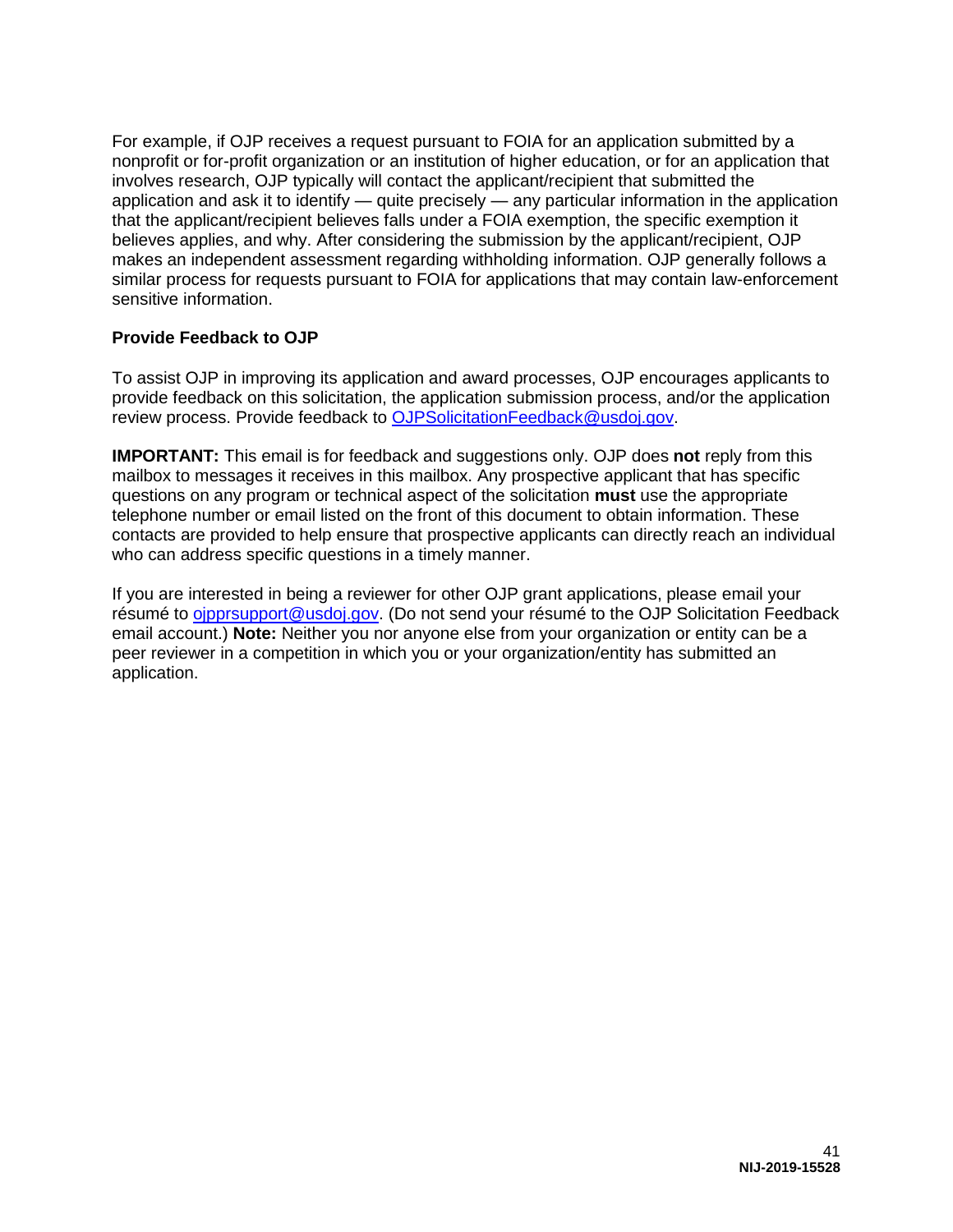For example, if OJP receives a request pursuant to FOIA for an application submitted by a nonprofit or for-profit organization or an institution of higher education, or for an application that involves research, OJP typically will contact the applicant/recipient that submitted the application and ask it to identify — quite precisely — any particular information in the application that the applicant/recipient believes falls under a FOIA exemption, the specific exemption it believes applies, and why. After considering the submission by the applicant/recipient, OJP makes an independent assessment regarding withholding information. OJP generally follows a similar process for requests pursuant to FOIA for applications that may contain law-enforcement sensitive information.

**Provide Feedback to OJP**

To assist OJP in improving its application and award processes, OJP encourages applicants to provide feedback on this solicitation, the application submission process, and/or the application review process. Provide feedback to OJPSolicitationFeedback@usdoj.gov.

**IMPORTANT:** This email is for feedback and suggestions only. OJP does **not** reply from this mailbox to messages it receives in this mailbox. Any prospective applicant that has specific questions on any program or technical aspect of the solicitation **must** use the appropriate telephone number or email listed on the front of this document to obtain information. These contacts are provided to help ensure that prospective applicants can directly reach an individual who can address specific questions in a timely manner.

If you are interested in being a reviewer for other OJP grant applications, please email your résumé to ojpprsupport@usdoj.gov. (Do not send your résumé to the OJP Solicitation Feedback email account.) **Note:** Neither you nor anyone else from your organization or entity can be a peer reviewer in a competition in which you or your organization/entity has submitted an application.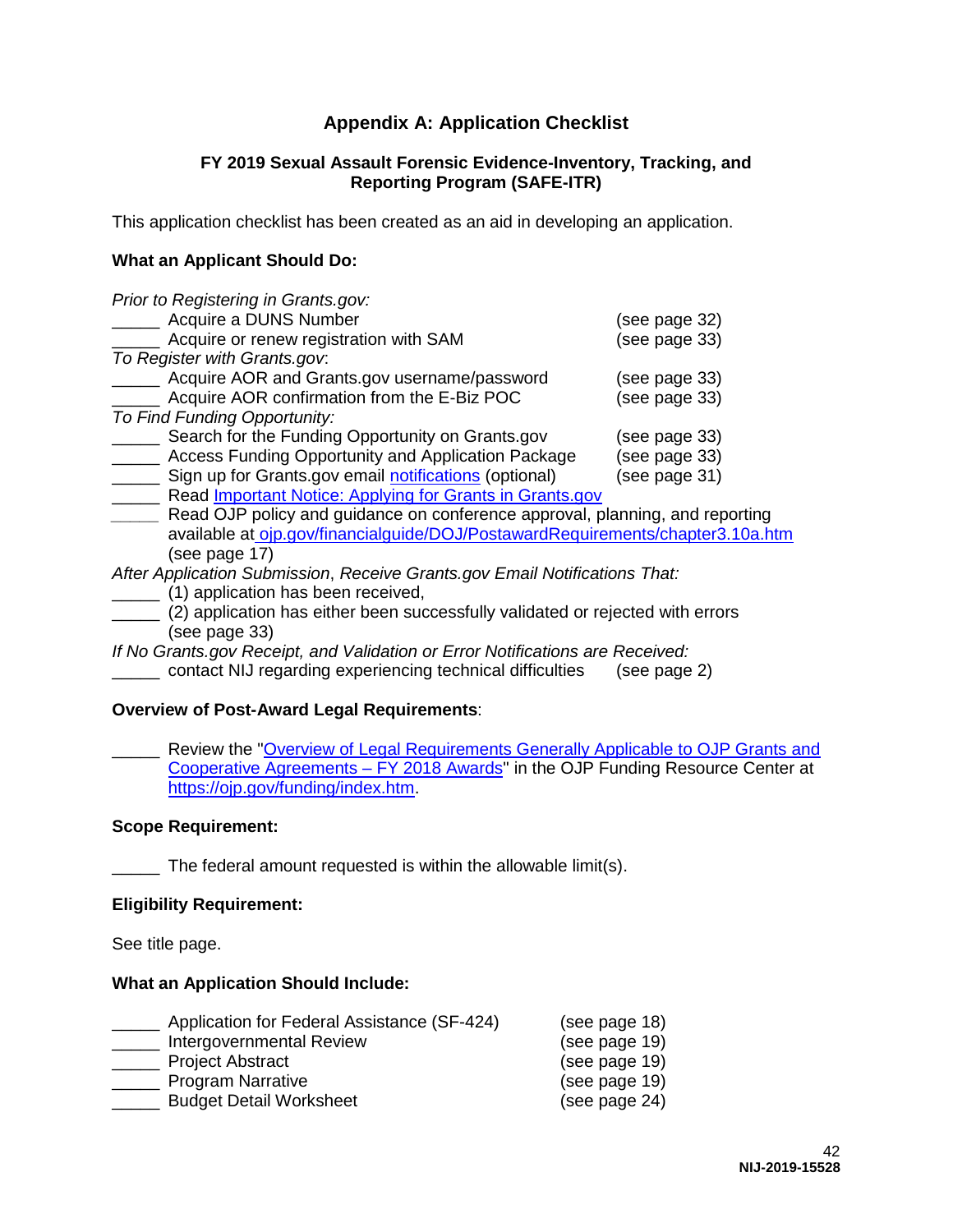## Appendix A: Application Checklist

### FY 2019 Sexual Assault Forensic Evidence-Inventory, Tracking, and Reporting Program (SAFE-ITR)

This application checklist has been created as an aid in developing an application.

**What an Applicant Should Do:**

*Prior to Registering in Grants.gov:*
_____ Acquire a DUNS Number (see page 32)
_____ Acquire or renew registration with SAM (see page 33)
*To Register with Grants.gov*:
_____ Acquire AOR and Grants.gov username/password (see page 33)
_____ Acquire AOR confirmation from the E-Biz POC (see page 33)
*To Find Funding Opportunity:*
_____ Search for the Funding Opportunity on Grants.gov (see page 33)
_____ Access Funding Opportunity and Application Package (see page 33)
_____ Sign up for Grants.gov email notifications (optional) (see page 31)
_____ Read Important Notice: Applying for Grants in Grants.gov
_____ Read OJP policy and guidance on conference approval, planning, and reporting available at ojp.gov/financialguide/DOJ/PostawardRequirements/chapter3.10a.htm (see page 17)
*After Application Submission*, *Receive Grants.gov Email Notifications That:*
_____ (1) application has been received,
_____ (2) application has either been successfully validated or rejected with errors (see page 33)
*If No Grants.gov Receipt, and Validation or Error Notifications are Received:*
_____ contact NIJ regarding experiencing technical difficulties (see page 2)

**Overview of Post-Award Legal Requirements**:

_____ Review the "Overview of Legal Requirements Generally Applicable to OJP Grants and Cooperative Agreements – FY 2018 Awards" in the OJP Funding Resource Center at https://ojp.gov/funding/index.htm.

**Scope Requirement:**

_____ The federal amount requested is within the allowable limit(s).

**Eligibility Requirement:**

See title page.

**What an Application Should Include:**

_____ Application for Federal Assistance (SF-424) (see page 18)
_____ Intergovernmental Review (see page 19)
_____ Project Abstract (see page 19)
_____ Program Narrative (see page 19)
_____ Budget Detail Worksheet (see page 24)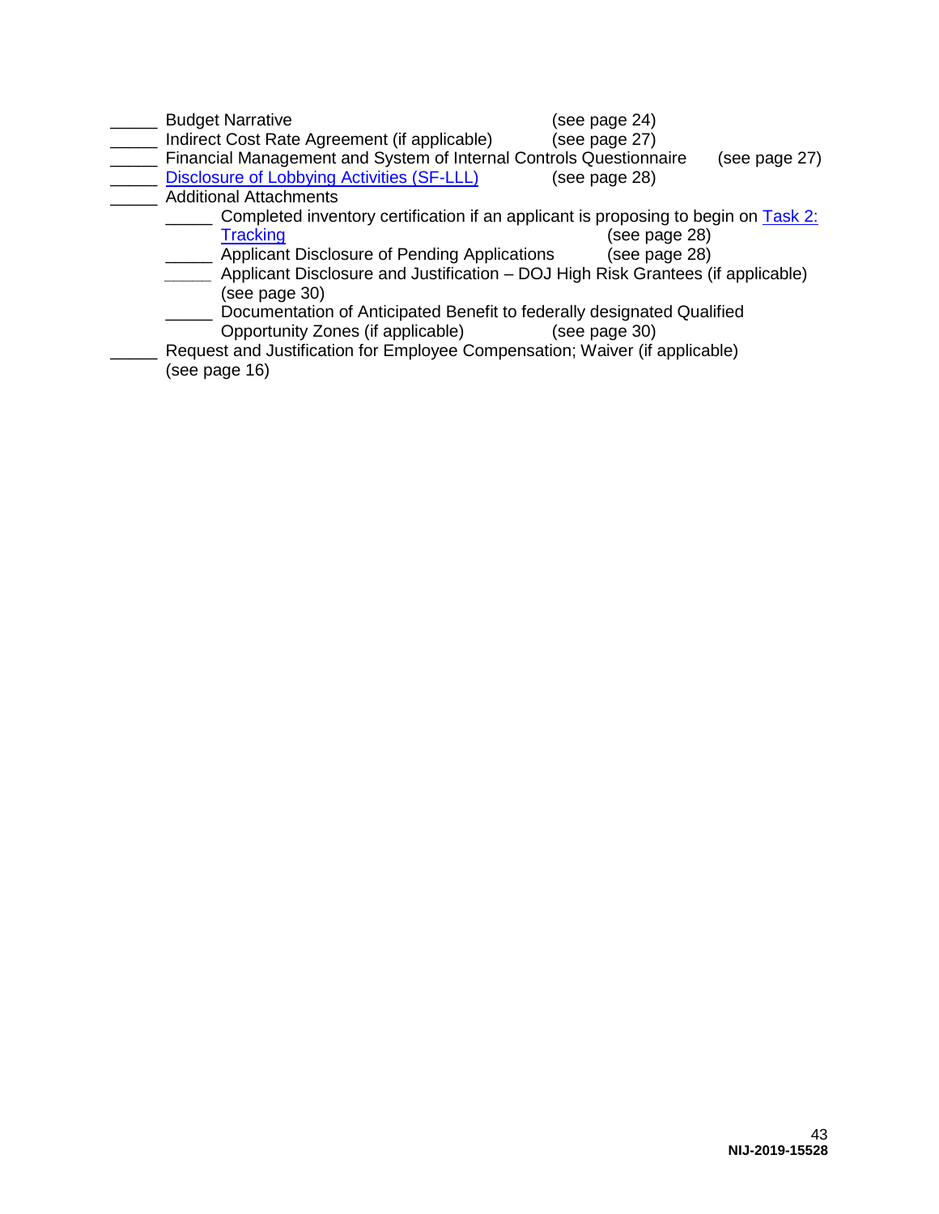_____ Budget Narrative (see page 24)
_____ Indirect Cost Rate Agreement (if applicable) (see page 27)
_____ Financial Management and System of Internal Controls Questionnaire (see page 27)
_____ Disclosure of Lobbying Activities (SF-LLL) (see page 28)
_____ Additional Attachments

- _____ Completed inventory certification if an applicant is proposing to begin on Task 2: Tracking (see page 28)
- _____ Applicant Disclosure of Pending Applications (see page 28)
- _____ Applicant Disclosure and Justification – DOJ High Risk Grantees (if applicable) (see page 30)
- _____ Documentation of Anticipated Benefit to federally designated Qualified Opportunity Zones (if applicable) (see page 30)

_____ Request and Justification for Employee Compensation; Waiver (if applicable) (see page 16)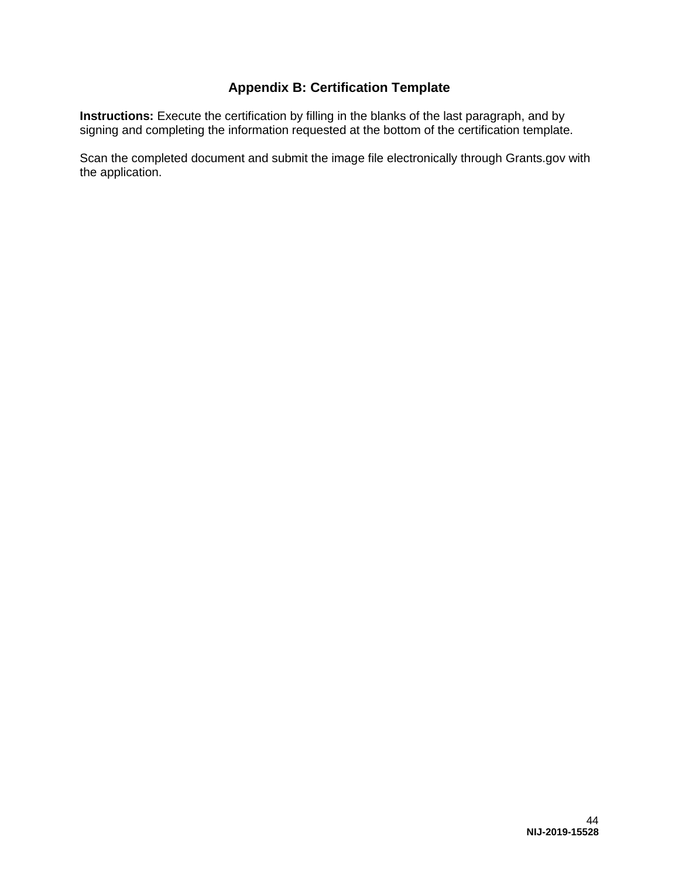# Appendix B: Certification Template

**Instructions:** Execute the certification by filling in the blanks of the last paragraph, and by signing and completing the information requested at the bottom of the certification template.

Scan the completed document and submit the image file electronically through Grants.gov with the application.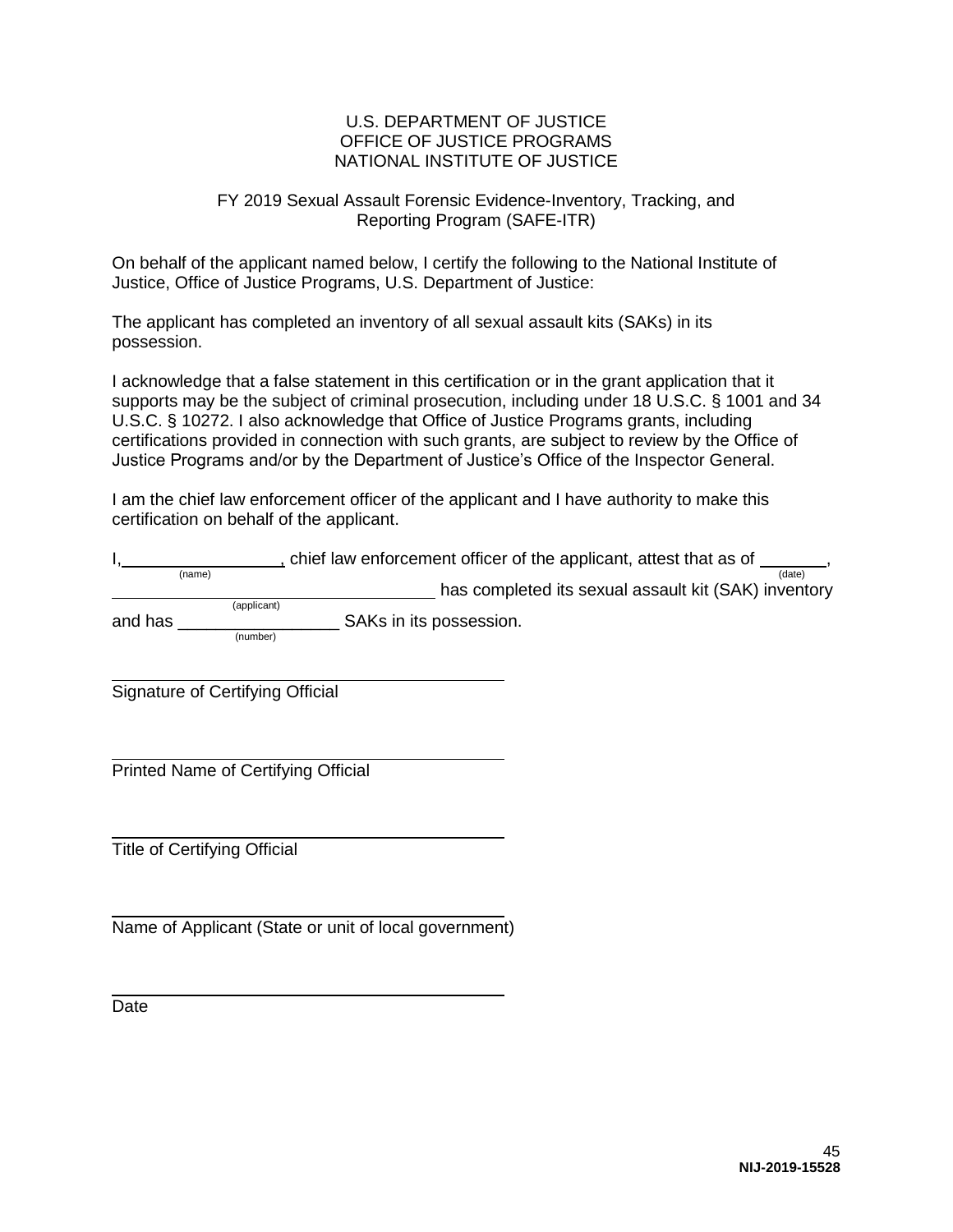U.S. DEPARTMENT OF JUSTICE
OFFICE OF JUSTICE PROGRAMS
NATIONAL INSTITUTE OF JUSTICE

FY 2019 Sexual Assault Forensic Evidence-Inventory, Tracking, and Reporting Program (SAFE-ITR)

On behalf of the applicant named below, I certify the following to the National Institute of Justice, Office of Justice Programs, U.S. Department of Justice:

The applicant has completed an inventory of all sexual assault kits (SAKs) in its possession.

I acknowledge that a false statement in this certification or in the grant application that it supports may be the subject of criminal prosecution, including under 18 U.S.C. § 1001 and 34 U.S.C. § 10272. I also acknowledge that Office of Justice Programs grants, including certifications provided in connection with such grants, are subject to review by the Office of Justice Programs and/or by the Department of Justice's Office of the Inspector General.

I am the chief law enforcement officer of the applicant and I have authority to make this certification on behalf of the applicant.

I, _________________ (name), chief law enforcement officer of the applicant, attest that as of _______ (date), _________________________________ (applicant) has completed its sexual assault kit (SAK) inventory and has _________________ (number) SAKs in its possession.

_____________________________________________
Signature of Certifying Official

_____________________________________________
Printed Name of Certifying Official

_____________________________________________
Title of Certifying Official

_____________________________________________
Name of Applicant (State or unit of local government)

_____________________________________________
Date

NIJ-2019-15528